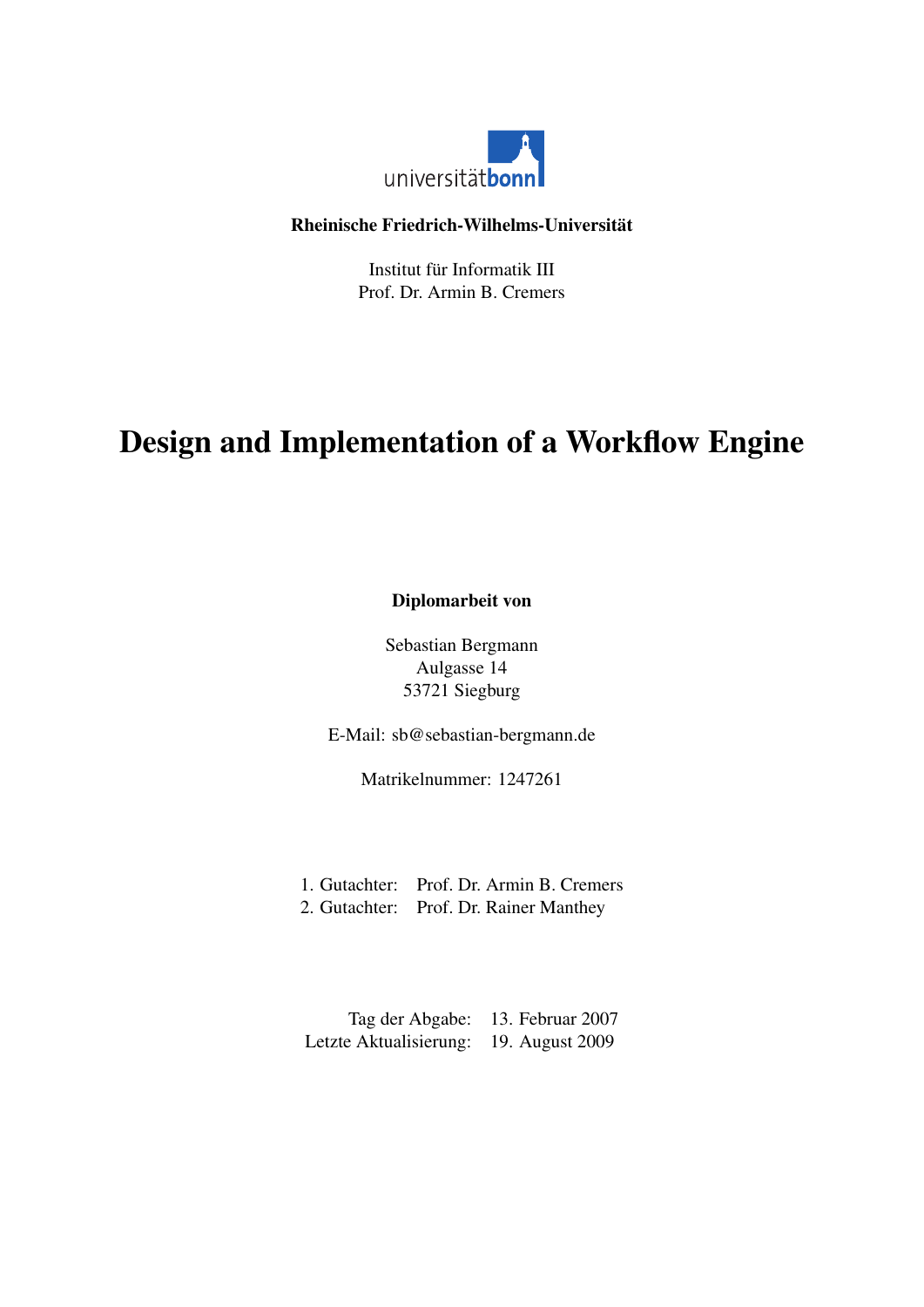**Rheinische Friedrich-Wilhelms-Universität**

Institut für Informatik III
Prof. Dr. Armin B. Cremers

# Design and Implementation of a Workflow Engine

**Diplomarbeit von**

Sebastian Bergmann
Aulgasse 14
53721 Siegburg

E-Mail: sb@sebastian-bergmann.de

Matrikelnummer: 1247261

| | |
|---|---|
| 1. Gutachter: | Prof. Dr. Armin B. Cremers |
| 2. Gutachter: | Prof. Dr. Rainer Manthey |

| | |
|---|---|
| Tag der Abgabe: | 13. Februar 2007 |
| Letzte Aktualisierung: | 19. August 2009 |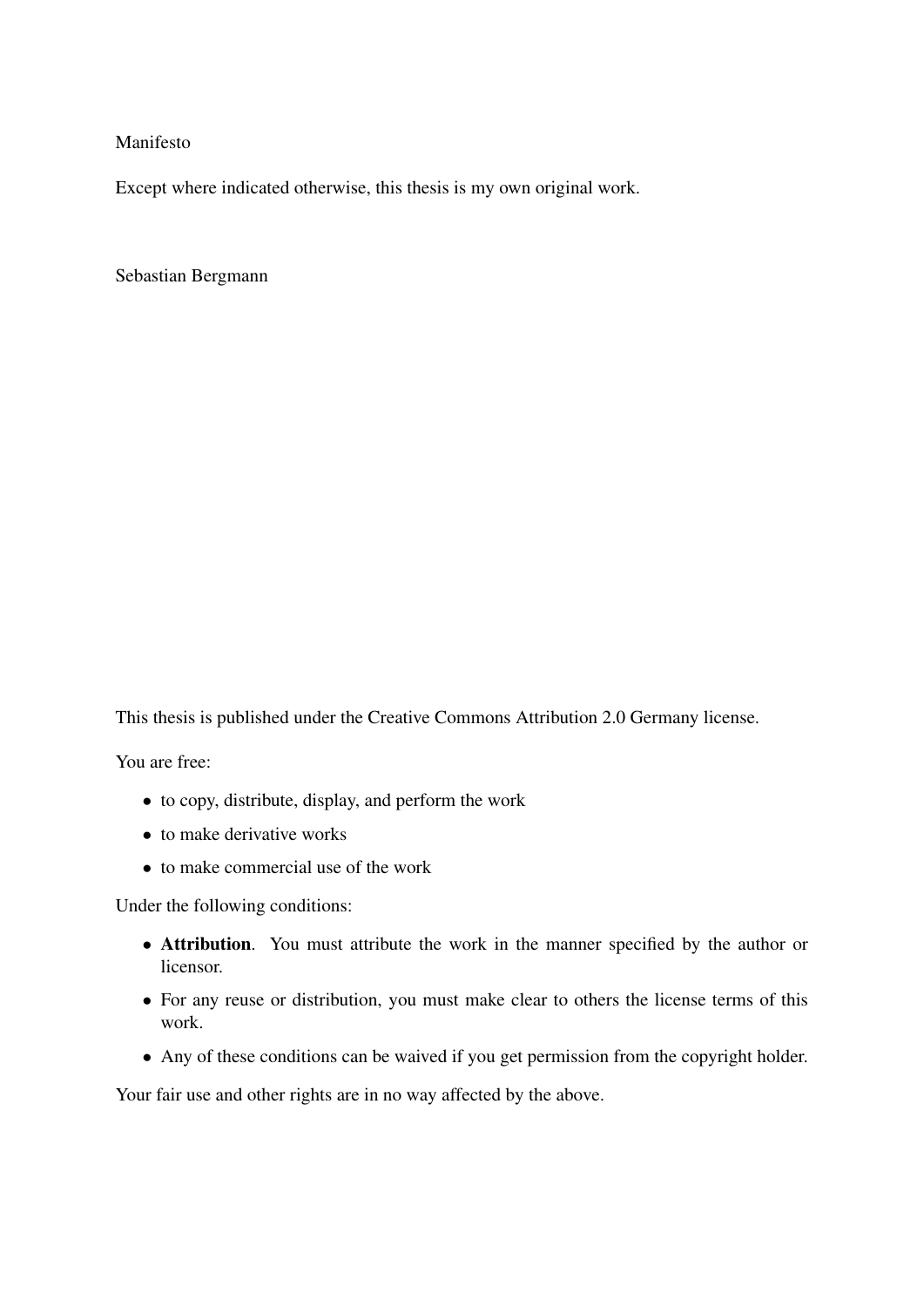Manifesto

Except where indicated otherwise, this thesis is my own original work.

Sebastian Bergmann

This thesis is published under the Creative Commons Attribution 2.0 Germany license.

You are free:

- to copy, distribute, display, and perform the work
- to make derivative works
- to make commercial use of the work

Under the following conditions:

- **Attribution**. You must attribute the work in the manner specified by the author or licensor.
- For any reuse or distribution, you must make clear to others the license terms of this work.
- Any of these conditions can be waived if you get permission from the copyright holder.

Your fair use and other rights are in no way affected by the above.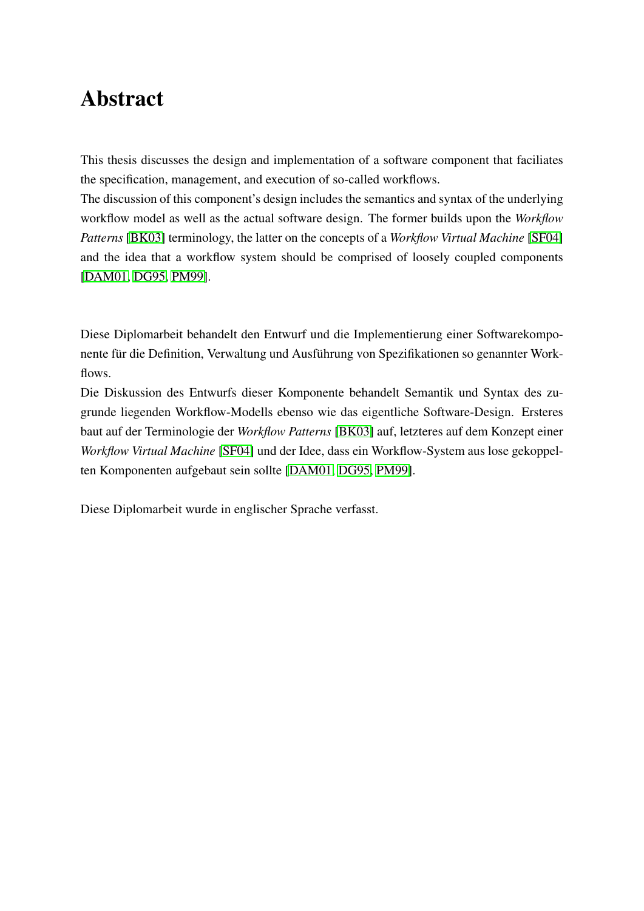# Abstract

This thesis discusses the design and implementation of a software component that faciliates the specification, management, and execution of so-called workflows.
The discussion of this component's design includes the semantics and syntax of the underlying workflow model as well as the actual software design. The former builds upon the *Workflow Patterns* [BK03] terminology, the latter on the concepts of a *Workflow Virtual Machine* [SF04] and the idea that a workflow system should be comprised of loosely coupled components [DAM01, DG95, PM99].

Diese Diplomarbeit behandelt den Entwurf und die Implementierung einer Softwarekomponente für die Definition, Verwaltung und Ausführung von Spezifikationen so genannter Workflows.
Die Diskussion des Entwurfs dieser Komponente behandelt Semantik und Syntax des zugrunde liegenden Workflow-Modells ebenso wie das eigentliche Software-Design. Ersteres baut auf der Terminologie der *Workflow Patterns* [BK03] auf, letzteres auf dem Konzept einer *Workflow Virtual Machine* [SF04] und der Idee, dass ein Workflow-System aus lose gekoppelten Komponenten aufgebaut sein sollte [DAM01, DG95, PM99].

Diese Diplomarbeit wurde in englischer Sprache verfasst.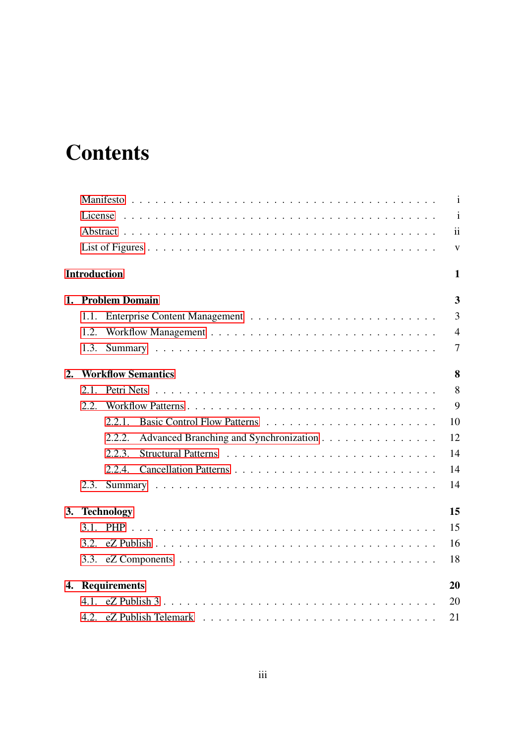# Contents

Manifesto . . . . . . . . . . . . . . . . . . . . . . . . . . . . . . . . . . . . . . i
License . . . . . . . . . . . . . . . . . . . . . . . . . . . . . . . . . . . . . . . i
Abstract . . . . . . . . . . . . . . . . . . . . . . . . . . . . . . . . . . . . . . ii
List of Figures . . . . . . . . . . . . . . . . . . . . . . . . . . . . . . . . . . . v

**Introduction** **1**

**1. Problem Domain** **3**

- 1.1. Enterprise Content Management . . . . . . . . . . . . . . . . . . . . . . . . 3
- 1.2. Workflow Management . . . . . . . . . . . . . . . . . . . . . . . . . . . . 4
- 1.3. Summary . . . . . . . . . . . . . . . . . . . . . . . . . . . . . . . . . . . 7

**2. Workflow Semantics** **8**

- 2.1. Petri Nets . . . . . . . . . . . . . . . . . . . . . . . . . . . . . . . . . . 8
- 2.2. Workflow Patterns . . . . . . . . . . . . . . . . . . . . . . . . . . . . . . 9
  - 2.2.1. Basic Control Flow Patterns . . . . . . . . . . . . . . . . . . . . . 10
  - 2.2.2. Advanced Branching and Synchronization . . . . . . . . . . . . . . 12
  - 2.2.3. Structural Patterns . . . . . . . . . . . . . . . . . . . . . . . . . . 14
  - 2.2.4. Cancellation Patterns . . . . . . . . . . . . . . . . . . . . . . . . 14
- 2.3. Summary . . . . . . . . . . . . . . . . . . . . . . . . . . . . . . . . . . . 14

**3. Technology** **15**

- 3.1. PHP . . . . . . . . . . . . . . . . . . . . . . . . . . . . . . . . . . . . . 15
- 3.2. eZ Publish . . . . . . . . . . . . . . . . . . . . . . . . . . . . . . . . . . 16
- 3.3. eZ Components . . . . . . . . . . . . . . . . . . . . . . . . . . . . . . . 18

**4. Requirements** **20**

- 4.1. eZ Publish 3 . . . . . . . . . . . . . . . . . . . . . . . . . . . . . . . . . 20
- 4.2. eZ Publish Telemark . . . . . . . . . . . . . . . . . . . . . . . . . . . . 21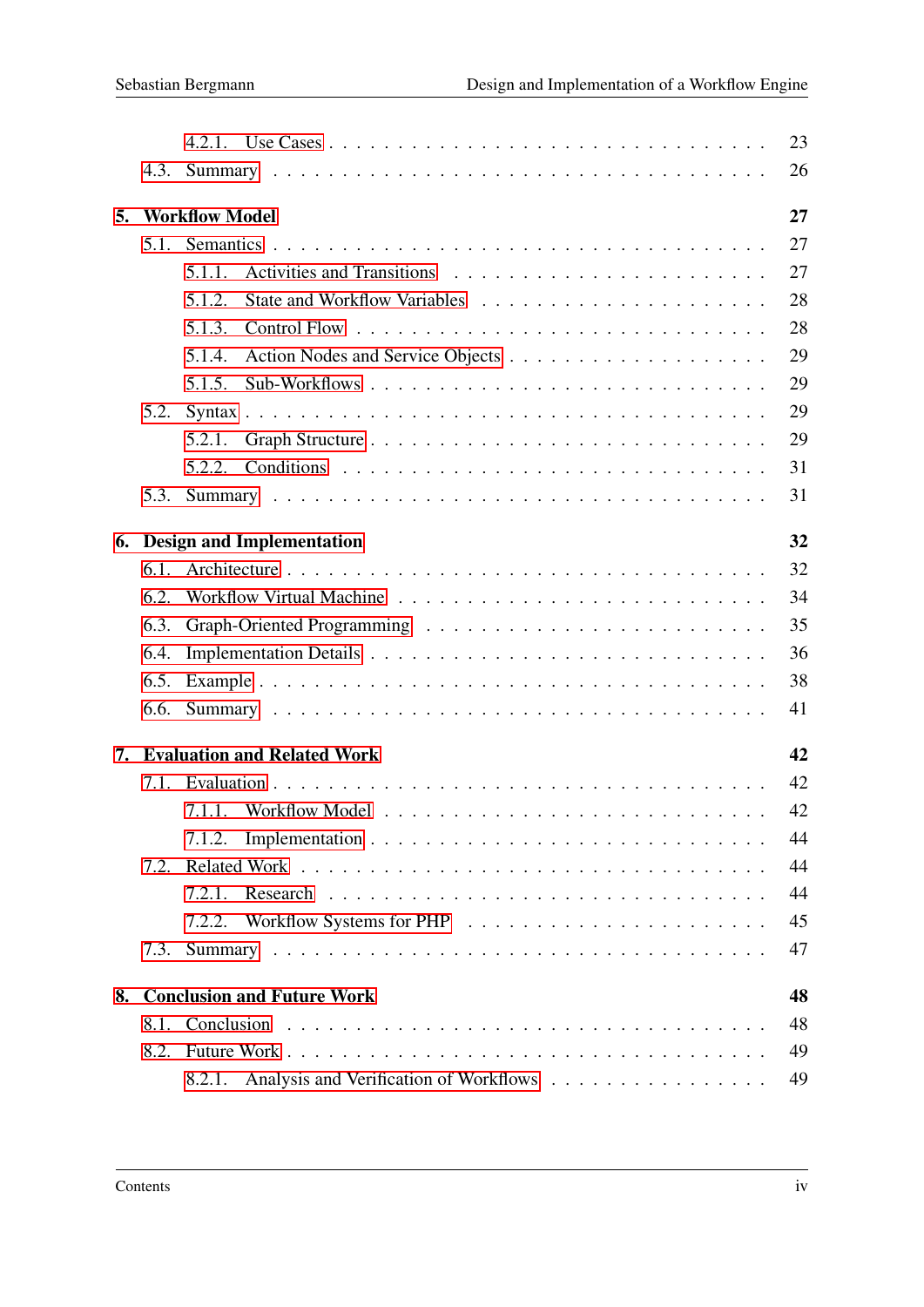- 4.2.1. Use Cases . . . 23
- 4.3. Summary . . . 26

**5. Workflow Model** **27**

- 5.1. Semantics . . . 27
  - 5.1.1. Activities and Transitions . . . 27
  - 5.1.2. State and Workflow Variables . . . 28
  - 5.1.3. Control Flow . . . 28
  - 5.1.4. Action Nodes and Service Objects . . . 29
  - 5.1.5. Sub-Workflows . . . 29
- 5.2. Syntax . . . 29
  - 5.2.1. Graph Structure . . . 29
  - 5.2.2. Conditions . . . 31
- 5.3. Summary . . . 31

**6. Design and Implementation** **32**

- 6.1. Architecture . . . 32
- 6.2. Workflow Virtual Machine . . . 34
- 6.3. Graph-Oriented Programming . . . 35
- 6.4. Implementation Details . . . 36
- 6.5. Example . . . 38
- 6.6. Summary . . . 41

**7. Evaluation and Related Work** **42**

- 7.1. Evaluation . . . 42
  - 7.1.1. Workflow Model . . . 42
  - 7.1.2. Implementation . . . 44
- 7.2. Related Work . . . 44
  - 7.2.1. Research . . . 44
  - 7.2.2. Workflow Systems for PHP . . . 45
- 7.3. Summary . . . 47

**8. Conclusion and Future Work** **48**

- 8.1. Conclusion . . . 48
- 8.2. Future Work . . . 49
  - 8.2.1. Analysis and Verification of Workflows . . . 49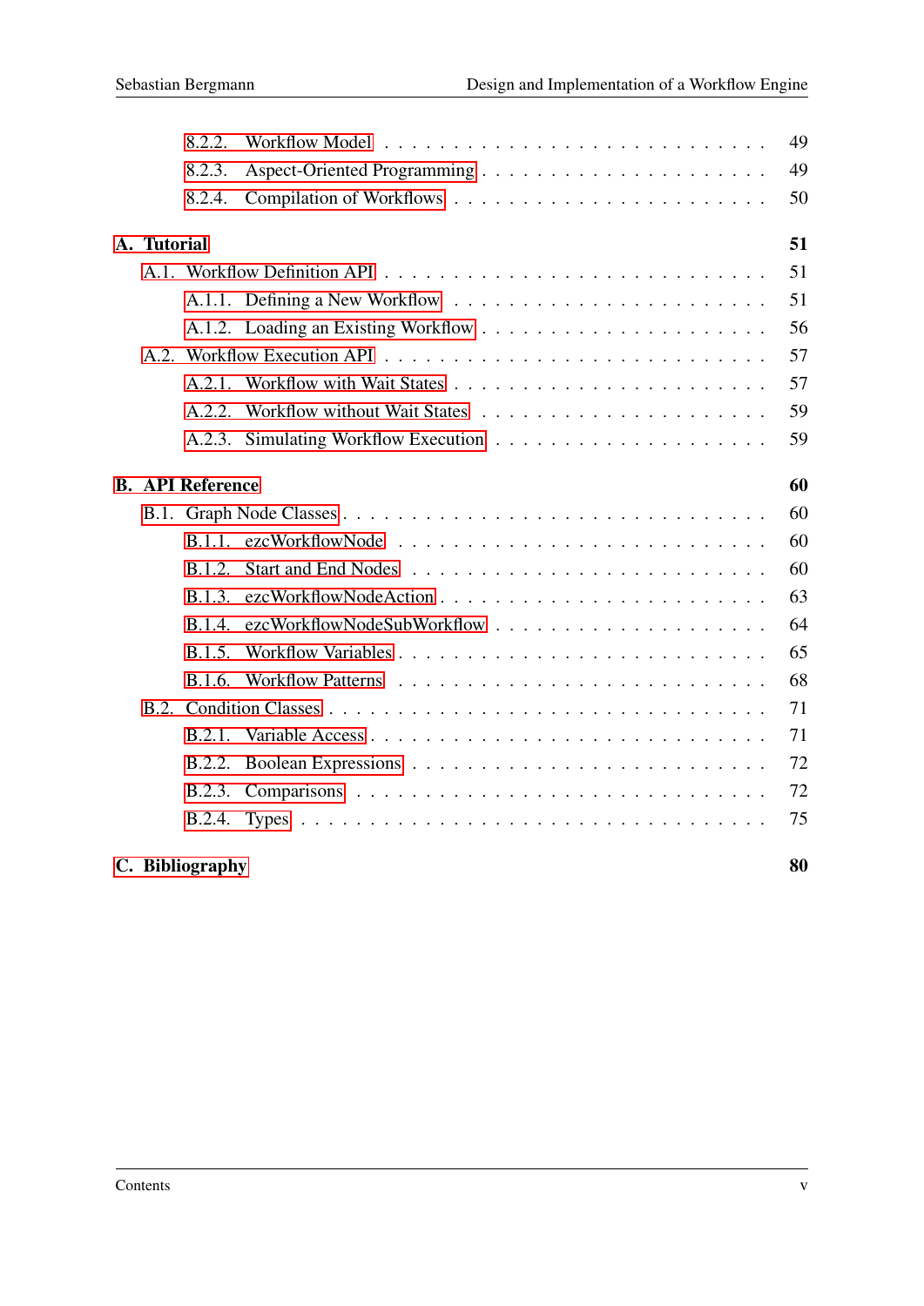- 8.2.2. Workflow Model . . . . . 49
- 8.2.3. Aspect-Oriented Programming . . . . . 49
- 8.2.4. Compilation of Workflows . . . . . 50

**A. Tutorial** **51**

- A.1. Workflow Definition API . . . . . 51
  - A.1.1. Defining a New Workflow . . . . . 51
  - A.1.2. Loading an Existing Workflow . . . . . 56
- A.2. Workflow Execution API . . . . . 57
  - A.2.1. Workflow with Wait States . . . . . 57
  - A.2.2. Workflow without Wait States . . . . . 59
  - A.2.3. Simulating Workflow Execution . . . . . 59

**B. API Reference** **60**

- B.1. Graph Node Classes . . . . . 60
  - B.1.1. ezcWorkflowNode . . . . . 60
  - B.1.2. Start and End Nodes . . . . . 60
  - B.1.3. ezcWorkflowNodeAction . . . . . 63
  - B.1.4. ezcWorkflowNodeSubWorkflow . . . . . 64
  - B.1.5. Workflow Variables . . . . . 65
  - B.1.6. Workflow Patterns . . . . . 68
- B.2. Condition Classes . . . . . 71
  - B.2.1. Variable Access . . . . . 71
  - B.2.2. Boolean Expressions . . . . . 72
  - B.2.3. Comparisons . . . . . 72
  - B.2.4. Types . . . . . 75

**C. Bibliography** **80**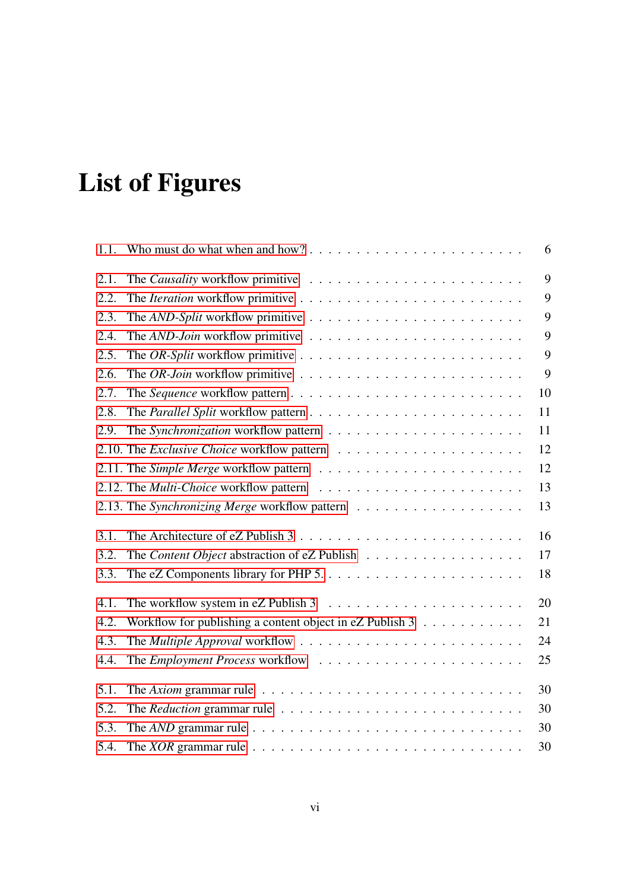# List of Figures

1.1. Who must do what when and how? . . . . . . . . . . . . . . . . . . . . . . . 6

2.1. The *Causality* workflow primitive . . . . . . . . . . . . . . . . . . . . . 9
2.2. The *Iteration* workflow primitive . . . . . . . . . . . . . . . . . . . . . 9
2.3. The *AND-Split* workflow primitive . . . . . . . . . . . . . . . . . . . . . 9
2.4. The *AND-Join* workflow primitive . . . . . . . . . . . . . . . . . . . . . 9
2.5. The *OR-Split* workflow primitive . . . . . . . . . . . . . . . . . . . . . 9
2.6. The *OR-Join* workflow primitive . . . . . . . . . . . . . . . . . . . . . 9
2.7. The *Sequence* workflow pattern . . . . . . . . . . . . . . . . . . . . . . 10
2.8. The *Parallel Split* workflow pattern . . . . . . . . . . . . . . . . . . . 11
2.9. The *Synchronization* workflow pattern . . . . . . . . . . . . . . . . . . 11
2.10. The *Exclusive Choice* workflow pattern . . . . . . . . . . . . . . . . . 12
2.11. The *Simple Merge* workflow pattern . . . . . . . . . . . . . . . . . . . 12
2.12. The *Multi-Choice* workflow pattern . . . . . . . . . . . . . . . . . . . 13
2.13. The *Synchronizing Merge* workflow pattern . . . . . . . . . . . . . . . 13

3.1. The Architecture of eZ Publish 3 . . . . . . . . . . . . . . . . . . . . . 16
3.2. The *Content Object* abstraction of eZ Publish . . . . . . . . . . . . . . 17
3.3. The eZ Components library for PHP 5. . . . . . . . . . . . . . . . . . . . 18

4.1. The workflow system in eZ Publish 3 . . . . . . . . . . . . . . . . . . . 20
4.2. Workflow for publishing a content object in eZ Publish 3 . . . . . . . . . 21
4.3. The *Multiple Approval* workflow . . . . . . . . . . . . . . . . . . . . . 24
4.4. The *Employment Process* workflow . . . . . . . . . . . . . . . . . . . . 25

5.1. The *Axiom* grammar rule . . . . . . . . . . . . . . . . . . . . . . . . . 30
5.2. The *Reduction* grammar rule . . . . . . . . . . . . . . . . . . . . . . . 30
5.3. The *AND* grammar rule . . . . . . . . . . . . . . . . . . . . . . . . . . 30
5.4. The *XOR* grammar rule . . . . . . . . . . . . . . . . . . . . . . . . . . 30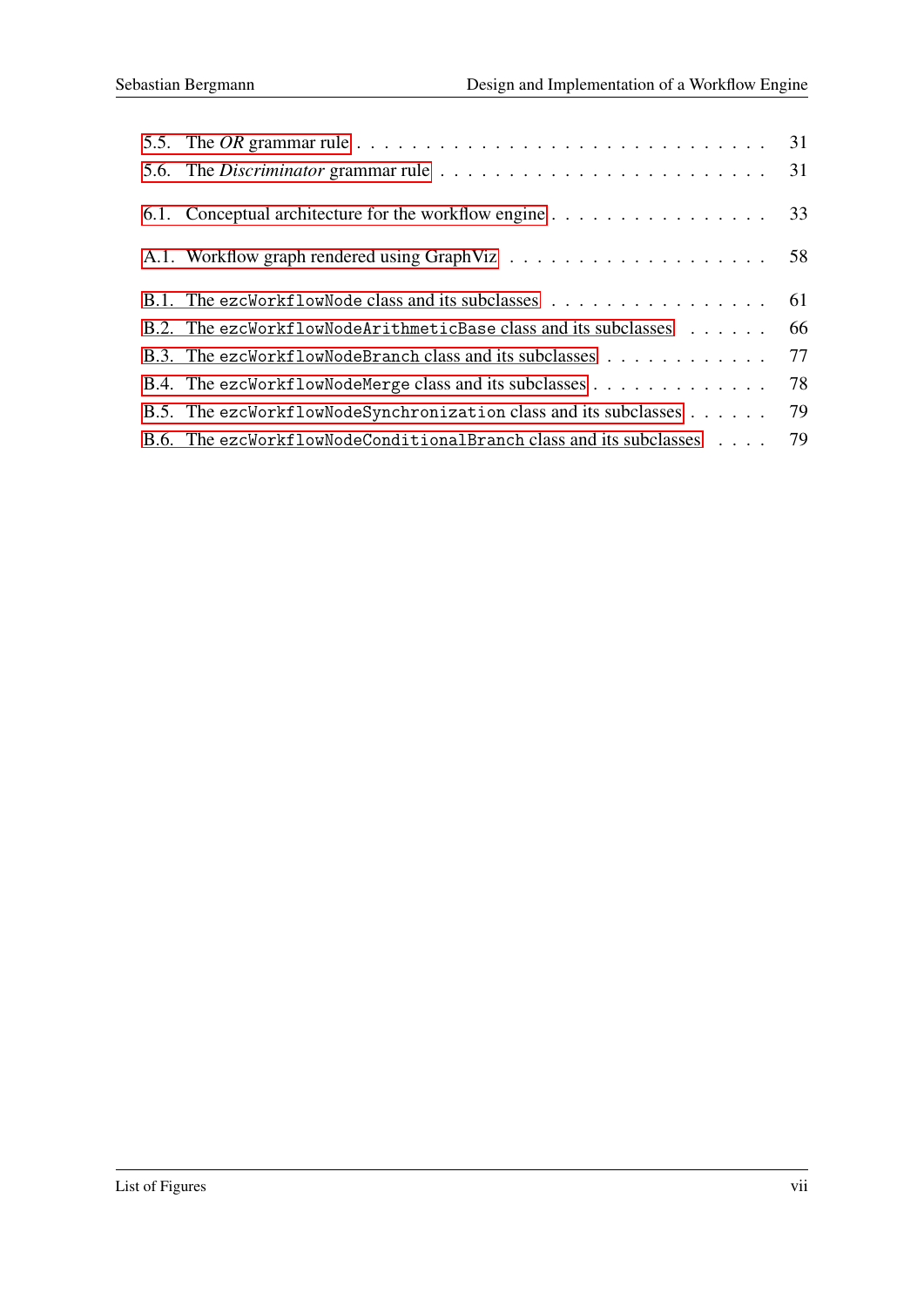5.5. The *OR* grammar rule . . . . . . . . . . . . . . . . . . . . . . . . . . . . 31
5.6. The *Discriminator* grammar rule . . . . . . . . . . . . . . . . . . . . . . . . 31

6.1. Conceptual architecture for the workflow engine . . . . . . . . . . . . . . . . . 33

A.1. Workflow graph rendered using GraphViz . . . . . . . . . . . . . . . . . . . 58

B.1. The `ezcWorkflowNode` class and its subclasses . . . . . . . . . . . . . . . . . 61
B.2. The `ezcWorkflowNodeArithmeticBase` class and its subclasses . . . . . . 66
B.3. The `ezcWorkflowNodeBranch` class and its subclasses . . . . . . . . . . . . 77
B.4. The `ezcWorkflowNodeMerge` class and its subclasses . . . . . . . . . . . . . 78
B.5. The `ezcWorkflowNodeSynchronization` class and its subclasses . . . . . . 79
B.6. The `ezcWorkflowNodeConditionalBranch` class and its subclasses . . . . 79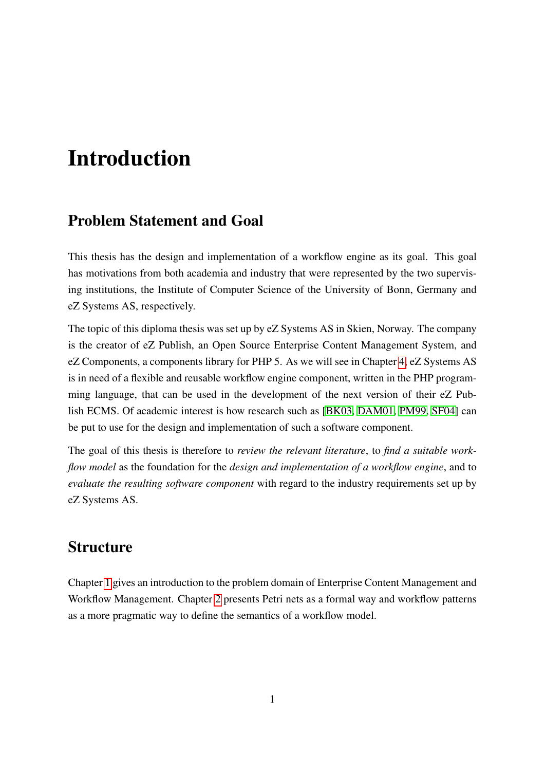# Introduction

## Problem Statement and Goal

This thesis has the design and implementation of a workflow engine as its goal. This goal has motivations from both academia and industry that were represented by the two supervising institutions, the Institute of Computer Science of the University of Bonn, Germany and eZ Systems AS, respectively.

The topic of this diploma thesis was set up by eZ Systems AS in Skien, Norway. The company is the creator of eZ Publish, an Open Source Enterprise Content Management System, and eZ Components, a components library for PHP 5. As we will see in Chapter 4, eZ Systems AS is in need of a flexible and reusable workflow engine component, written in the PHP programming language, that can be used in the development of the next version of their eZ Publish ECMS. Of academic interest is how research such as [BK03, DAM01, PM99, SF04] can be put to use for the design and implementation of such a software component.

The goal of this thesis is therefore to *review the relevant literature*, to *find a suitable workflow model* as the foundation for the *design and implementation of a workflow engine*, and to *evaluate the resulting software component* with regard to the industry requirements set up by eZ Systems AS.

## Structure

Chapter 1 gives an introduction to the problem domain of Enterprise Content Management and Workflow Management. Chapter 2 presents Petri nets as a formal way and workflow patterns as a more pragmatic way to define the semantics of a workflow model.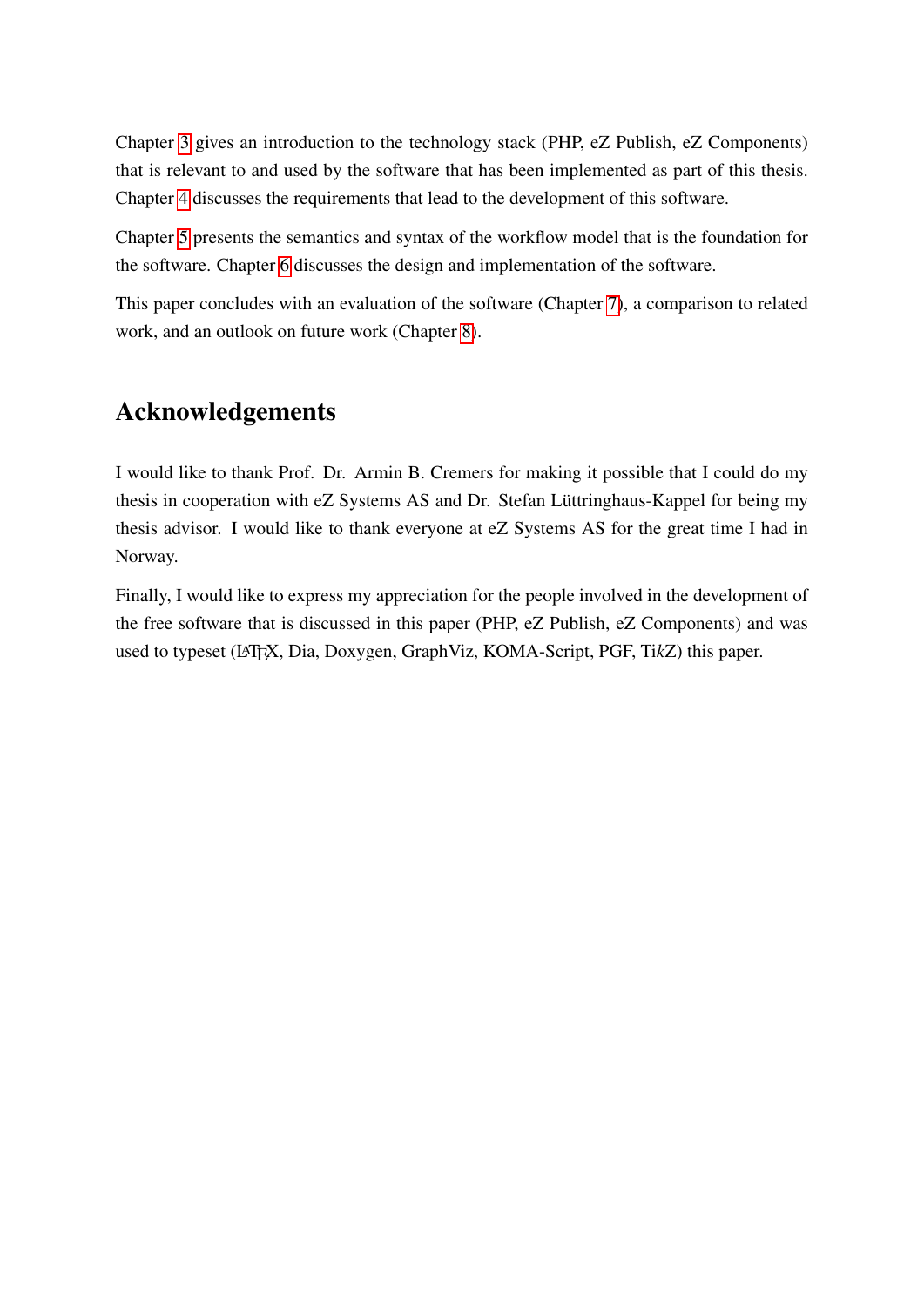Chapter 3 gives an introduction to the technology stack (PHP, eZ Publish, eZ Components) that is relevant to and used by the software that has been implemented as part of this thesis. Chapter 4 discusses the requirements that lead to the development of this software.

Chapter 5 presents the semantics and syntax of the workflow model that is the foundation for the software. Chapter 6 discusses the design and implementation of the software.

This paper concludes with an evaluation of the software (Chapter 7), a comparison to related work, and an outlook on future work (Chapter 8).

## Acknowledgements

I would like to thank Prof. Dr. Armin B. Cremers for making it possible that I could do my thesis in cooperation with eZ Systems AS and Dr. Stefan Lüttringhaus-Kappel for being my thesis advisor. I would like to thank everyone at eZ Systems AS for the great time I had in Norway.

Finally, I would like to express my appreciation for the people involved in the development of the free software that is discussed in this paper (PHP, eZ Publish, eZ Components) and was used to typeset (LaTeX, Dia, Doxygen, GraphViz, KOMA-Script, PGF, Ti*k*Z) this paper.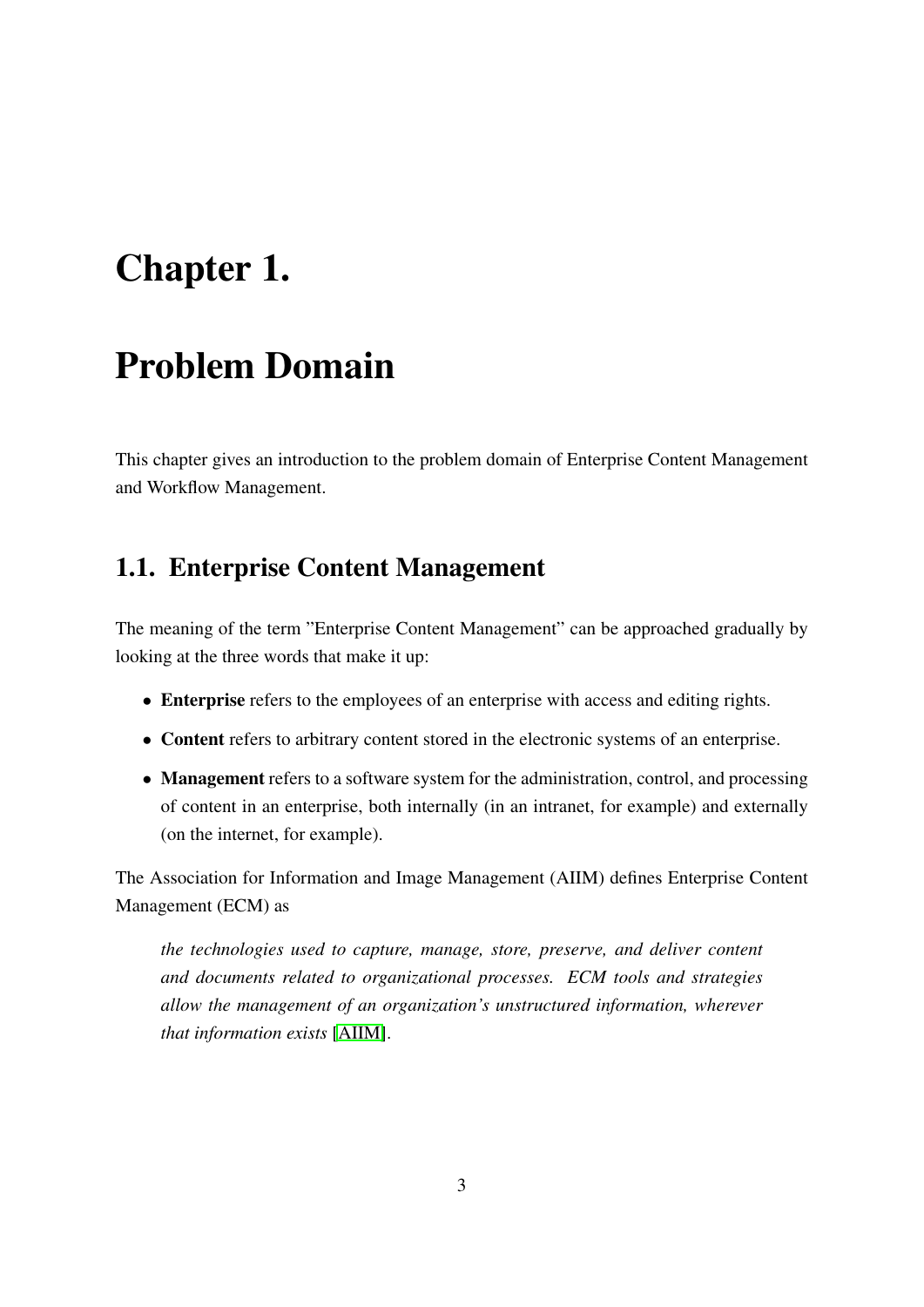# Chapter 1.

# Problem Domain

This chapter gives an introduction to the problem domain of Enterprise Content Management and Workflow Management.

## 1.1. Enterprise Content Management

The meaning of the term "Enterprise Content Management" can be approached gradually by looking at the three words that make it up:

- **Enterprise** refers to the employees of an enterprise with access and editing rights.
- **Content** refers to arbitrary content stored in the electronic systems of an enterprise.
- **Management** refers to a software system for the administration, control, and processing of content in an enterprise, both internally (in an intranet, for example) and externally (on the internet, for example).

The Association for Information and Image Management (AIIM) defines Enterprise Content Management (ECM) as

> *the technologies used to capture, manage, store, preserve, and deliver content and documents related to organizational processes. ECM tools and strategies allow the management of an organization's unstructured information, wherever that information exists* [AIIM].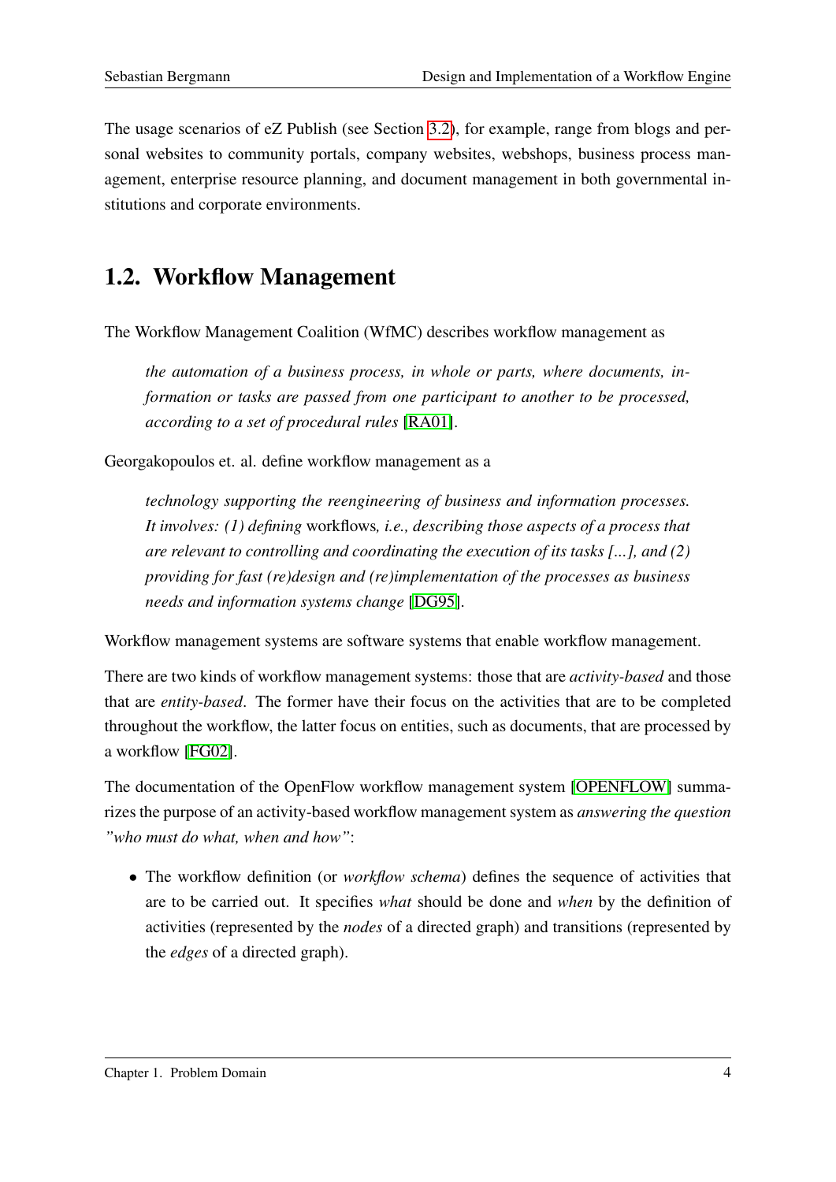The usage scenarios of eZ Publish (see Section 3.2), for example, range from blogs and personal websites to community portals, company websites, webshops, business process management, enterprise resource planning, and document management in both governmental institutions and corporate environments.

## 1.2. Workflow Management

The Workflow Management Coalition (WfMC) describes workflow management as

> *the automation of a business process, in whole or parts, where documents, information or tasks are passed from one participant to another to be processed, according to a set of procedural rules* [RA01].

Georgakopoulos et. al. define workflow management as a

> *technology supporting the reengineering of business and information processes. It involves: (1) defining* workflows*, i.e., describing those aspects of a process that are relevant to controlling and coordinating the execution of its tasks [...], and (2) providing for fast (re)design and (re)implementation of the processes as business needs and information systems change* [DG95].

Workflow management systems are software systems that enable workflow management.

There are two kinds of workflow management systems: those that are *activity-based* and those that are *entity-based*. The former have their focus on the activities that are to be completed throughout the workflow, the latter focus on entities, such as documents, that are processed by a workflow [FG02].

The documentation of the OpenFlow workflow management system [OPENFLOW] summarizes the purpose of an activity-based workflow management system as *answering the question "who must do what, when and how"*:

- The workflow definition (or *workflow schema*) defines the sequence of activities that are to be carried out. It specifies *what* should be done and *when* by the definition of activities (represented by the *nodes* of a directed graph) and transitions (represented by the *edges* of a directed graph).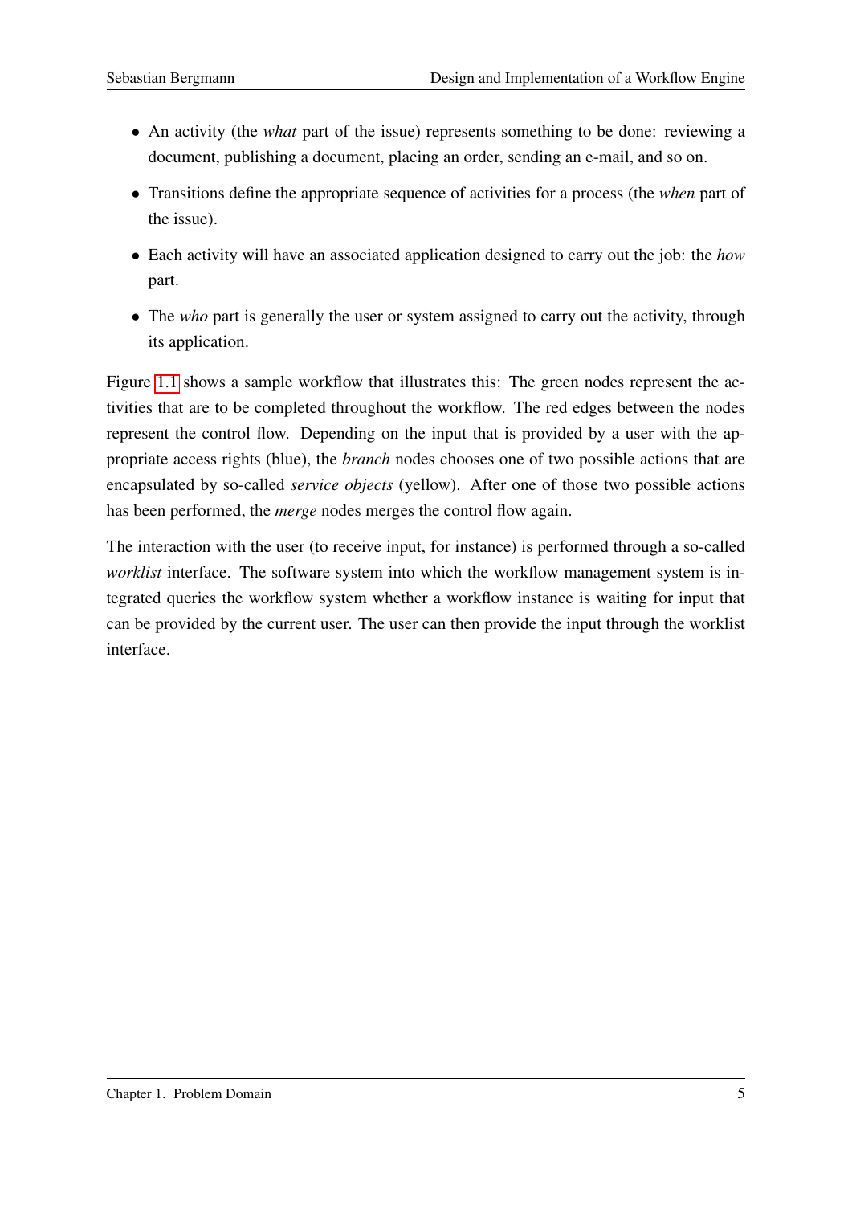- An activity (the *what* part of the issue) represents something to be done: reviewing a document, publishing a document, placing an order, sending an e-mail, and so on.
- Transitions define the appropriate sequence of activities for a process (the *when* part of the issue).
- Each activity will have an associated application designed to carry out the job: the *how* part.
- The *who* part is generally the user or system assigned to carry out the activity, through its application.

Figure 1.1 shows a sample workflow that illustrates this: The green nodes represent the activities that are to be completed throughout the workflow. The red edges between the nodes represent the control flow. Depending on the input that is provided by a user with the appropriate access rights (blue), the *branch* nodes chooses one of two possible actions that are encapsulated by so-called *service objects* (yellow). After one of those two possible actions has been performed, the *merge* nodes merges the control flow again.

The interaction with the user (to receive input, for instance) is performed through a so-called *worklist* interface. The software system into which the workflow management system is integrated queries the workflow system whether a workflow instance is waiting for input that can be provided by the current user. The user can then provide the input through the worklist interface.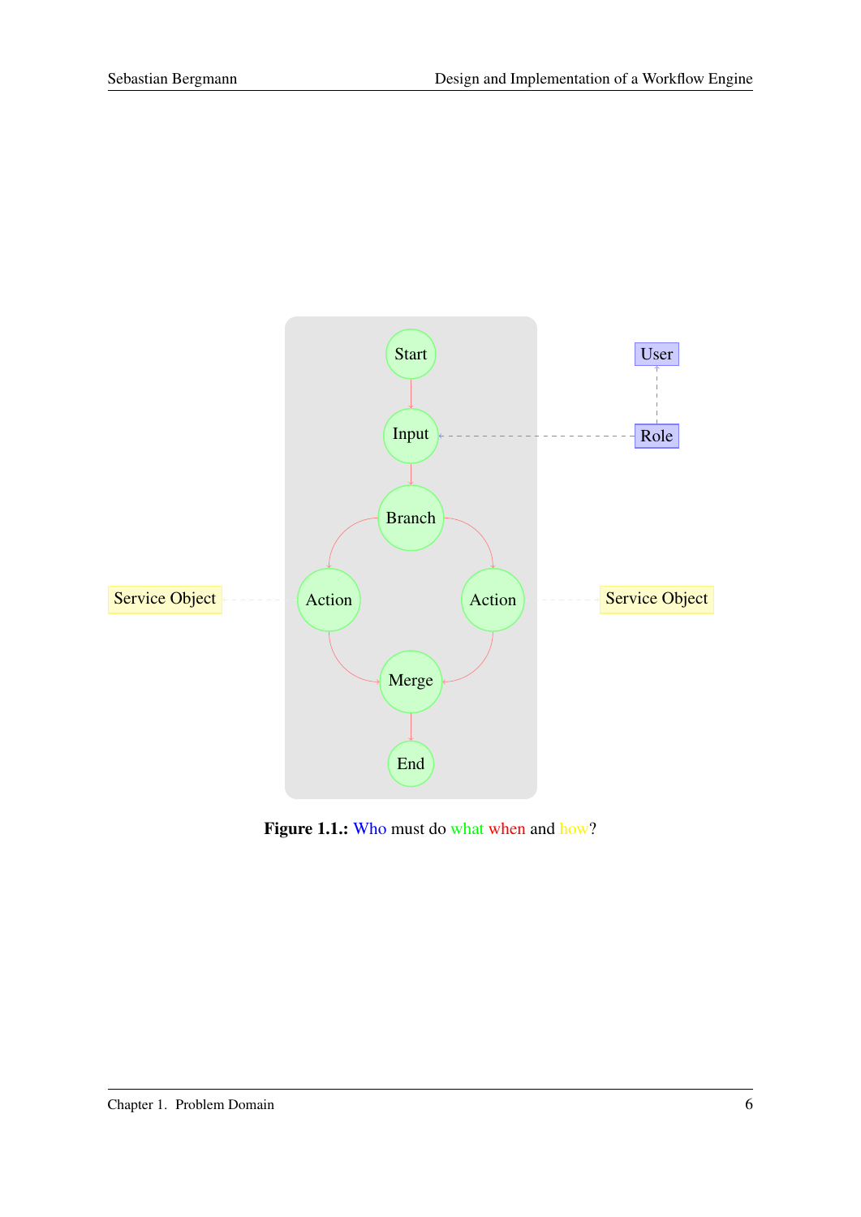**Figure 1.1.:** Who must do what when and how?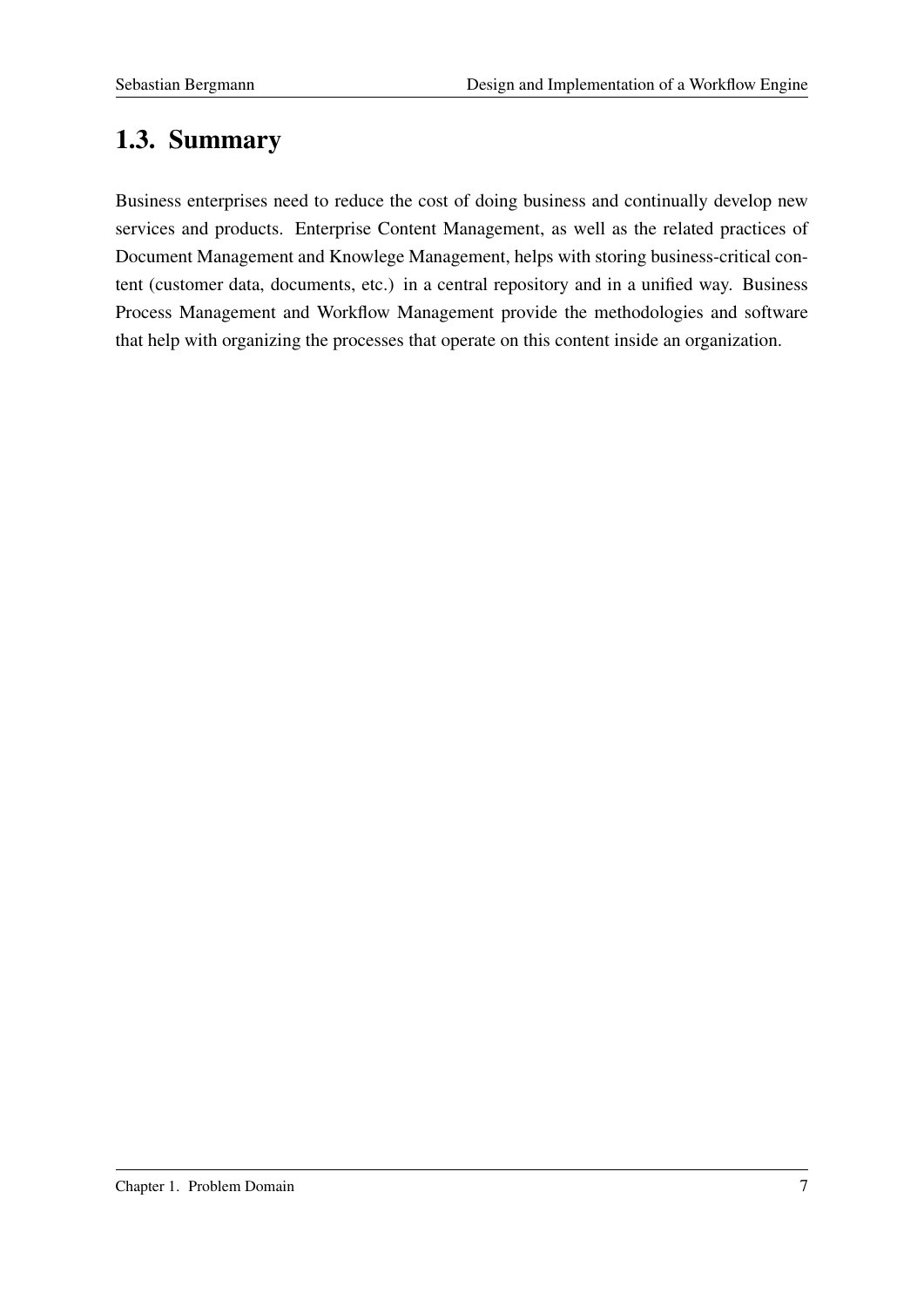## 1.3. Summary

Business enterprises need to reduce the cost of doing business and continually develop new services and products. Enterprise Content Management, as well as the related practices of Document Management and Knowlege Management, helps with storing business-critical content (customer data, documents, etc.) in a central repository and in a unified way. Business Process Management and Workflow Management provide the methodologies and software that help with organizing the processes that operate on this content inside an organization.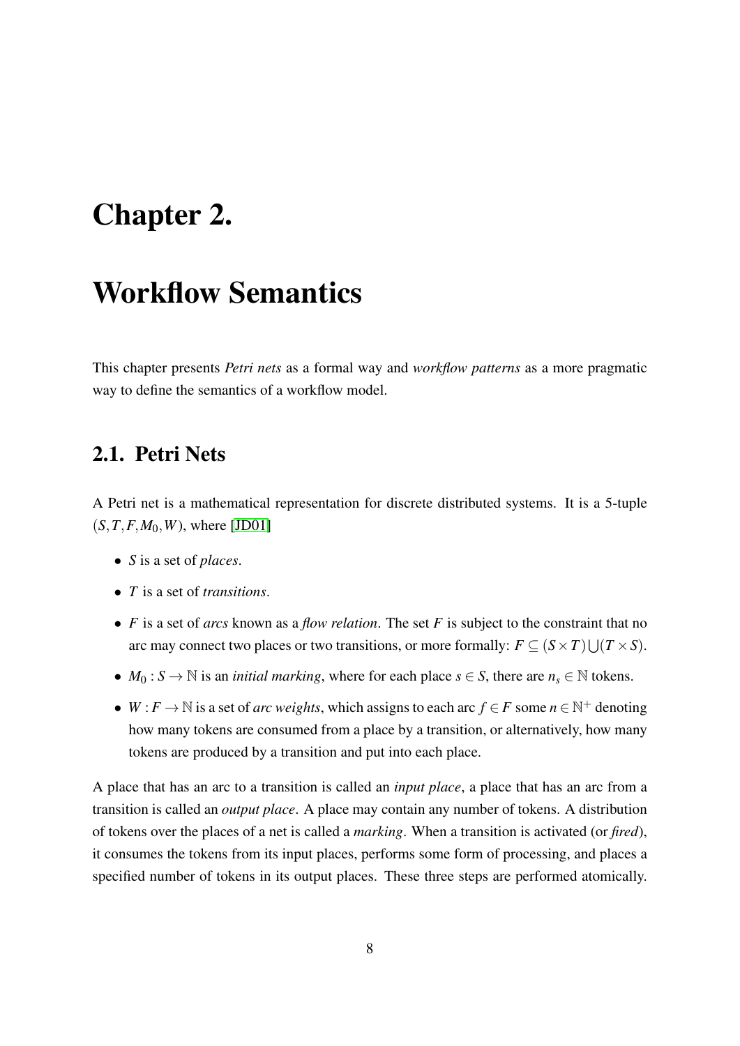# Chapter 2.

# Workflow Semantics

This chapter presents *Petri nets* as a formal way and *workflow patterns* as a more pragmatic way to define the semantics of a workflow model.

## 2.1. Petri Nets

A Petri net is a mathematical representation for discrete distributed systems. It is a 5-tuple $(S, T, F, M_0, W)$, where [JD01]

- $S$ is a set of *places*.
- $T$ is a set of *transitions*.
- $F$ is a set of *arcs* known as a *flow relation*. The set $F$ is subject to the constraint that no arc may connect two places or two transitions, or more formally: $F \subseteq (S \times T) \bigcup (T \times S)$.
- $M_0 : S \rightarrow \mathbb{N}$ is an *initial marking*, where for each place $s \in S$, there are $n_s \in \mathbb{N}$ tokens.
- $W : F \rightarrow \mathbb{N}$ is a set of *arc weights*, which assigns to each arc $f \in F$ some $n \in \mathbb{N}^+$ denoting how many tokens are consumed from a place by a transition, or alternatively, how many tokens are produced by a transition and put into each place.

A place that has an arc to a transition is called an *input place*, a place that has an arc from a transition is called an *output place*. A place may contain any number of tokens. A distribution of tokens over the places of a net is called a *marking*. When a transition is activated (or *fired*), it consumes the tokens from its input places, performs some form of processing, and places a specified number of tokens in its output places. These three steps are performed atomically.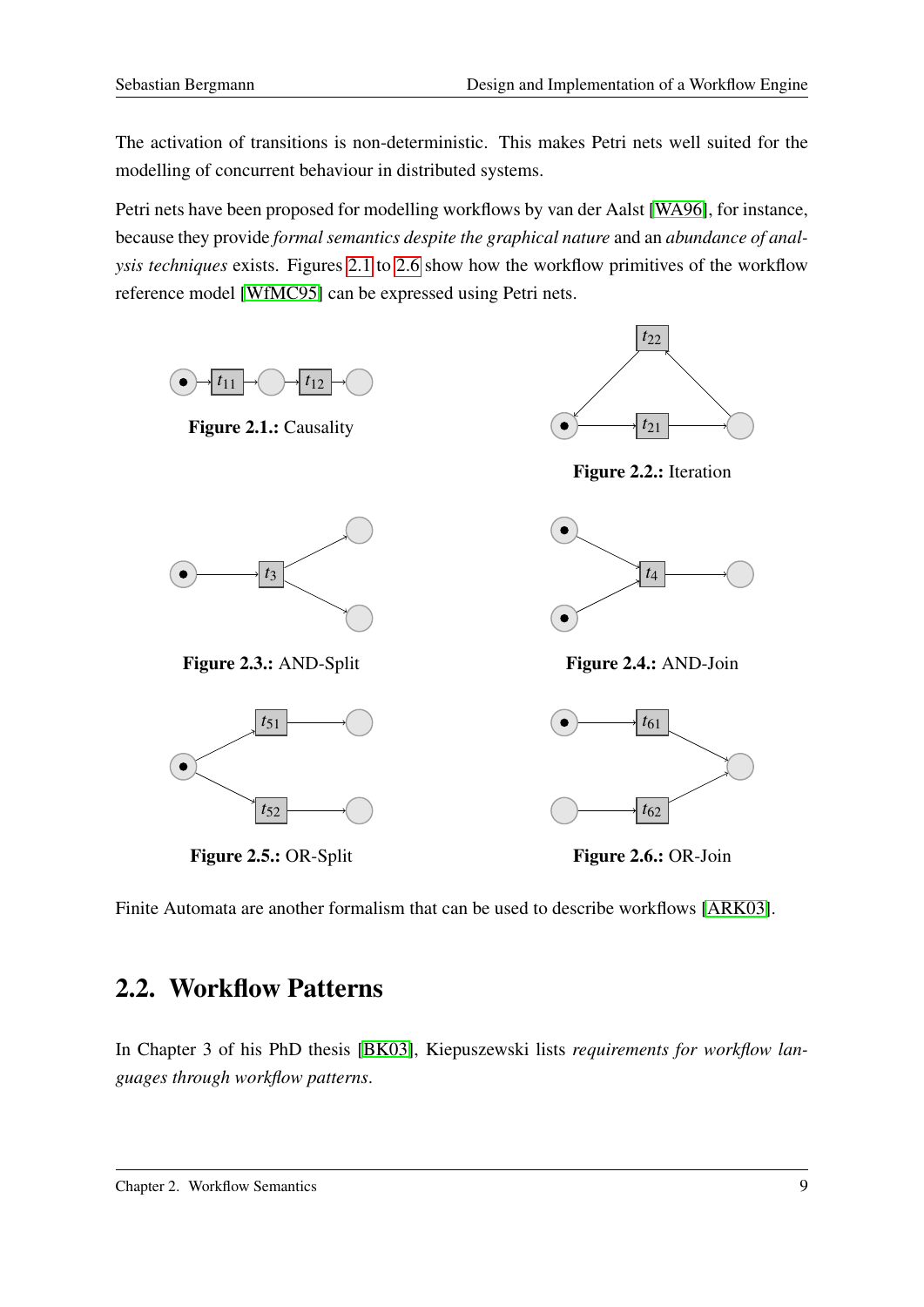The activation of transitions is non-deterministic. This makes Petri nets well suited for the modelling of concurrent behaviour in distributed systems.

Petri nets have been proposed for modelling workflows by van der Aalst [WA96], for instance, because they provide *formal semantics despite the graphical nature* and an *abundance of analysis techniques* exists. Figures 2.1 to 2.6 show how the workflow primitives of the workflow reference model [WfMC95] can be expressed using Petri nets.

**Figure 2.1.:** Causality

**Figure 2.2.:** Iteration

**Figure 2.3.:** AND-Split

**Figure 2.4.:** AND-Join

**Figure 2.5.:** OR-Split

**Figure 2.6.:** OR-Join

Finite Automata are another formalism that can be used to describe workflows [ARK03].

## 2.2. Workflow Patterns

In Chapter 3 of his PhD thesis [BK03], Kiepuszewski lists *requirements for workflow languages through workflow patterns*.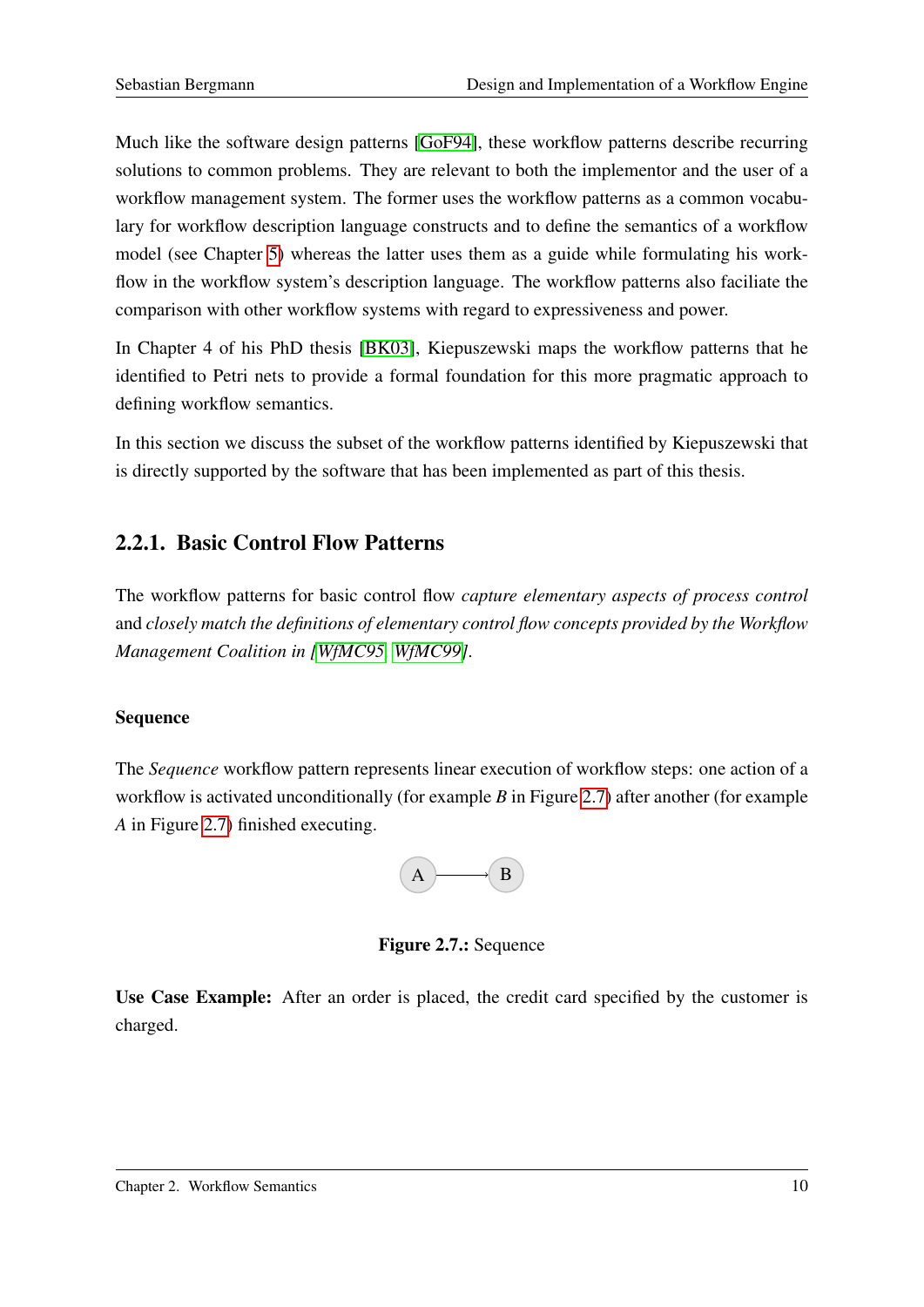Much like the software design patterns [GoF94], these workflow patterns describe recurring solutions to common problems. They are relevant to both the implementor and the user of a workflow management system. The former uses the workflow patterns as a common vocabulary for workflow description language constructs and to define the semantics of a workflow model (see Chapter 5) whereas the latter uses them as a guide while formulating his workflow in the workflow system's description language. The workflow patterns also faciliate the comparison with other workflow systems with regard to expressiveness and power.

In Chapter 4 of his PhD thesis [BK03], Kiepuszewski maps the workflow patterns that he identified to Petri nets to provide a formal foundation for this more pragmatic approach to defining workflow semantics.

In this section we discuss the subset of the workflow patterns identified by Kiepuszewski that is directly supported by the software that has been implemented as part of this thesis.

### 2.2.1. Basic Control Flow Patterns

The workflow patterns for basic control flow *capture elementary aspects of process control* and *closely match the definitions of elementary control flow concepts provided by the Workflow Management Coalition in [WfMC95, WfMC99]*.

#### Sequence

The *Sequence* workflow pattern represents linear execution of workflow steps: one action of a workflow is activated unconditionally (for example *B* in Figure 2.7) after another (for example *A* in Figure 2.7) finished executing.

**Figure 2.7.:** Sequence

**Use Case Example:** After an order is placed, the credit card specified by the customer is charged.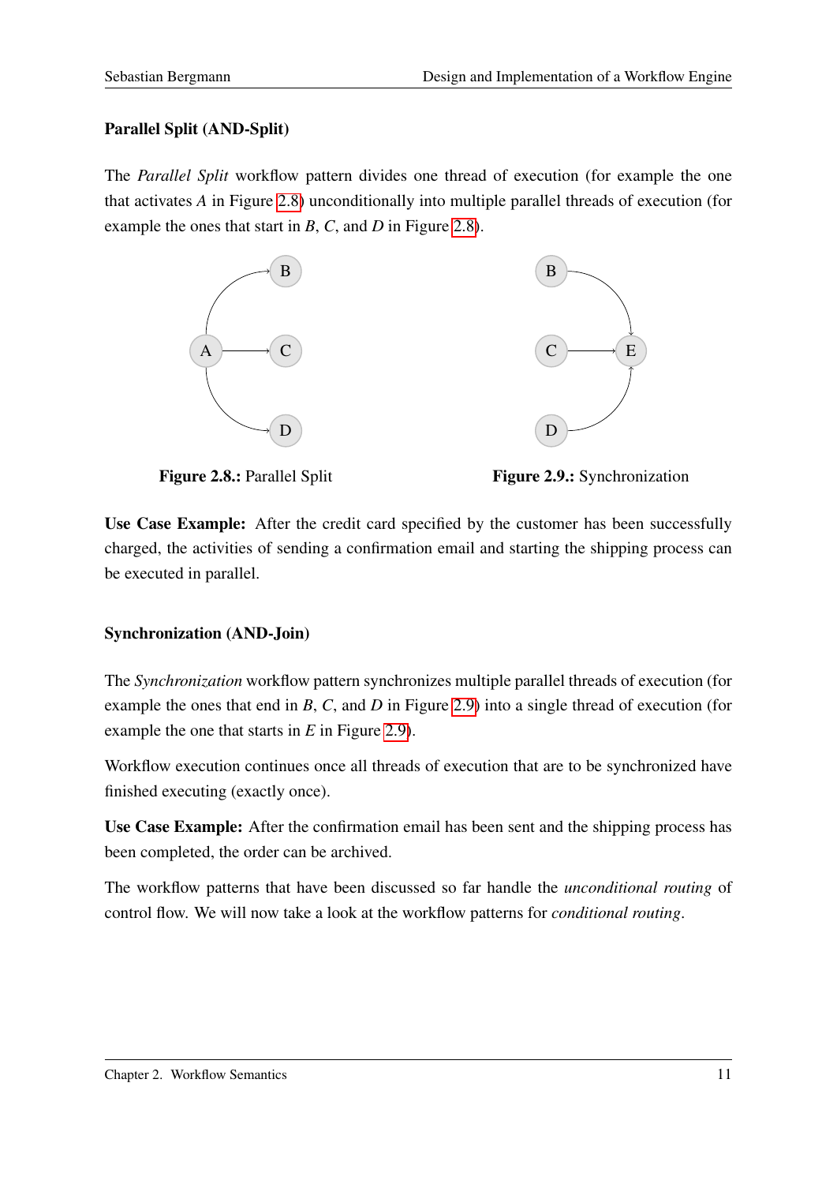### Parallel Split (AND-Split)

The *Parallel Split* workflow pattern divides one thread of execution (for example the one that activates *A* in Figure 2.8) unconditionally into multiple parallel threads of execution (for example the ones that start in *B*, *C*, and *D* in Figure 2.8).

**Figure 2.8.:** Parallel Split

**Figure 2.9.:** Synchronization

**Use Case Example:** After the credit card specified by the customer has been successfully charged, the activities of sending a confirmation email and starting the shipping process can be executed in parallel.

### Synchronization (AND-Join)

The *Synchronization* workflow pattern synchronizes multiple parallel threads of execution (for example the ones that end in *B*, *C*, and *D* in Figure 2.9) into a single thread of execution (for example the one that starts in *E* in Figure 2.9).

Workflow execution continues once all threads of execution that are to be synchronized have finished executing (exactly once).

**Use Case Example:** After the confirmation email has been sent and the shipping process has been completed, the order can be archived.

The workflow patterns that have been discussed so far handle the *unconditional routing* of control flow. We will now take a look at the workflow patterns for *conditional routing*.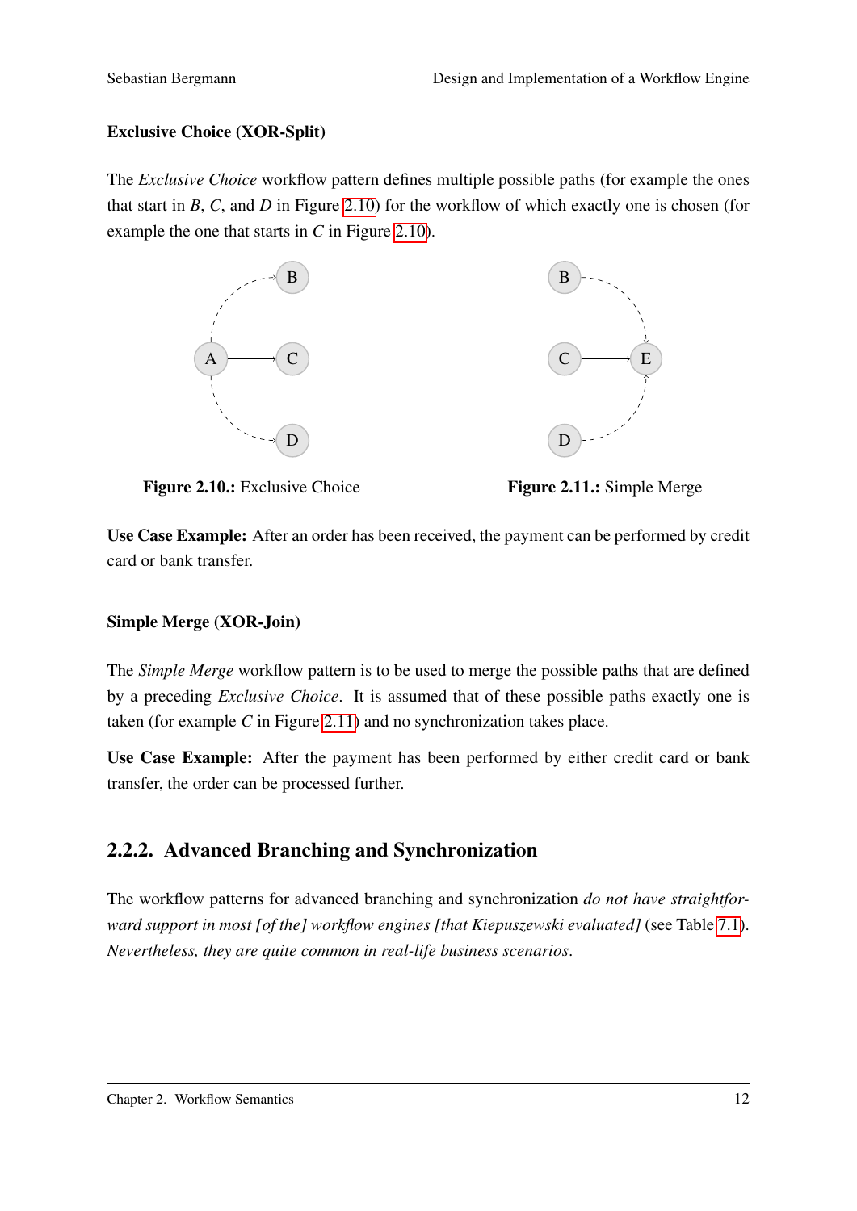**Exclusive Choice (XOR-Split)**

The *Exclusive Choice* workflow pattern defines multiple possible paths (for example the ones that start in *B*, *C*, and *D* in Figure 2.10) for the workflow of which exactly one is chosen (for example the one that starts in *C* in Figure 2.10).

**Figure 2.10.:** Exclusive Choice

**Figure 2.11.:** Simple Merge

**Use Case Example:** After an order has been received, the payment can be performed by credit card or bank transfer.

**Simple Merge (XOR-Join)**

The *Simple Merge* workflow pattern is to be used to merge the possible paths that are defined by a preceding *Exclusive Choice*. It is assumed that of these possible paths exactly one is taken (for example *C* in Figure 2.11) and no synchronization takes place.

**Use Case Example:** After the payment has been performed by either credit card or bank transfer, the order can be processed further.

## 2.2.2. Advanced Branching and Synchronization

The workflow patterns for advanced branching and synchronization *do not have straightforward support in most [of the] workflow engines [that Kiepuszewski evaluated]* (see Table 7.1). *Nevertheless, they are quite common in real-life business scenarios*.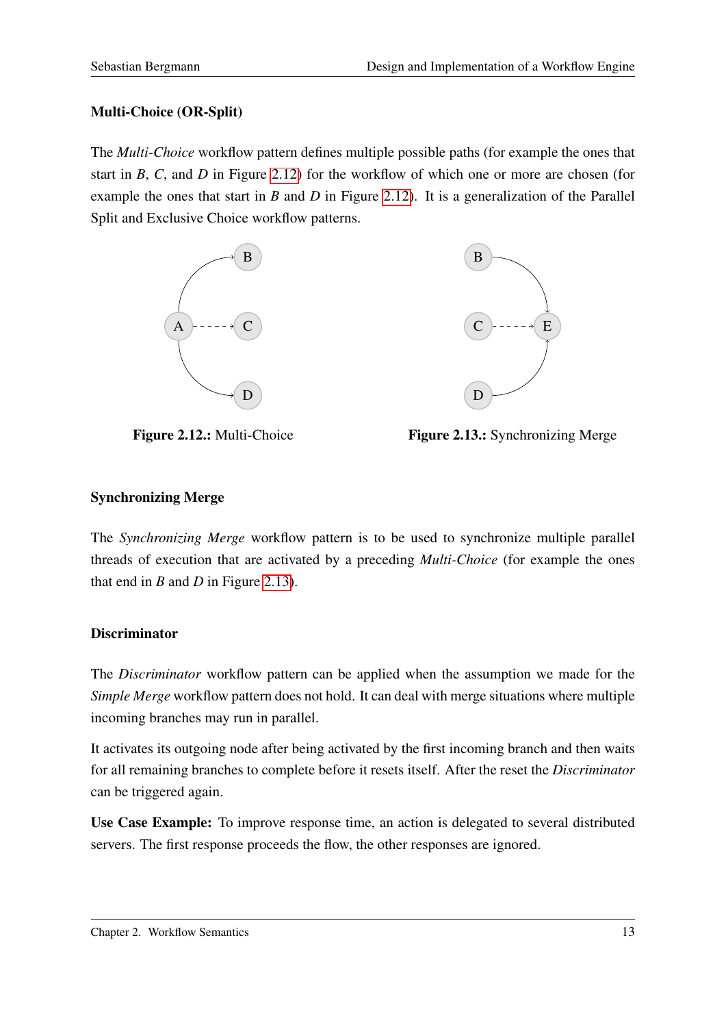### Multi-Choice (OR-Split)

The *Multi-Choice* workflow pattern defines multiple possible paths (for example the ones that start in *B*, *C*, and *D* in Figure 2.12) for the workflow of which one or more are chosen (for example the ones that start in *B* and *D* in Figure 2.12). It is a generalization of the Parallel Split and Exclusive Choice workflow patterns.

**Figure 2.12.:** Multi-Choice

**Figure 2.13.:** Synchronizing Merge

### Synchronizing Merge

The *Synchronizing Merge* workflow pattern is to be used to synchronize multiple parallel threads of execution that are activated by a preceding *Multi-Choice* (for example the ones that end in *B* and *D* in Figure 2.13).

### Discriminator

The *Discriminator* workflow pattern can be applied when the assumption we made for the *Simple Merge* workflow pattern does not hold. It can deal with merge situations where multiple incoming branches may run in parallel.

It activates its outgoing node after being activated by the first incoming branch and then waits for all remaining branches to complete before it resets itself. After the reset the *Discriminator* can be triggered again.

**Use Case Example:** To improve response time, an action is delegated to several distributed servers. The first response proceeds the flow, the other responses are ignored.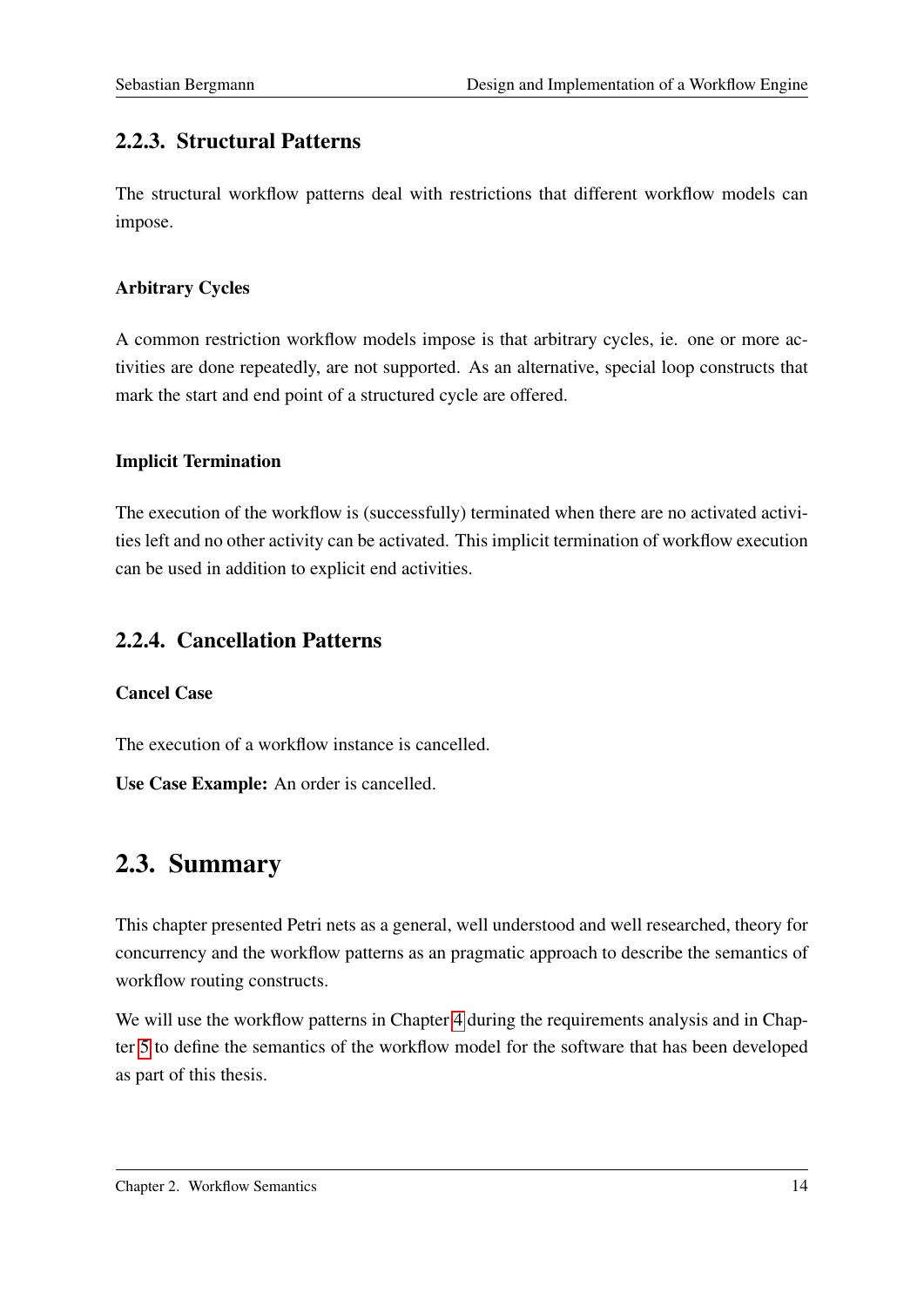### 2.2.3. Structural Patterns

The structural workflow patterns deal with restrictions that different workflow models can impose.

#### Arbitrary Cycles

A common restriction workflow models impose is that arbitrary cycles, ie. one or more activities are done repeatedly, are not supported. As an alternative, special loop constructs that mark the start and end point of a structured cycle are offered.

#### Implicit Termination

The execution of the workflow is (successfully) terminated when there are no activated activities left and no other activity can be activated. This implicit termination of workflow execution can be used in addition to explicit end activities.

### 2.2.4. Cancellation Patterns

#### Cancel Case

The execution of a workflow instance is cancelled.

**Use Case Example:** An order is cancelled.

## 2.3. Summary

This chapter presented Petri nets as a general, well understood and well researched, theory for concurrency and the workflow patterns as an pragmatic approach to describe the semantics of workflow routing constructs.

We will use the workflow patterns in Chapter 4 during the requirements analysis and in Chapter 5 to define the semantics of the workflow model for the software that has been developed as part of this thesis.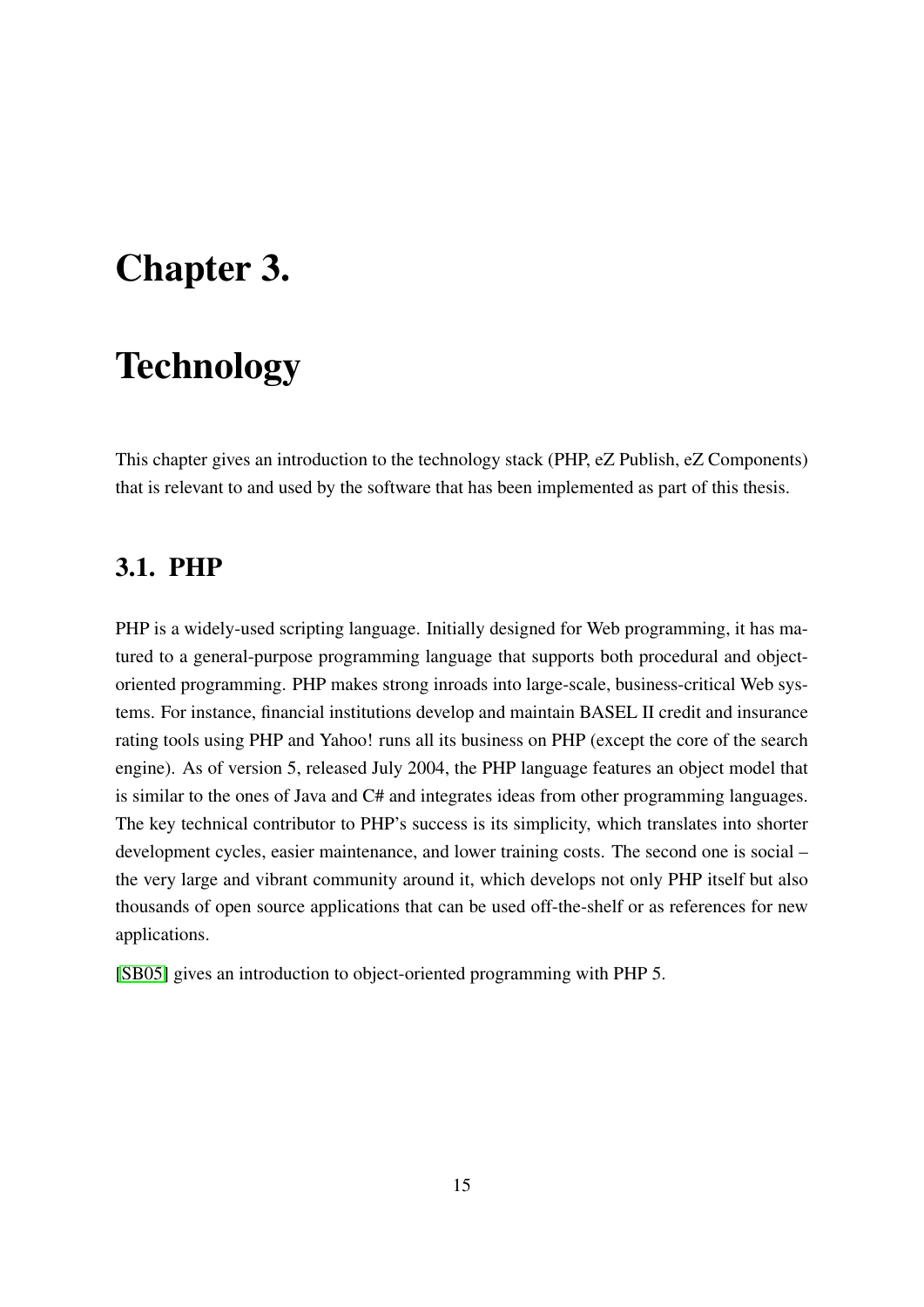# Chapter 3.

# Technology

This chapter gives an introduction to the technology stack (PHP, eZ Publish, eZ Components) that is relevant to and used by the software that has been implemented as part of this thesis.

## 3.1. PHP

PHP is a widely-used scripting language. Initially designed for Web programming, it has matured to a general-purpose programming language that supports both procedural and object-oriented programming. PHP makes strong inroads into large-scale, business-critical Web systems. For instance, financial institutions develop and maintain BASEL II credit and insurance rating tools using PHP and Yahoo! runs all its business on PHP (except the core of the search engine). As of version 5, released July 2004, the PHP language features an object model that is similar to the ones of Java and C# and integrates ideas from other programming languages. The key technical contributor to PHP's success is its simplicity, which translates into shorter development cycles, easier maintenance, and lower training costs. The second one is social – the very large and vibrant community around it, which develops not only PHP itself but also thousands of open source applications that can be used off-the-shelf or as references for new applications.

[SB05] gives an introduction to object-oriented programming with PHP 5.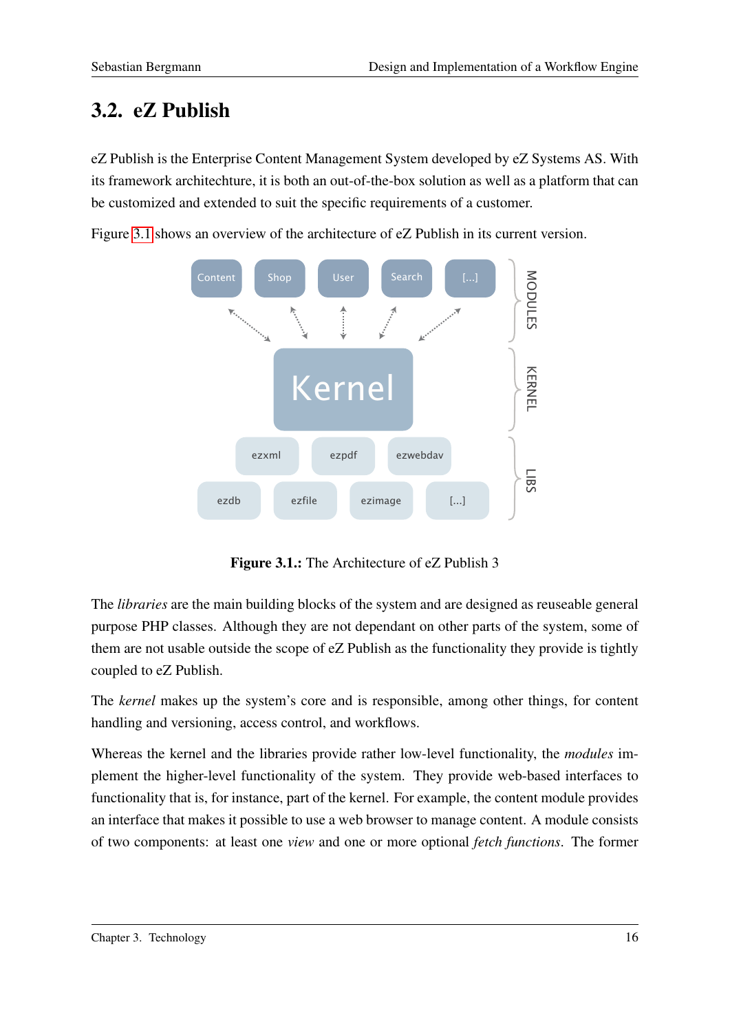## 3.2. eZ Publish

eZ Publish is the Enterprise Content Management System developed by eZ Systems AS. With its framework architechture, it is both an out-of-the-box solution as well as a platform that can be customized and extended to suit the specific requirements of a customer.

Figure 3.1 shows an overview of the architecture of eZ Publish in its current version.

**Figure 3.1.:** The Architecture of eZ Publish 3

The *libraries* are the main building blocks of the system and are designed as reuseable general purpose PHP classes. Although they are not dependant on other parts of the system, some of them are not usable outside the scope of eZ Publish as the functionality they provide is tightly coupled to eZ Publish.

The *kernel* makes up the system's core and is responsible, among other things, for content handling and versioning, access control, and workflows.

Whereas the kernel and the libraries provide rather low-level functionality, the *modules* implement the higher-level functionality of the system. They provide web-based interfaces to functionality that is, for instance, part of the kernel. For example, the content module provides an interface that makes it possible to use a web browser to manage content. A module consists of two components: at least one *view* and one or more optional *fetch functions*. The former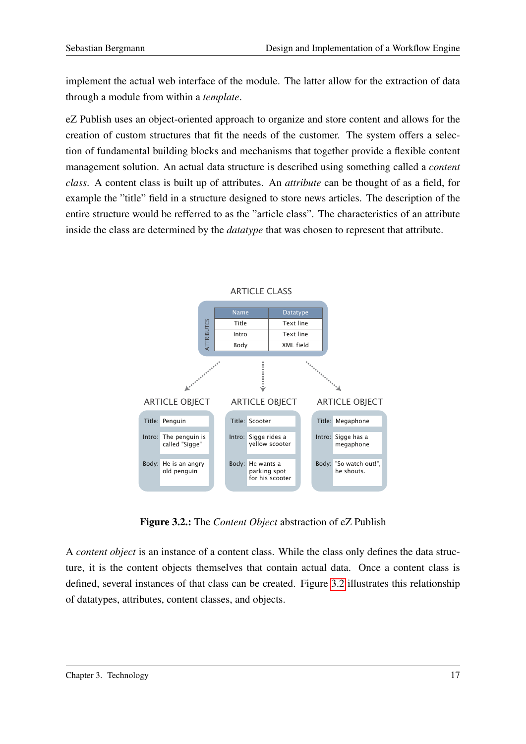implement the actual web interface of the module. The latter allow for the extraction of data through a module from within a *template*.

eZ Publish uses an object-oriented approach to organize and store content and allows for the creation of custom structures that fit the needs of the customer. The system offers a selection of fundamental building blocks and mechanisms that together provide a flexible content management solution. An actual data structure is described using something called a *content class*. A content class is built up of attributes. An *attribute* can be thought of as a field, for example the "title" field in a structure designed to store news articles. The description of the entire structure would be refferred to as the "article class". The characteristics of an attribute inside the class are determined by the *datatype* that was chosen to represent that attribute.

ARTICLE CLASS

| Name | Datatype |
|---|---|
| Title | Text line |
| Intro | Text line |
| Body | XML field |

| ARTICLE OBJECT | ARTICLE OBJECT | ARTICLE OBJECT |
|---|---|---|
| Title: Penguin | Title: Scooter | Title: Megaphone |
| Intro: The penguin is called "Sigge" | Intro: Sigge rides a yellow scooter | Intro: Sigge has a megaphone |
| Body: He is an angry old penguin | Body: He wants a parking spot for his scooter | Body: "So watch out!", he shouts. |

**Figure 3.2.:** The *Content Object* abstraction of eZ Publish

A *content object* is an instance of a content class. While the class only defines the data structure, it is the content objects themselves that contain actual data. Once a content class is defined, several instances of that class can be created. Figure 3.2 illustrates this relationship of datatypes, attributes, content classes, and objects.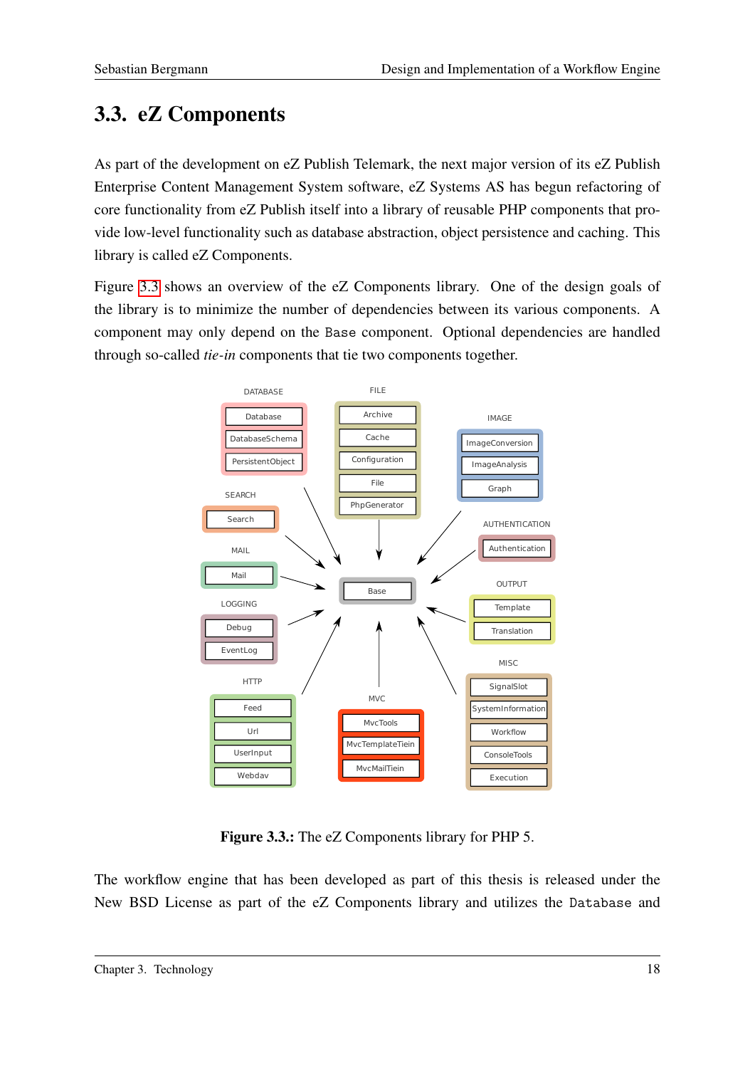## 3.3. eZ Components

As part of the development on eZ Publish Telemark, the next major version of its eZ Publish Enterprise Content Management System software, eZ Systems AS has begun refactoring of core functionality from eZ Publish itself into a library of reusable PHP components that provide low-level functionality such as database abstraction, object persistence and caching. This library is called eZ Components.

Figure 3.3 shows an overview of the eZ Components library. One of the design goals of the library is to minimize the number of dependencies between its various components. A component may only depend on the Base component. Optional dependencies are handled through so-called *tie-in* components that tie two components together.

**Figure 3.3.:** The eZ Components library for PHP 5.

The workflow engine that has been developed as part of this thesis is released under the New BSD License as part of the eZ Components library and utilizes the Database and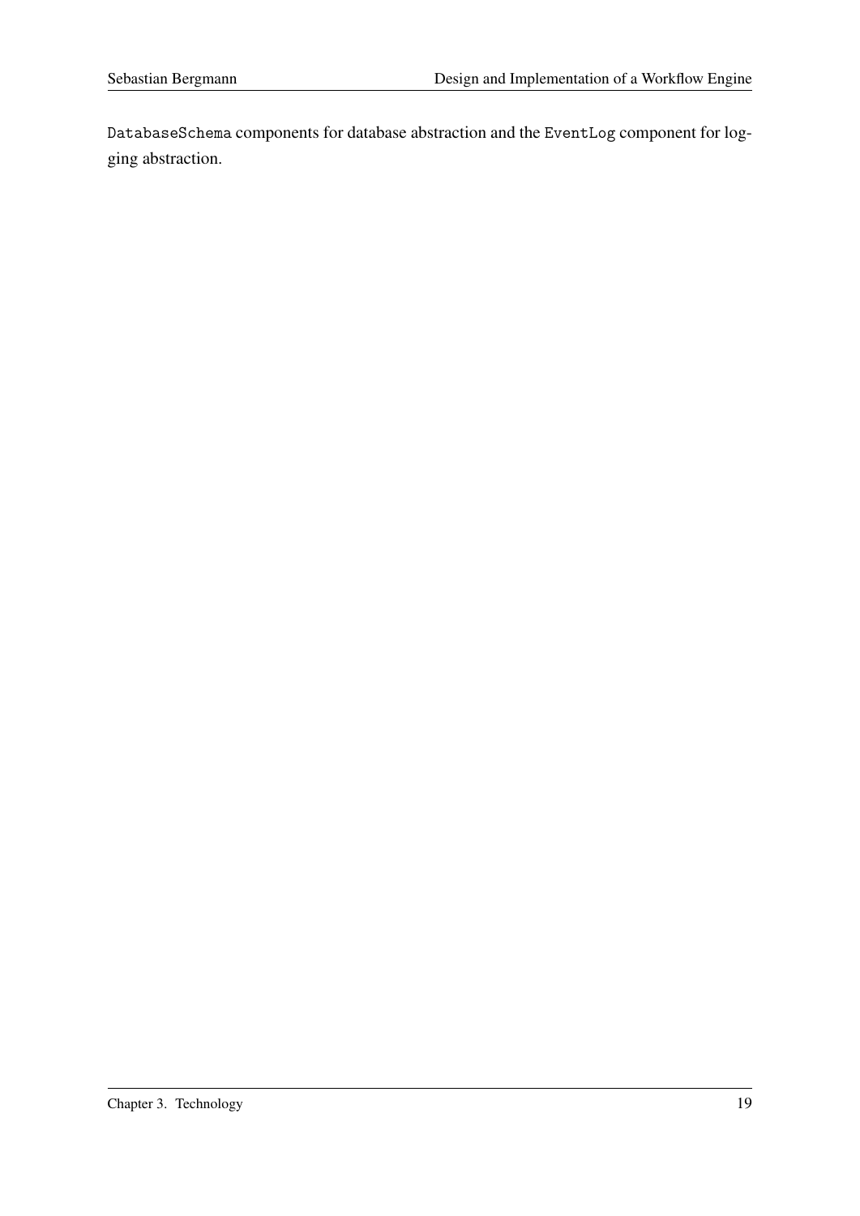`DatabaseSchema` components for database abstraction and the `EventLog` component for logging abstraction.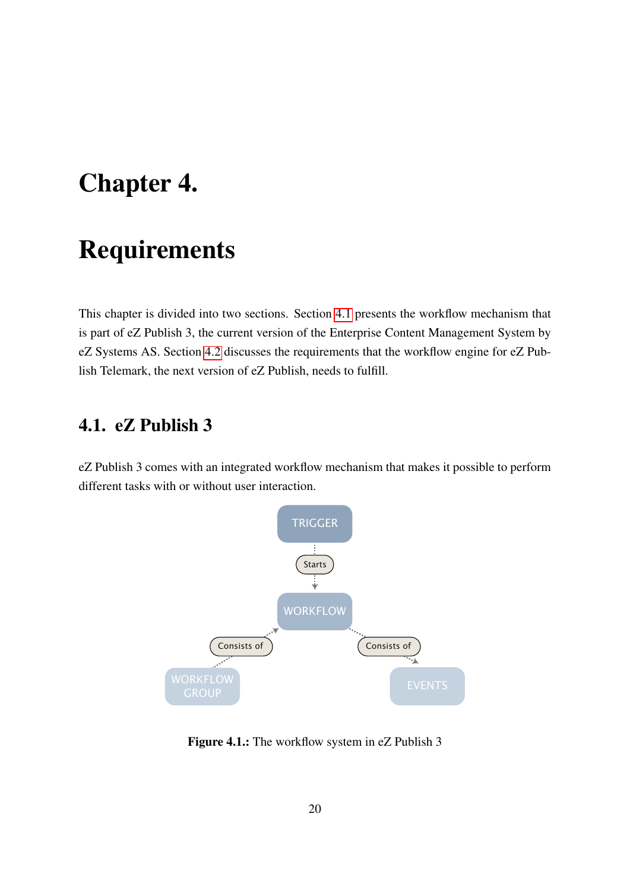# Chapter 4.

# Requirements

This chapter is divided into two sections. Section 4.1 presents the workflow mechanism that is part of eZ Publish 3, the current version of the Enterprise Content Management System by eZ Systems AS. Section 4.2 discusses the requirements that the workflow engine for eZ Publish Telemark, the next version of eZ Publish, needs to fulfill.

## 4.1. eZ Publish 3

eZ Publish 3 comes with an integrated workflow mechanism that makes it possible to perform different tasks with or without user interaction.

**Figure 4.1.:** The workflow system in eZ Publish 3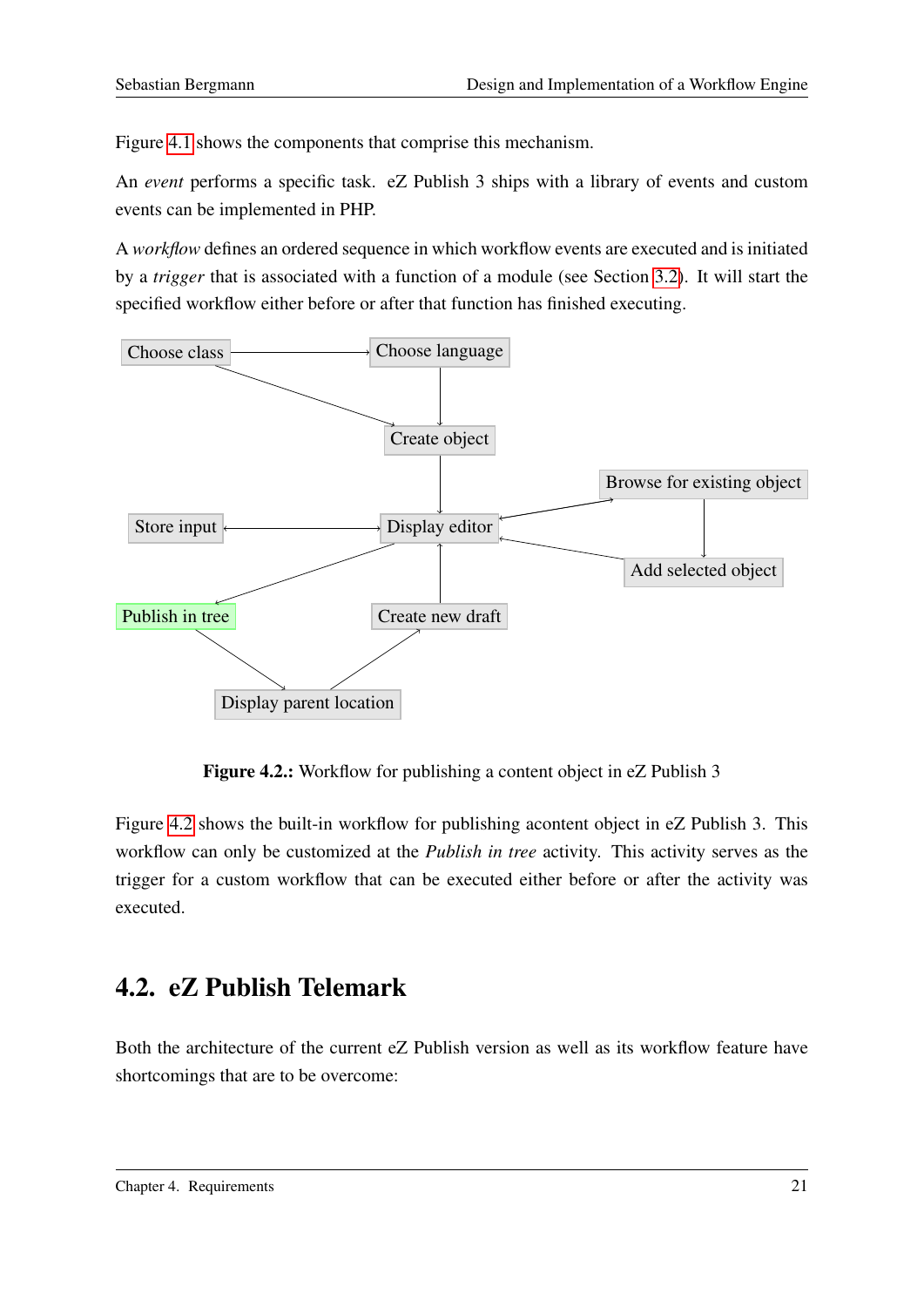Figure 4.1 shows the components that comprise this mechanism.

An *event* performs a specific task. eZ Publish 3 ships with a library of events and custom events can be implemented in PHP.

A *workflow* defines an ordered sequence in which workflow events are executed and is initiated by a *trigger* that is associated with a function of a module (see Section 3.2). It will start the specified workflow either before or after that function has finished executing.

**Figure 4.2.:** Workflow for publishing a content object in eZ Publish 3

Figure 4.2 shows the built-in workflow for publishing acontent object in eZ Publish 3. This workflow can only be customized at the *Publish in tree* activity. This activity serves as the trigger for a custom workflow that can be executed either before or after the activity was executed.

## 4.2. eZ Publish Telemark

Both the architecture of the current eZ Publish version as well as its workflow feature have shortcomings that are to be overcome: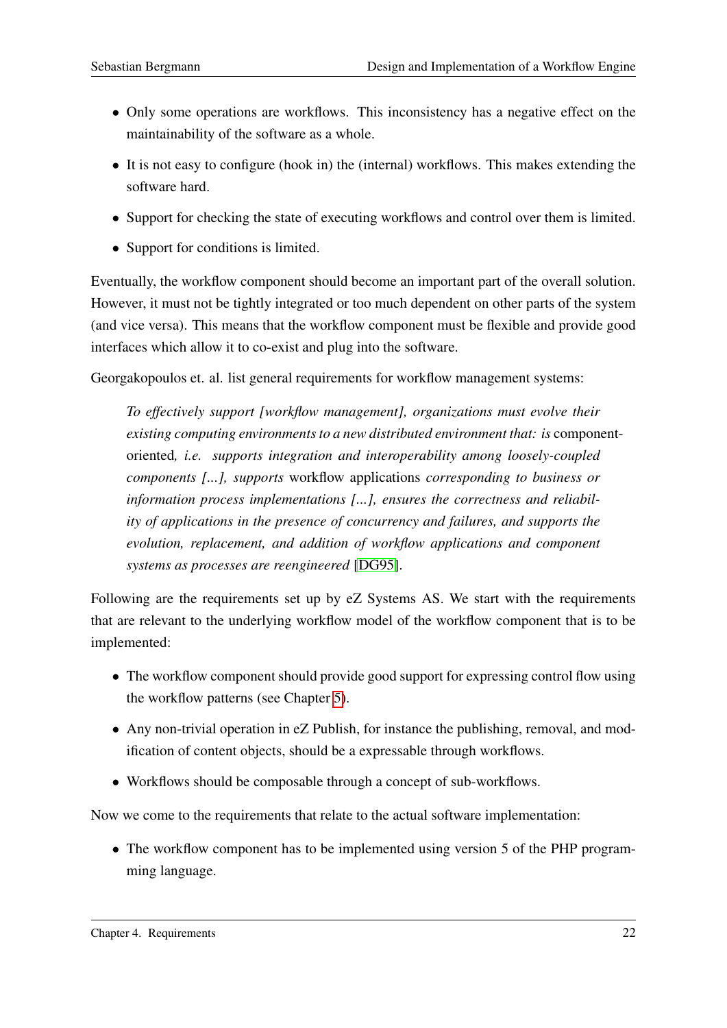- Only some operations are workflows. This inconsistency has a negative effect on the maintainability of the software as a whole.
- It is not easy to configure (hook in) the (internal) workflows. This makes extending the software hard.
- Support for checking the state of executing workflows and control over them is limited.
- Support for conditions is limited.

Eventually, the workflow component should become an important part of the overall solution. However, it must not be tightly integrated or too much dependent on other parts of the system (and vice versa). This means that the workflow component must be flexible and provide good interfaces which allow it to co-exist and plug into the software.

Georgakopoulos et. al. list general requirements for workflow management systems:

> *To effectively support [workflow management], organizations must evolve their existing computing environments to a new distributed environment that: is* component-oriented*, i.e. supports integration and interoperability among loosely-coupled components [...], supports* workflow applications *corresponding to business or information process implementations [...], ensures the correctness and reliability of applications in the presence of concurrency and failures, and supports the evolution, replacement, and addition of workflow applications and component systems as processes are reengineered* [DG95].

Following are the requirements set up by eZ Systems AS. We start with the requirements that are relevant to the underlying workflow model of the workflow component that is to be implemented:

- The workflow component should provide good support for expressing control flow using the workflow patterns (see Chapter 5).
- Any non-trivial operation in eZ Publish, for instance the publishing, removal, and modification of content objects, should be a expressable through workflows.
- Workflows should be composable through a concept of sub-workflows.

Now we come to the requirements that relate to the actual software implementation:

- The workflow component has to be implemented using version 5 of the PHP programming language.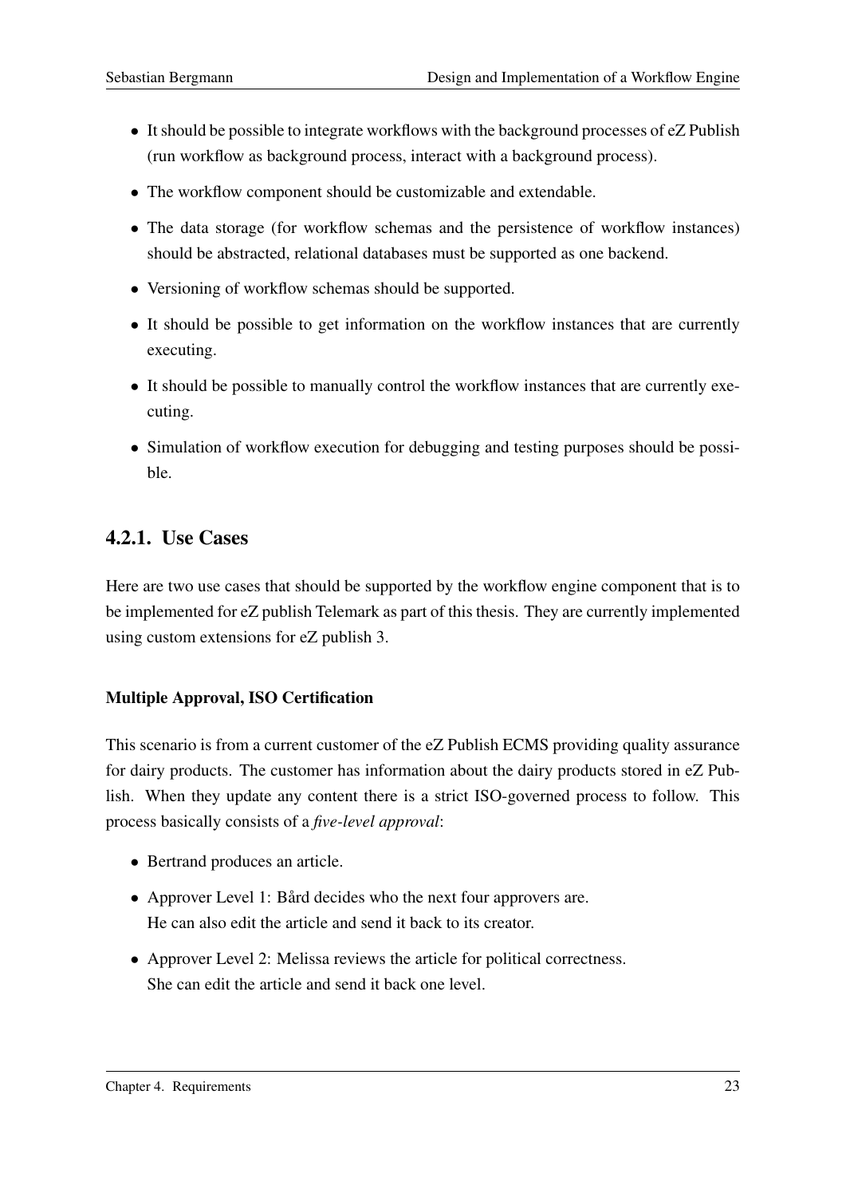- It should be possible to integrate workflows with the background processes of eZ Publish (run workflow as background process, interact with a background process).
- The workflow component should be customizable and extendable.
- The data storage (for workflow schemas and the persistence of workflow instances) should be abstracted, relational databases must be supported as one backend.
- Versioning of workflow schemas should be supported.
- It should be possible to get information on the workflow instances that are currently executing.
- It should be possible to manually control the workflow instances that are currently executing.
- Simulation of workflow execution for debugging and testing purposes should be possible.

### 4.2.1. Use Cases

Here are two use cases that should be supported by the workflow engine component that is to be implemented for eZ publish Telemark as part of this thesis. They are currently implemented using custom extensions for eZ publish 3.

#### Multiple Approval, ISO Certification

This scenario is from a current customer of the eZ Publish ECMS providing quality assurance for dairy products. The customer has information about the dairy products stored in eZ Publish. When they update any content there is a strict ISO-governed process to follow. This process basically consists of a *five-level approval*:

- Bertrand produces an article.
- Approver Level 1: Bård decides who the next four approvers are.
  He can also edit the article and send it back to its creator.
- Approver Level 2: Melissa reviews the article for political correctness.
  She can edit the article and send it back one level.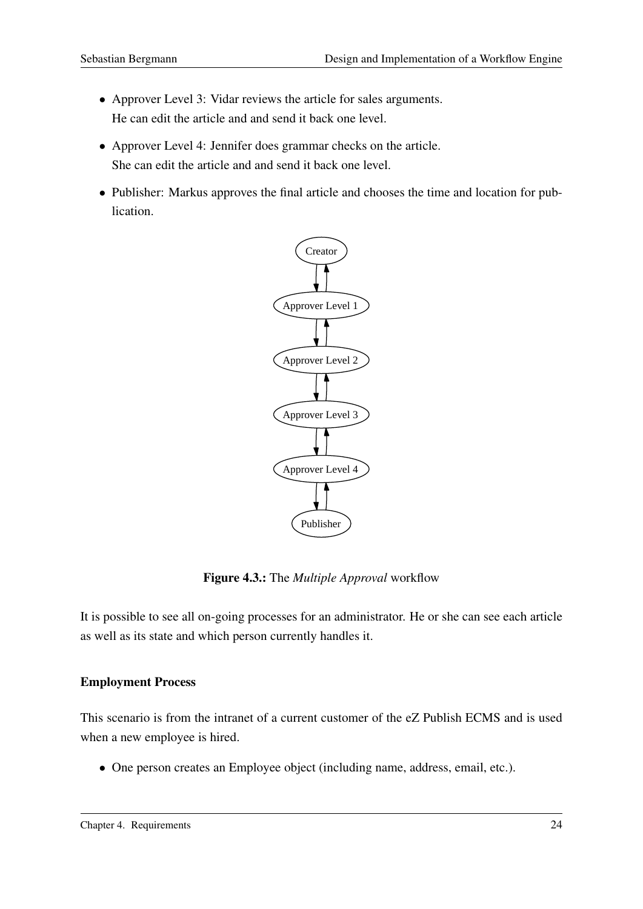- Approver Level 3: Vidar reviews the article for sales arguments.
  He can edit the article and and send it back one level.
- Approver Level 4: Jennifer does grammar checks on the article.
  She can edit the article and and send it back one level.
- Publisher: Markus approves the final article and chooses the time and location for publication.

**Figure 4.3.:** The *Multiple Approval* workflow

It is possible to see all on-going processes for an administrator. He or she can see each article as well as its state and which person currently handles it.

#### Employment Process

This scenario is from the intranet of a current customer of the eZ Publish ECMS and is used when a new employee is hired.

- One person creates an Employee object (including name, address, email, etc.).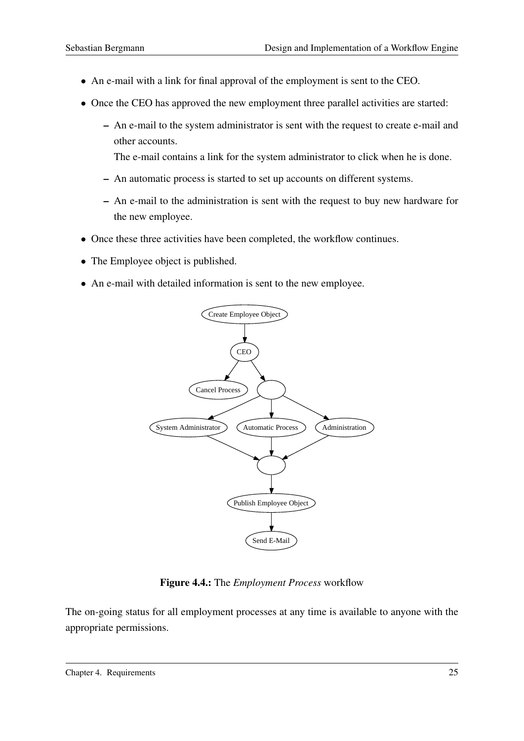- An e-mail with a link for final approval of the employment is sent to the CEO.
- Once the CEO has approved the new employment three parallel activities are started:
  - An e-mail to the system administrator is sent with the request to create e-mail and other accounts.
    The e-mail contains a link for the system administrator to click when he is done.
  - An automatic process is started to set up accounts on different systems.
  - An e-mail to the administration is sent with the request to buy new hardware for the new employee.
- Once these three activities have been completed, the workflow continues.
- The Employee object is published.
- An e-mail with detailed information is sent to the new employee.

**Figure 4.4.:** The *Employment Process* workflow

The on-going status for all employment processes at any time is available to anyone with the appropriate permissions.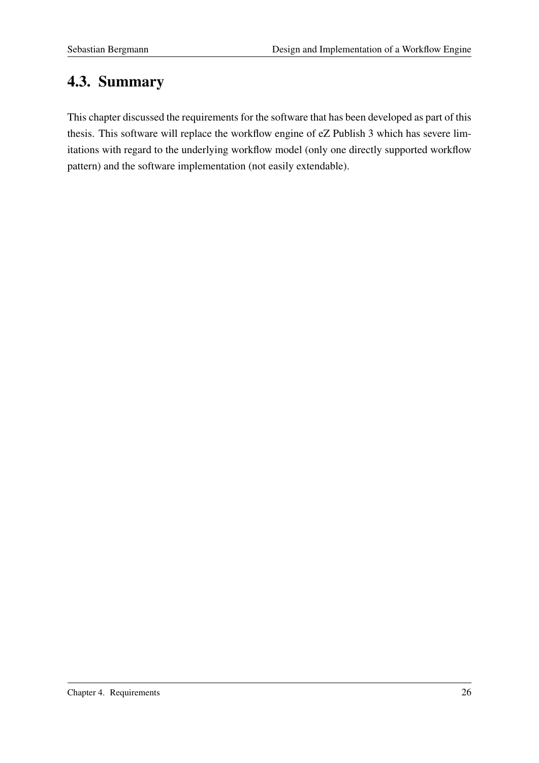## 4.3. Summary

This chapter discussed the requirements for the software that has been developed as part of this thesis. This software will replace the workflow engine of eZ Publish 3 which has severe limitations with regard to the underlying workflow model (only one directly supported workflow pattern) and the software implementation (not easily extendable).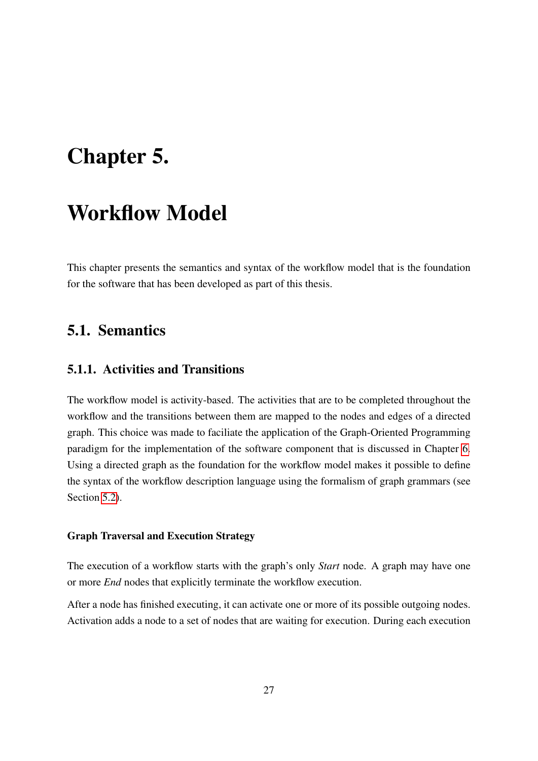# Chapter 5.

# Workflow Model

This chapter presents the semantics and syntax of the workflow model that is the foundation for the software that has been developed as part of this thesis.

## 5.1. Semantics

### 5.1.1. Activities and Transitions

The workflow model is activity-based. The activities that are to be completed throughout the workflow and the transitions between them are mapped to the nodes and edges of a directed graph. This choice was made to faciliate the application of the Graph-Oriented Programming paradigm for the implementation of the software component that is discussed in Chapter 6. Using a directed graph as the foundation for the workflow model makes it possible to define the syntax of the workflow description language using the formalism of graph grammars (see Section 5.2).

#### Graph Traversal and Execution Strategy

The execution of a workflow starts with the graph's only *Start* node. A graph may have one or more *End* nodes that explicitly terminate the workflow execution.

After a node has finished executing, it can activate one or more of its possible outgoing nodes. Activation adds a node to a set of nodes that are waiting for execution. During each execution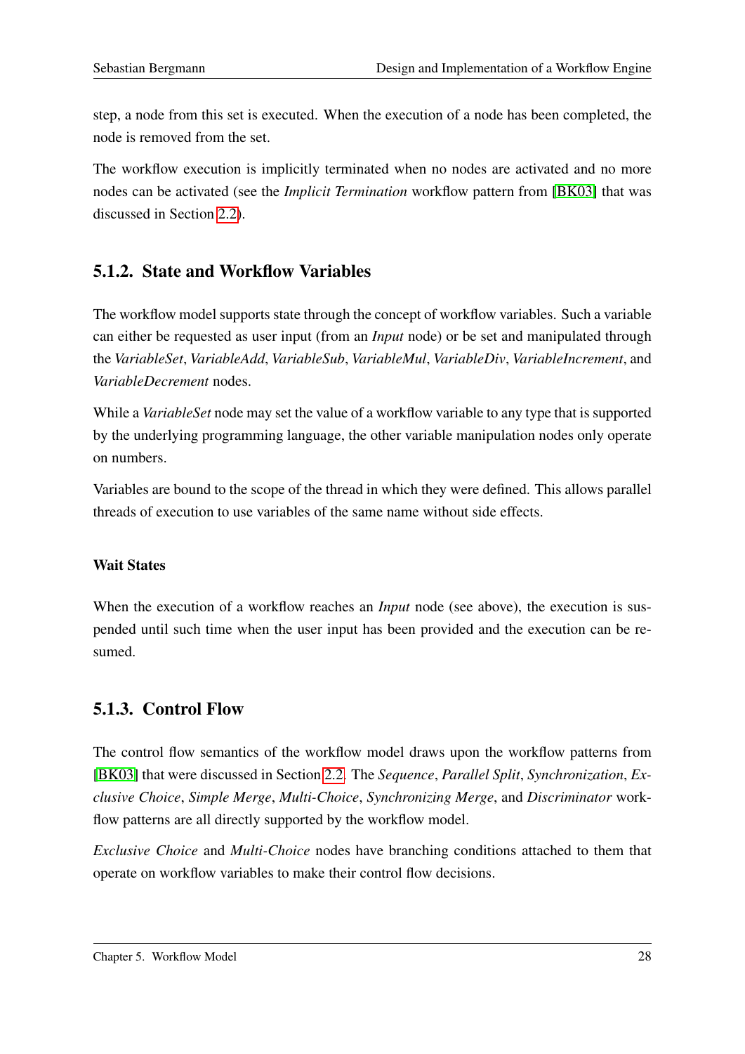step, a node from this set is executed. When the execution of a node has been completed, the node is removed from the set.

The workflow execution is implicitly terminated when no nodes are activated and no more nodes can be activated (see the *Implicit Termination* workflow pattern from [BK03] that was discussed in Section 2.2).

### 5.1.2. State and Workflow Variables

The workflow model supports state through the concept of workflow variables. Such a variable can either be requested as user input (from an *Input* node) or be set and manipulated through the *VariableSet*, *VariableAdd*, *VariableSub*, *VariableMul*, *VariableDiv*, *VariableIncrement*, and *VariableDecrement* nodes.

While a *VariableSet* node may set the value of a workflow variable to any type that is supported by the underlying programming language, the other variable manipulation nodes only operate on numbers.

Variables are bound to the scope of the thread in which they were defined. This allows parallel threads of execution to use variables of the same name without side effects.

#### Wait States

When the execution of a workflow reaches an *Input* node (see above), the execution is suspended until such time when the user input has been provided and the execution can be resumed.

### 5.1.3. Control Flow

The control flow semantics of the workflow model draws upon the workflow patterns from [BK03] that were discussed in Section 2.2. The *Sequence*, *Parallel Split*, *Synchronization*, *Exclusive Choice*, *Simple Merge*, *Multi-Choice*, *Synchronizing Merge*, and *Discriminator* workflow patterns are all directly supported by the workflow model.

*Exclusive Choice* and *Multi-Choice* nodes have branching conditions attached to them that operate on workflow variables to make their control flow decisions.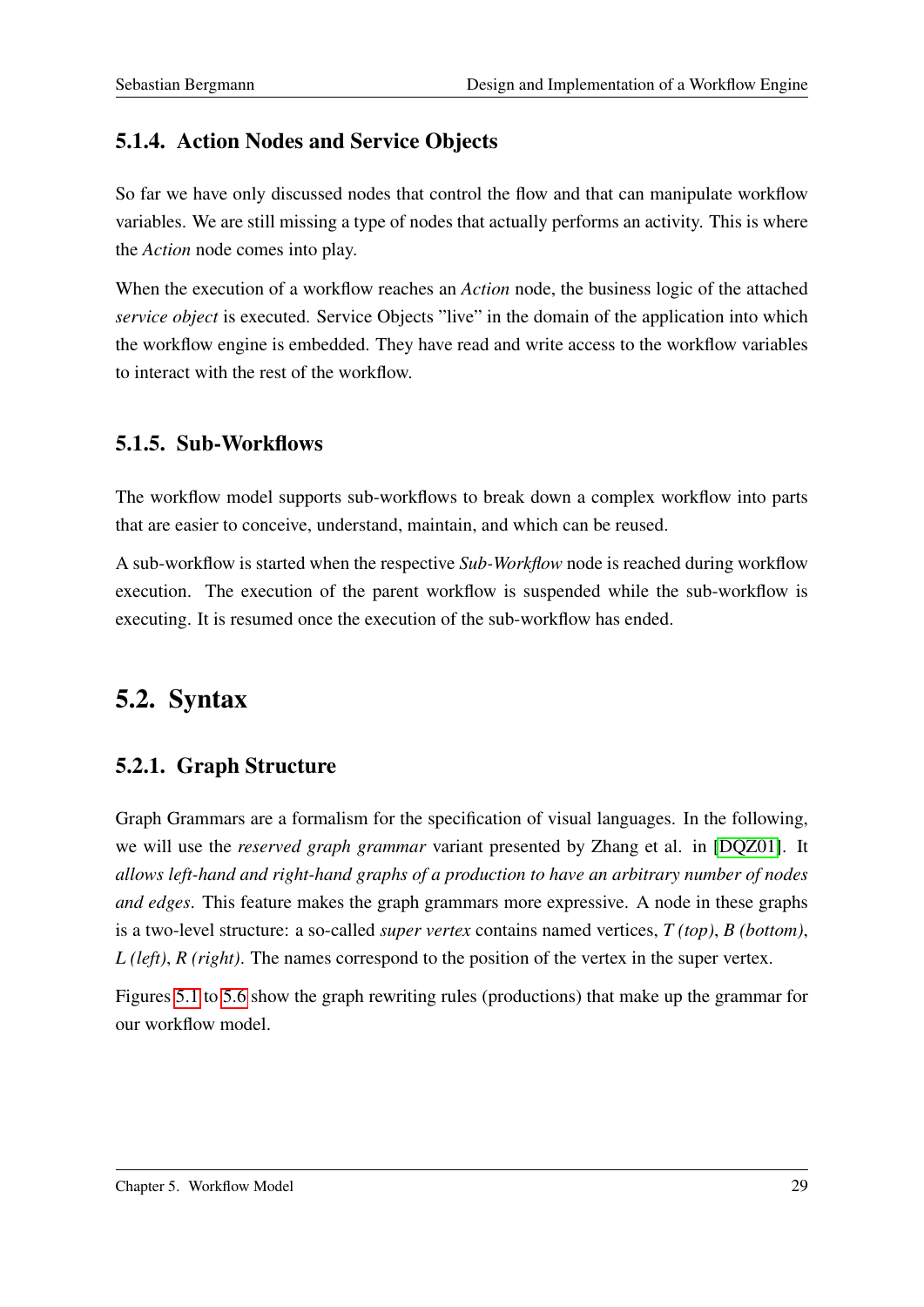### 5.1.4. Action Nodes and Service Objects

So far we have only discussed nodes that control the flow and that can manipulate workflow variables. We are still missing a type of nodes that actually performs an activity. This is where the *Action* node comes into play.

When the execution of a workflow reaches an *Action* node, the business logic of the attached *service object* is executed. Service Objects "live" in the domain of the application into which the workflow engine is embedded. They have read and write access to the workflow variables to interact with the rest of the workflow.

### 5.1.5. Sub-Workflows

The workflow model supports sub-workflows to break down a complex workflow into parts that are easier to conceive, understand, maintain, and which can be reused.

A sub-workflow is started when the respective *Sub-Workflow* node is reached during workflow execution. The execution of the parent workflow is suspended while the sub-workflow is executing. It is resumed once the execution of the sub-workflow has ended.

## 5.2. Syntax

### 5.2.1. Graph Structure

Graph Grammars are a formalism for the specification of visual languages. In the following, we will use the *reserved graph grammar* variant presented by Zhang et al. in [DQZ01]. It *allows left-hand and right-hand graphs of a production to have an arbitrary number of nodes and edges*. This feature makes the graph grammars more expressive. A node in these graphs is a two-level structure: a so-called *super vertex* contains named vertices, *T (top)*, *B (bottom)*, *L (left)*, *R (right)*. The names correspond to the position of the vertex in the super vertex.

Figures 5.1 to 5.6 show the graph rewriting rules (productions) that make up the grammar for our workflow model.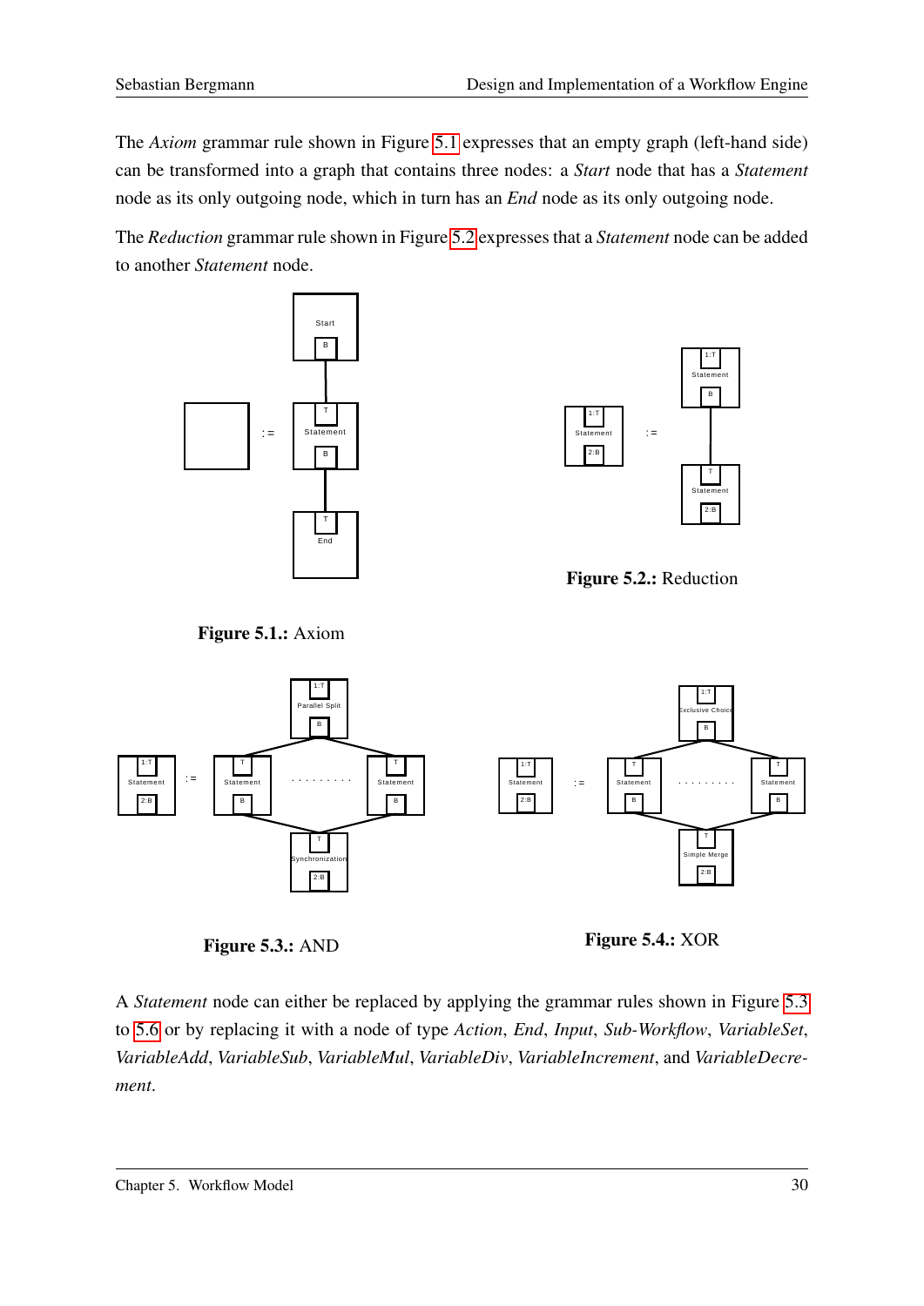The *Axiom* grammar rule shown in Figure 5.1 expresses that an empty graph (left-hand side) can be transformed into a graph that contains three nodes: a *Start* node that has a *Statement* node as its only outgoing node, which in turn has an *End* node as its only outgoing node.

The *Reduction* grammar rule shown in Figure 5.2 expresses that a *Statement* node can be added to another *Statement* node.

**Figure 5.1.:** Axiom

**Figure 5.2.:** Reduction

**Figure 5.3.:** AND

**Figure 5.4.:** XOR

A *Statement* node can either be replaced by applying the grammar rules shown in Figure 5.3 to 5.6 or by replacing it with a node of type *Action*, *End*, *Input*, *Sub-Workflow*, *VariableSet*, *VariableAdd*, *VariableSub*, *VariableMul*, *VariableDiv*, *VariableIncrement*, and *VariableDecrement*.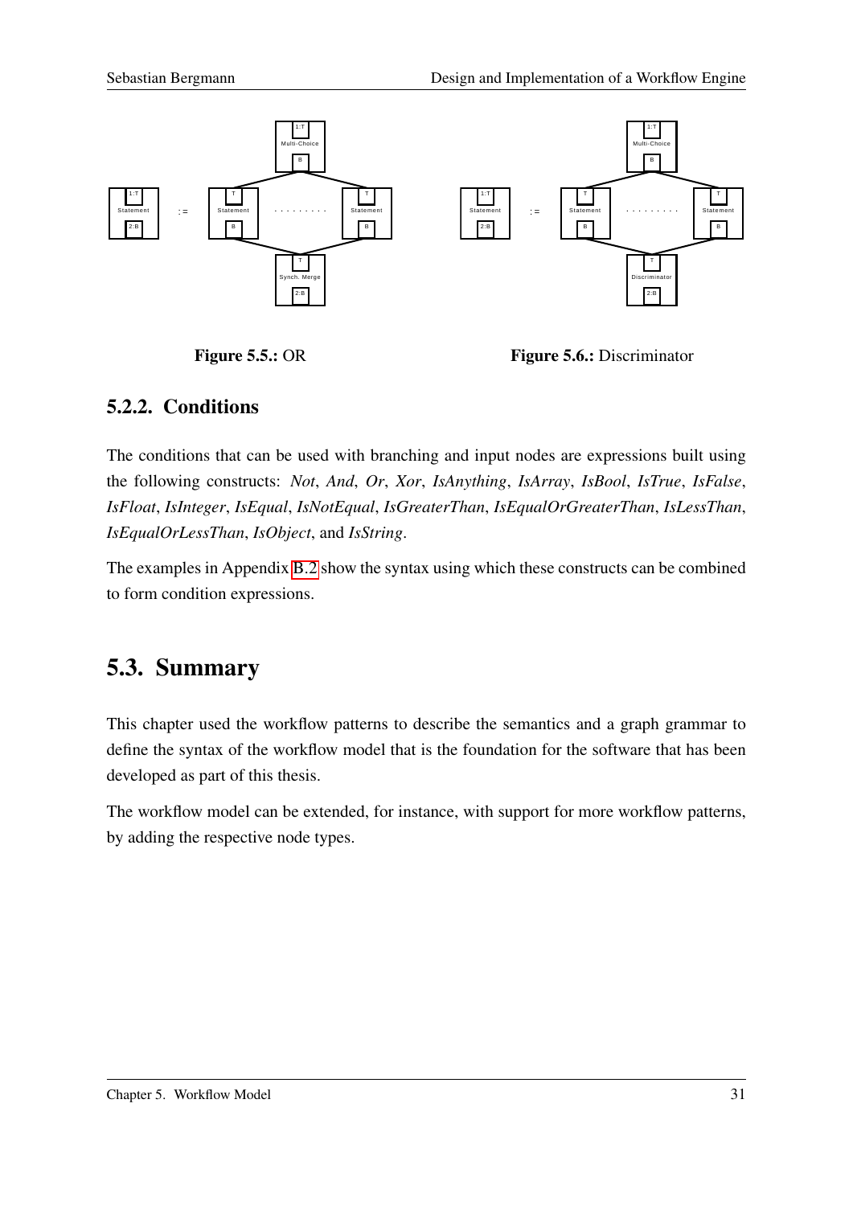**Figure 5.5.:** OR

**Figure 5.6.:** Discriminator

### 5.2.2. Conditions

The conditions that can be used with branching and input nodes are expressions built using the following constructs: *Not*, *And*, *Or*, *Xor*, *IsAnything*, *IsArray*, *IsBool*, *IsTrue*, *IsFalse*, *IsFloat*, *IsInteger*, *IsEqual*, *IsNotEqual*, *IsGreaterThan*, *IsEqualOrGreaterThan*, *IsLessThan*, *IsEqualOrLessThan*, *IsObject*, and *IsString*.

The examples in Appendix B.2 show the syntax using which these constructs can be combined to form condition expressions.

## 5.3. Summary

This chapter used the workflow patterns to describe the semantics and a graph grammar to define the syntax of the workflow model that is the foundation for the software that has been developed as part of this thesis.

The workflow model can be extended, for instance, with support for more workflow patterns, by adding the respective node types.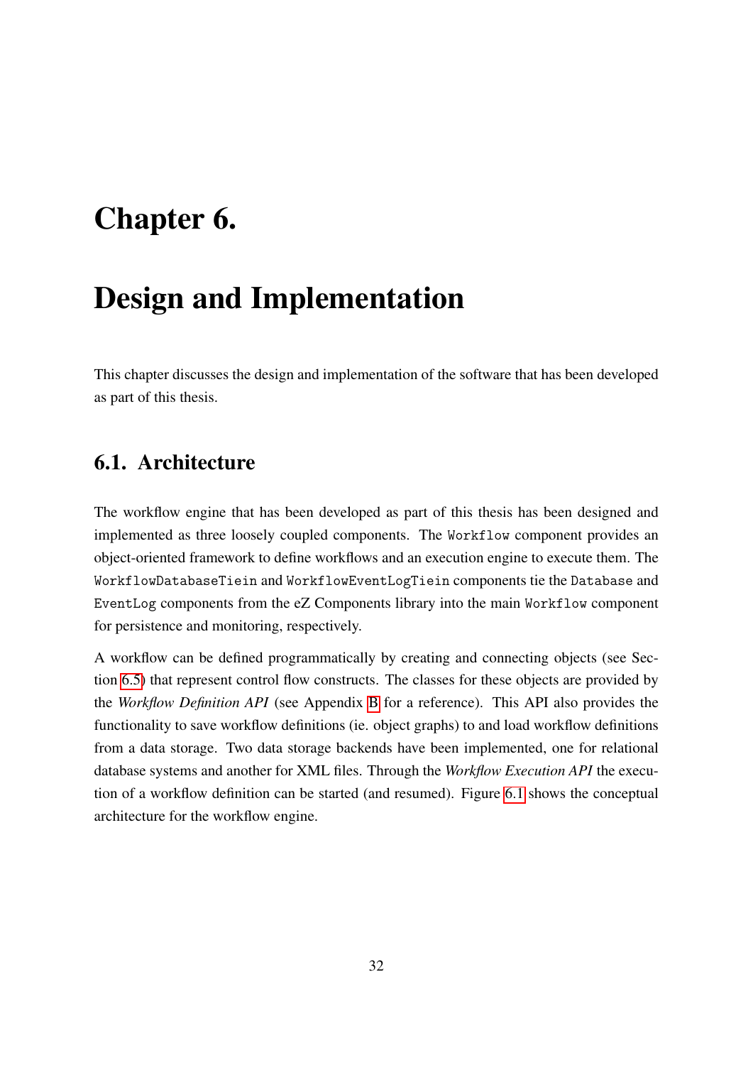// Chapter 6.

# Design and Implementation

This chapter discusses the design and implementation of the software that has been developed as part of this thesis.

## 6.1. Architecture

The workflow engine that has been developed as part of this thesis has been designed and implemented as three loosely coupled components. The `Workflow` component provides an object-oriented framework to define workflows and an execution engine to execute them. The `WorkflowDatabaseTiein` and `WorkflowEventLogTiein` components tie the `Database` and `EventLog` components from the eZ Components library into the main `Workflow` component for persistence and monitoring, respectively.

A workflow can be defined programmatically by creating and connecting objects (see Section 6.5) that represent control flow constructs. The classes for these objects are provided by the *Workflow Definition API* (see Appendix B for a reference). This API also provides the functionality to save workflow definitions (ie. object graphs) to and load workflow definitions from a data storage. Two data storage backends have been implemented, one for relational database systems and another for XML files. Through the *Workflow Execution API* the execution of a workflow definition can be started (and resumed). Figure 6.1 shows the conceptual architecture for the workflow engine.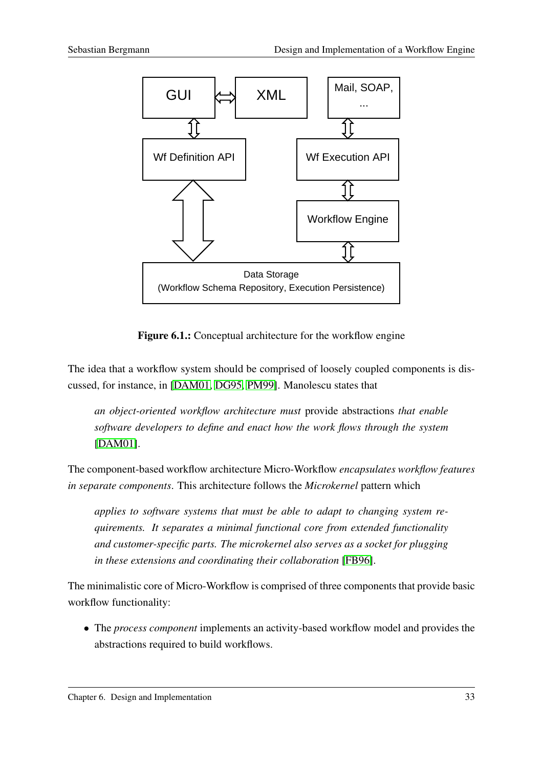Figure 6.1.: Conceptual architecture for the workflow engine

The idea that a workflow system should be comprised of loosely coupled components is discussed, for instance, in [DAM01, DG95, PM99]. Manolescu states that

> *an object-oriented workflow architecture must* provide abstractions *that enable software developers to define and enact how the work flows through the system* [DAM01].

The component-based workflow architecture Micro-Workflow *encapsulates workflow features in separate components*. This architecture follows the *Microkernel* pattern which

> *applies to software systems that must be able to adapt to changing system requirements. It separates a minimal functional core from extended functionality and customer-specific parts. The microkernel also serves as a socket for plugging in these extensions and coordinating their collaboration* [FB96].

The minimalistic core of Micro-Workflow is comprised of three components that provide basic workflow functionality:

- The *process component* implements an activity-based workflow model and provides the abstractions required to build workflows.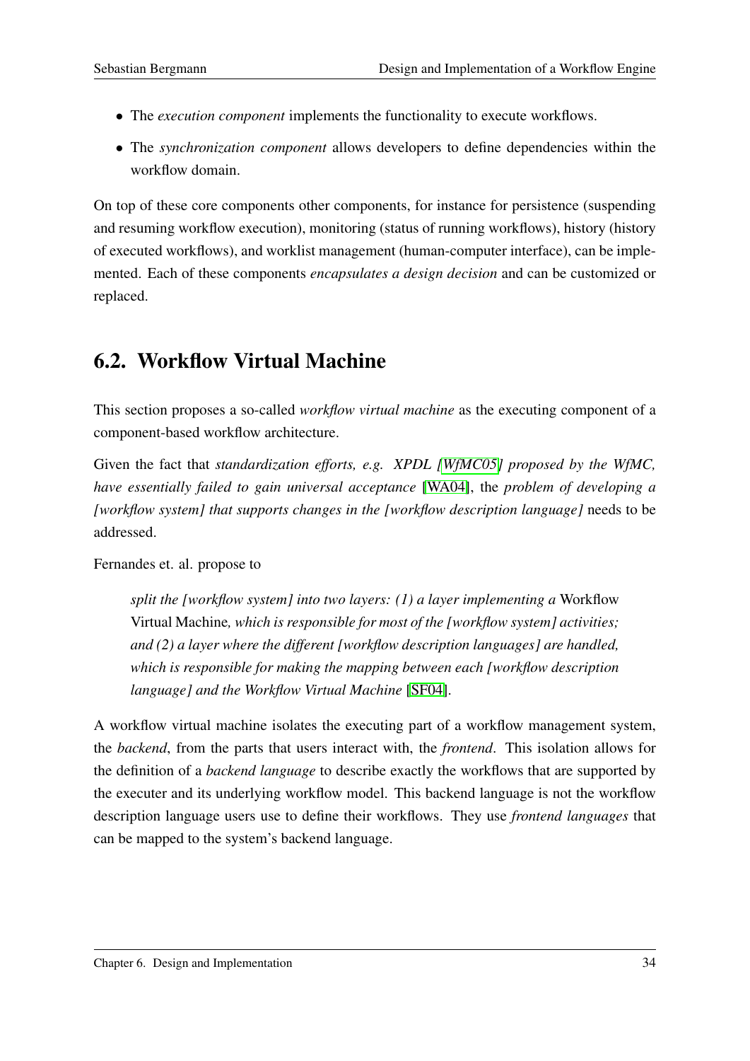- The *execution component* implements the functionality to execute workflows.
- The *synchronization component* allows developers to define dependencies within the workflow domain.

On top of these core components other components, for instance for persistence (suspending and resuming workflow execution), monitoring (status of running workflows), history (history of executed workflows), and worklist management (human-computer interface), can be implemented. Each of these components *encapsulates a design decision* and can be customized or replaced.

## 6.2. Workflow Virtual Machine

This section proposes a so-called *workflow virtual machine* as the executing component of a component-based workflow architecture.

Given the fact that *standardization efforts, e.g. XPDL [WfMC05] proposed by the WfMC, have essentially failed to gain universal acceptance* [WA04], the *problem of developing a [workflow system] that supports changes in the [workflow description language]* needs to be addressed.

Fernandes et. al. propose to

> *split the [workflow system] into two layers: (1) a layer implementing a* Workflow Virtual Machine*, which is responsible for most of the [workflow system] activities; and (2) a layer where the different [workflow description languages] are handled, which is responsible for making the mapping between each [workflow description language] and the Workflow Virtual Machine* [SF04].

A workflow virtual machine isolates the executing part of a workflow management system, the *backend*, from the parts that users interact with, the *frontend*. This isolation allows for the definition of a *backend language* to describe exactly the workflows that are supported by the executer and its underlying workflow model. This backend language is not the workflow description language users use to define their workflows. They use *frontend languages* that can be mapped to the system's backend language.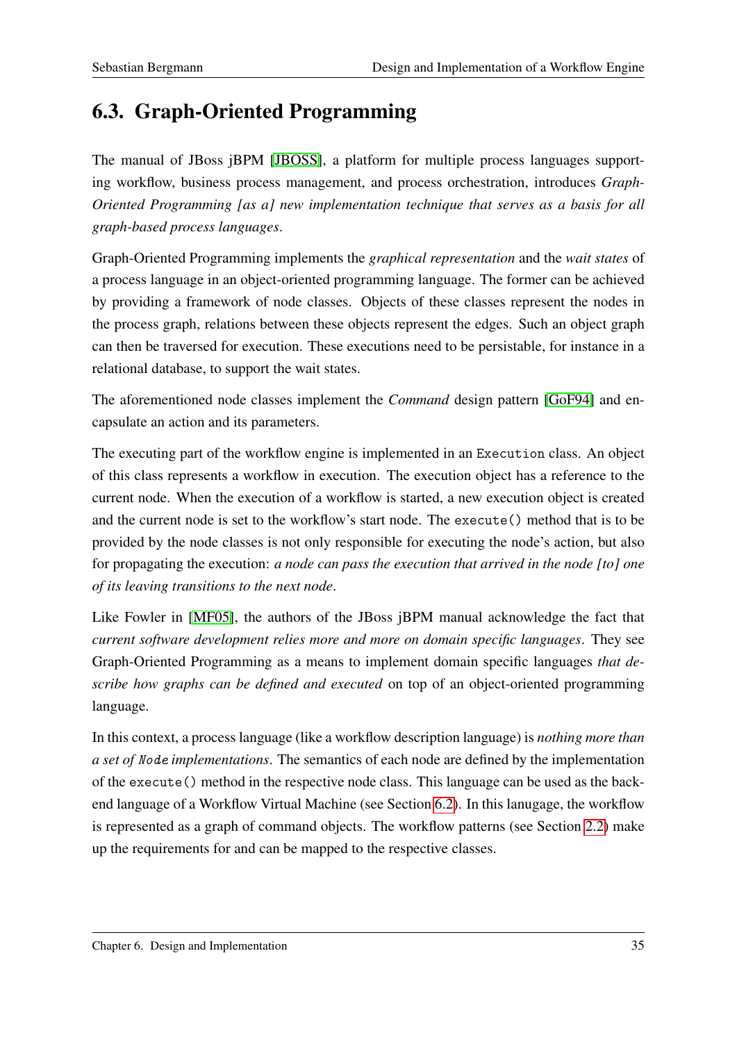## 6.3. Graph-Oriented Programming

The manual of JBoss jBPM [JBOSS], a platform for multiple process languages supporting workflow, business process management, and process orchestration, introduces *Graph-Oriented Programming [as a] new implementation technique that serves as a basis for all graph-based process languages*.

Graph-Oriented Programming implements the *graphical representation* and the *wait states* of a process language in an object-oriented programming language. The former can be achieved by providing a framework of node classes. Objects of these classes represent the nodes in the process graph, relations between these objects represent the edges. Such an object graph can then be traversed for execution. These executions need to be persistable, for instance in a relational database, to support the wait states.

The aforementioned node classes implement the *Command* design pattern [GoF94] and encapsulate an action and its parameters.

The executing part of the workflow engine is implemented in an `Execution` class. An object of this class represents a workflow in execution. The execution object has a reference to the current node. When the execution of a workflow is started, a new execution object is created and the current node is set to the workflow's start node. The `execute()` method that is to be provided by the node classes is not only responsible for executing the node's action, but also for propagating the execution: *a node can pass the execution that arrived in the node [to] one of its leaving transitions to the next node*.

Like Fowler in [MF05], the authors of the JBoss jBPM manual acknowledge the fact that *current software development relies more and more on domain specific languages*. They see Graph-Oriented Programming as a means to implement domain specific languages *that describe how graphs can be defined and executed* on top of an object-oriented programming language.

In this context, a process language (like a workflow description language) is *nothing more than a set of `Node` implementations*. The semantics of each node are defined by the implementation of the `execute()` method in the respective node class. This language can be used as the back-end language of a Workflow Virtual Machine (see Section 6.2). In this lanugage, the workflow is represented as a graph of command objects. The workflow patterns (see Section 2.2) make up the requirements for and can be mapped to the respective classes.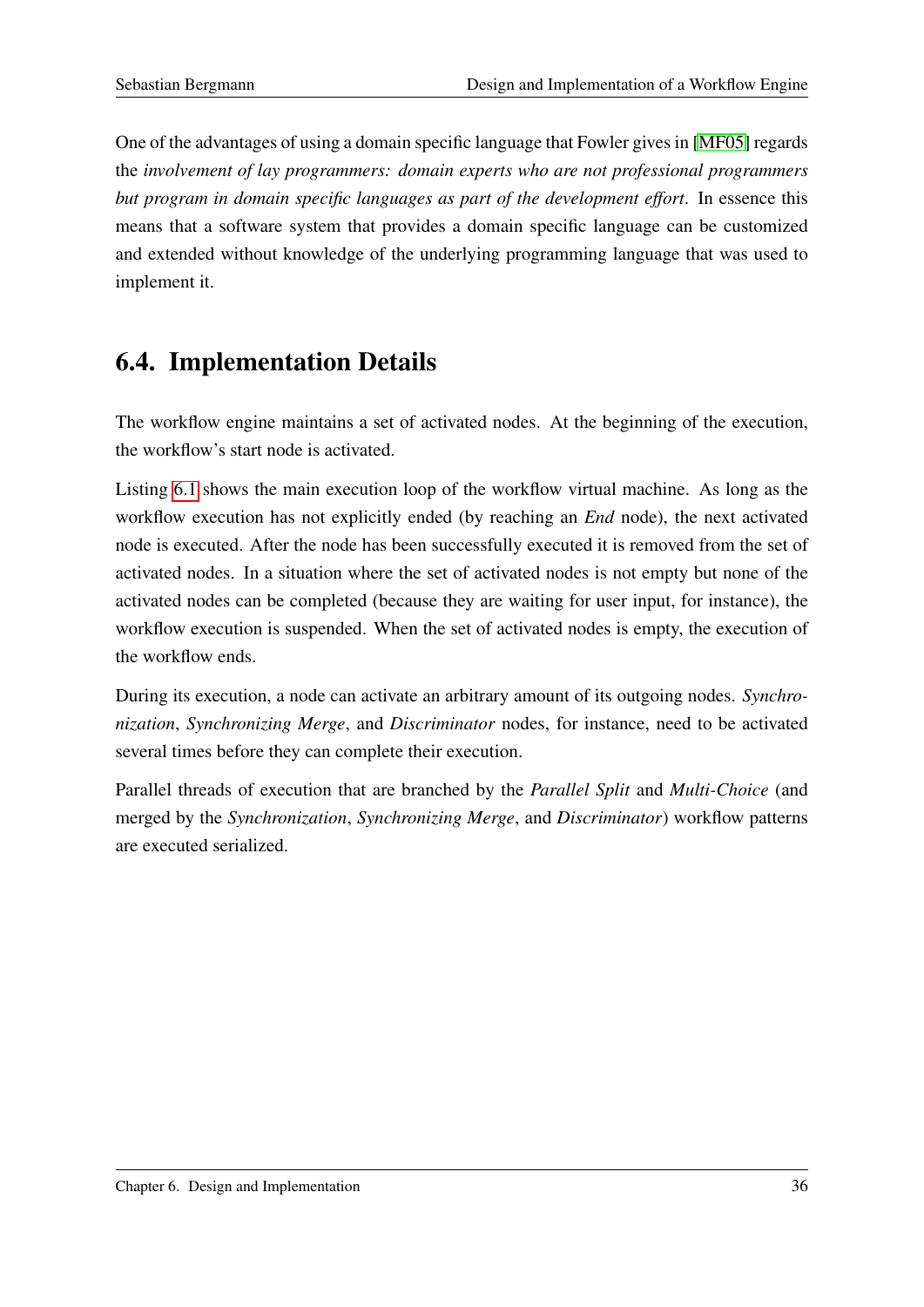One of the advantages of using a domain specific language that Fowler gives in [MF05] regards the *involvement of lay programmers: domain experts who are not professional programmers but program in domain specific languages as part of the development effort*. In essence this means that a software system that provides a domain specific language can be customized and extended without knowledge of the underlying programming language that was used to implement it.

## 6.4. Implementation Details

The workflow engine maintains a set of activated nodes. At the beginning of the execution, the workflow's start node is activated.

Listing 6.1 shows the main execution loop of the workflow virtual machine. As long as the workflow execution has not explicitly ended (by reaching an *End* node), the next activated node is executed. After the node has been successfully executed it is removed from the set of activated nodes. In a situation where the set of activated nodes is not empty but none of the activated nodes can be completed (because they are waiting for user input, for instance), the workflow execution is suspended. When the set of activated nodes is empty, the execution of the workflow ends.

During its execution, a node can activate an arbitrary amount of its outgoing nodes. *Synchronization*, *Synchronizing Merge*, and *Discriminator* nodes, for instance, need to be activated several times before they can complete their execution.

Parallel threads of execution that are branched by the *Parallel Split* and *Multi-Choice* (and merged by the *Synchronization*, *Synchronizing Merge*, and *Discriminator*) workflow patterns are executed serialized.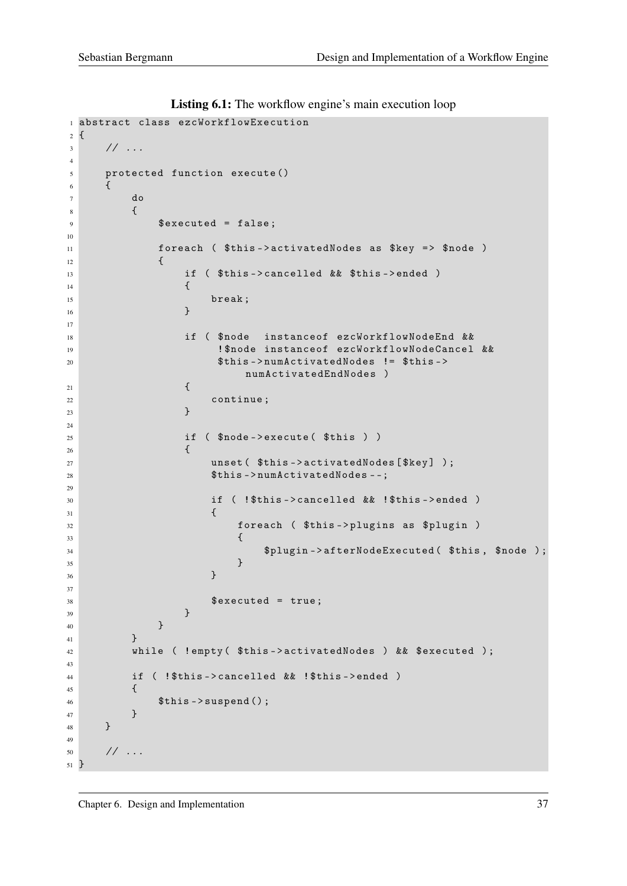**Listing 6.1:** The workflow engine's main execution loop

```php
abstract class ezcWorkflowExecution
{
    // ...

    protected function execute()
    {
        do
        {
            $executed = false;

            foreach ( $this->activatedNodes as $key => $node )
            {
                if ( $this->cancelled && $this->ended )
                {
                    break;
                }

                if ( $node  instanceof ezcWorkflowNodeEnd &&
                     !$node instanceof ezcWorkflowNodeCancel &&
                     $this->numActivatedNodes != $this->
                         numActivatedEndNodes )
                {
                    continue;
                }

                if ( $node->execute( $this ) )
                {
                    unset( $this->activatedNodes[$key] );
                    $this->numActivatedNodes--;

                    if ( !$this->cancelled && !$this->ended )
                    {
                        foreach ( $this->plugins as $plugin )
                        {
                            $plugin->afterNodeExecuted( $this, $node );
                        }
                    }

                    $executed = true;
                }
            }
        }
        while ( !empty( $this->activatedNodes ) && $executed );

        if ( !$this->cancelled && !$this->ended )
        {
            $this->suspend();
        }
    }

    // ...
}
```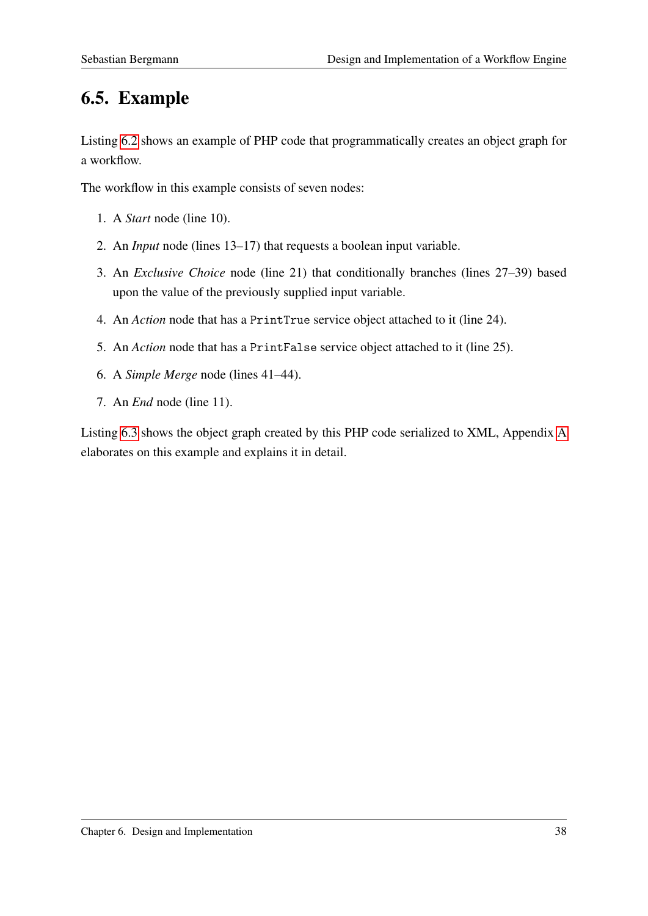## 6.5. Example

Listing 6.2 shows an example of PHP code that programmatically creates an object graph for a workflow.

The workflow in this example consists of seven nodes:

1. A *Start* node (line 10).
2. An *Input* node (lines 13–17) that requests a boolean input variable.
3. An *Exclusive Choice* node (line 21) that conditionally branches (lines 27–39) based upon the value of the previously supplied input variable.
4. An *Action* node that has a `PrintTrue` service object attached to it (line 24).
5. An *Action* node that has a `PrintFalse` service object attached to it (line 25).
6. A *Simple Merge* node (lines 41–44).
7. An *End* node (line 11).

Listing 6.3 shows the object graph created by this PHP code serialized to XML, Appendix A elaborates on this example and explains it in detail.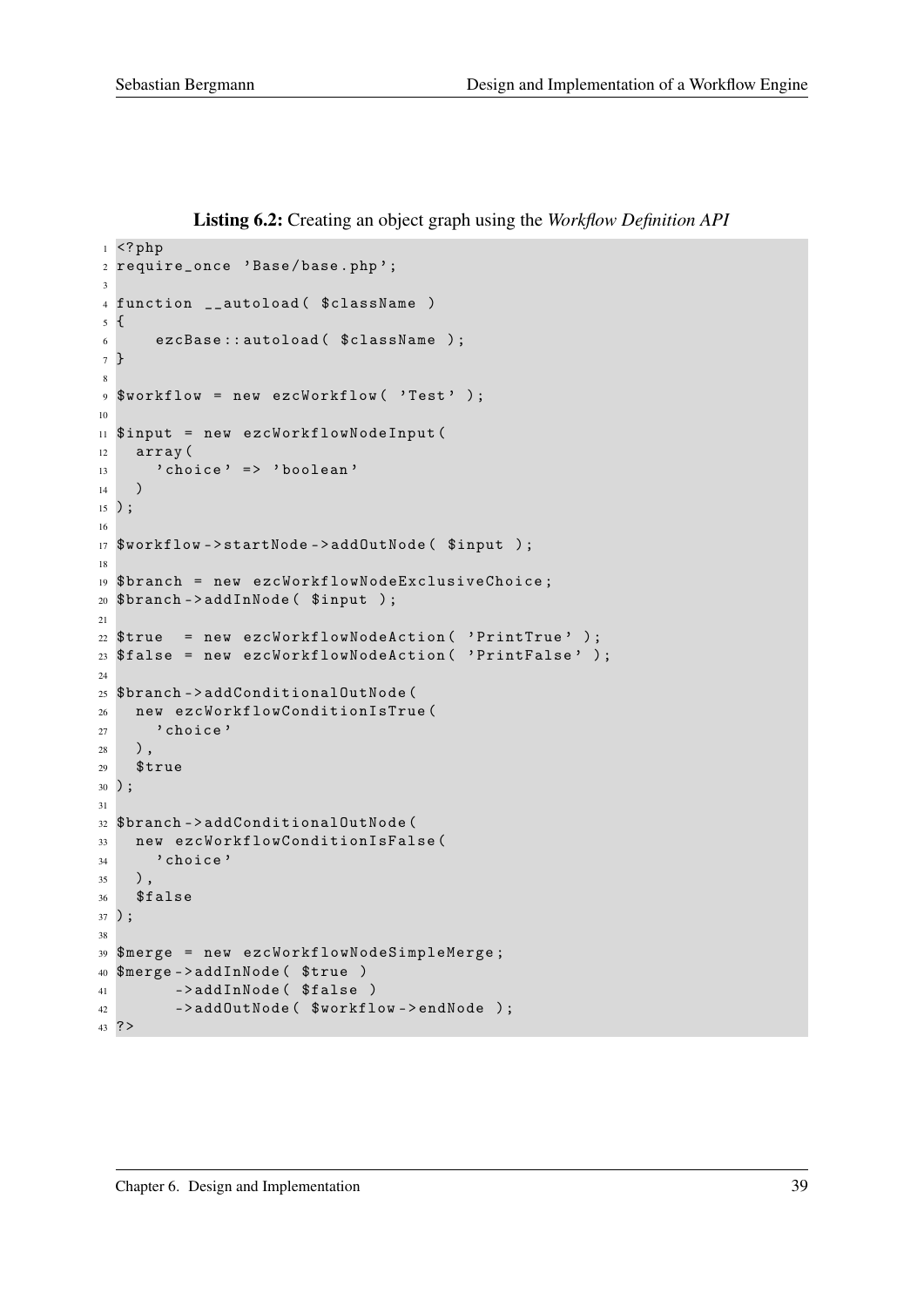**Listing 6.2:** Creating an object graph using the *Workflow Definition API*

```php
<?php
require_once 'Base/base.php';

function __autoload( $className )
{
    ezcBase::autoload( $className );
}

$workflow = new ezcWorkflow( 'Test' );

$input = new ezcWorkflowNodeInput(
  array(
    'choice' => 'boolean'
  )
);

$workflow->startNode->addOutNode( $input );

$branch = new ezcWorkflowNodeExclusiveChoice;
$branch->addInNode( $input );

$true  = new ezcWorkflowNodeAction( 'PrintTrue' );
$false = new ezcWorkflowNodeAction( 'PrintFalse' );

$branch->addConditionalOutNode(
  new ezcWorkflowConditionIsTrue(
    'choice'
  ),
  $true
);

$branch->addConditionalOutNode(
  new ezcWorkflowConditionIsFalse(
    'choice'
  ),
  $false
);

$merge = new ezcWorkflowNodeSimpleMerge;
$merge->addInNode( $true )
      ->addInNode( $false )
      ->addOutNode( $workflow->endNode );
?>
```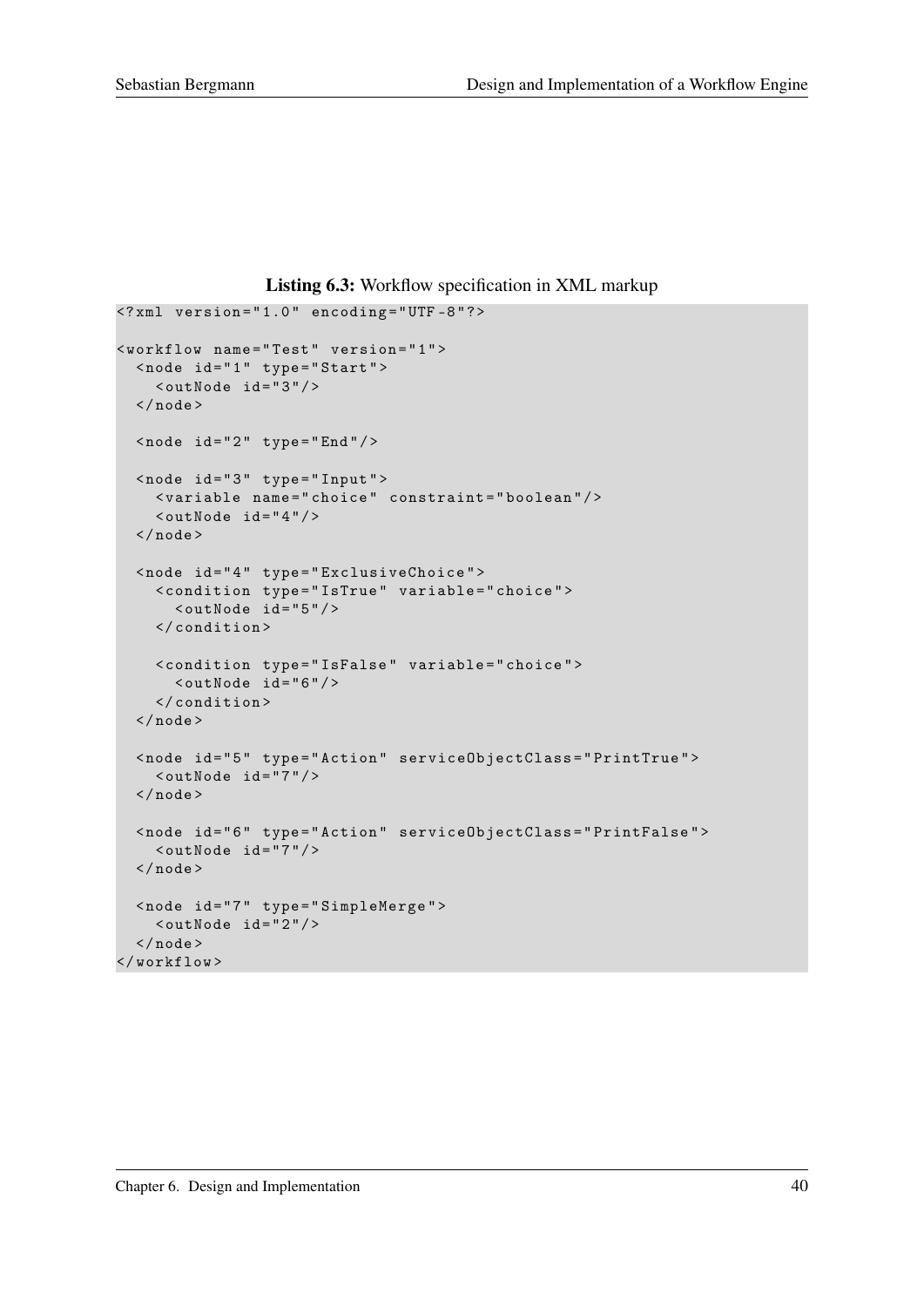**Listing 6.3:** Workflow specification in XML markup

```
<?xml version="1.0" encoding="UTF-8"?>

<workflow name="Test" version="1">
  <node id="1" type="Start">
    <outNode id="3"/>
  </node>

  <node id="2" type="End"/>

  <node id="3" type="Input">
    <variable name="choice" constraint="boolean"/>
    <outNode id="4"/>
  </node>

  <node id="4" type="ExclusiveChoice">
    <condition type="IsTrue" variable="choice">
      <outNode id="5"/>
    </condition>

    <condition type="IsFalse" variable="choice">
      <outNode id="6"/>
    </condition>
  </node>

  <node id="5" type="Action" serviceObjectClass="PrintTrue">
    <outNode id="7"/>
  </node>

  <node id="6" type="Action" serviceObjectClass="PrintFalse">
    <outNode id="7"/>
  </node>

  <node id="7" type="SimpleMerge">
    <outNode id="2"/>
  </node>
</workflow>
```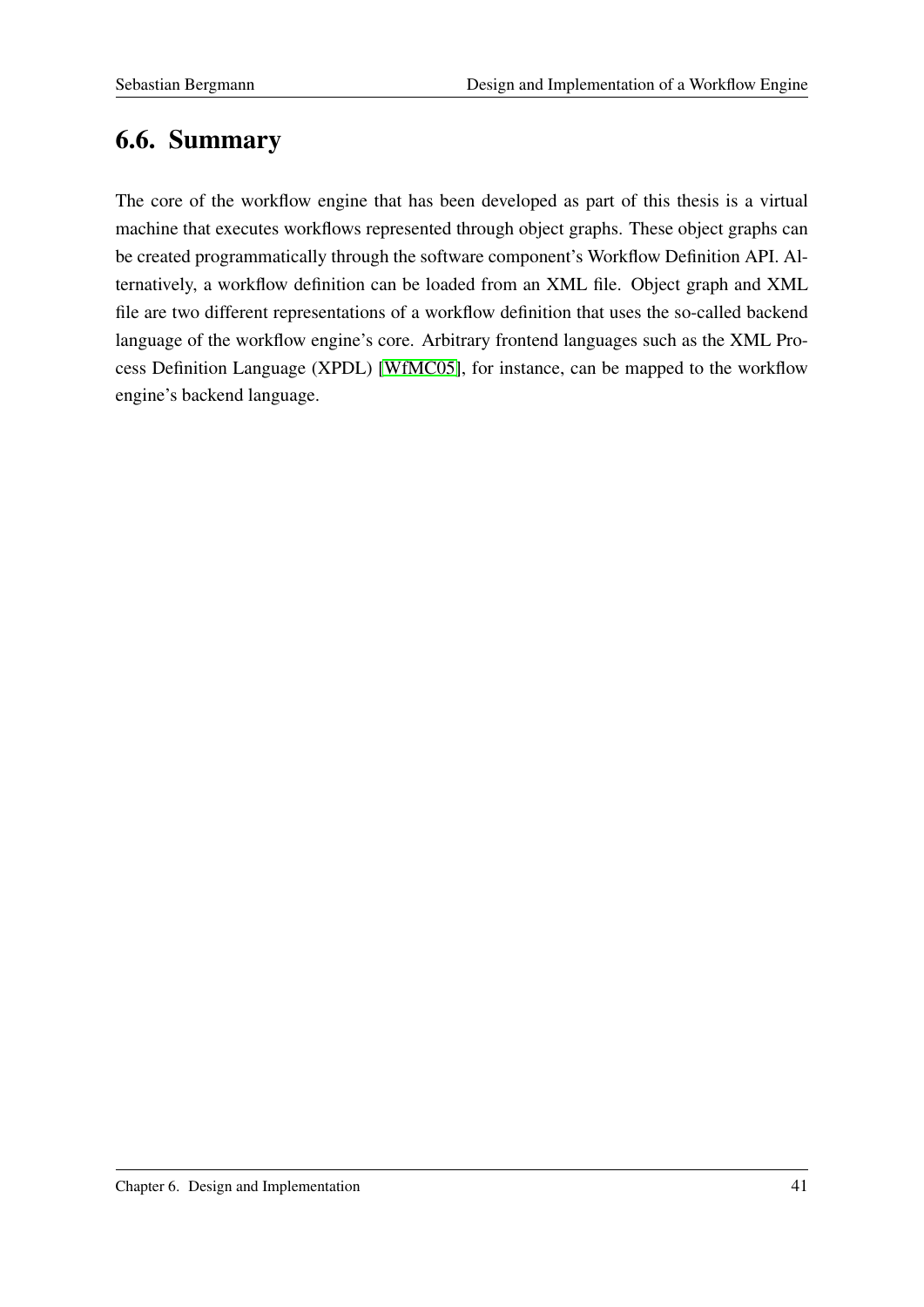## 6.6. Summary

The core of the workflow engine that has been developed as part of this thesis is a virtual machine that executes workflows represented through object graphs. These object graphs can be created programmatically through the software component's Workflow Definition API. Alternatively, a workflow definition can be loaded from an XML file. Object graph and XML file are two different representations of a workflow definition that uses the so-called backend language of the workflow engine's core. Arbitrary frontend languages such as the XML Process Definition Language (XPDL) [WfMC05], for instance, can be mapped to the workflow engine's backend language.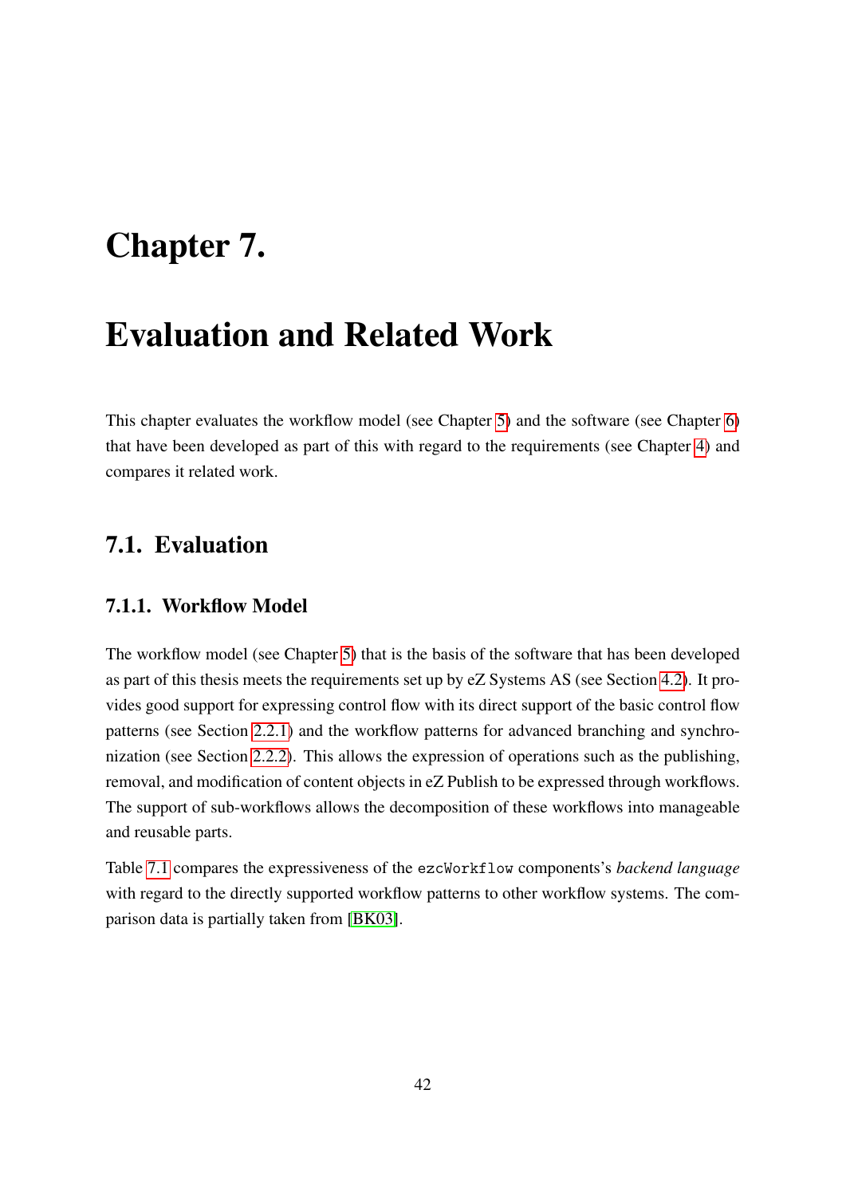# Chapter 7.

# Evaluation and Related Work

This chapter evaluates the workflow model (see Chapter 5) and the software (see Chapter 6) that have been developed as part of this with regard to the requirements (see Chapter 4) and compares it related work.

## 7.1. Evaluation

### 7.1.1. Workflow Model

The workflow model (see Chapter 5) that is the basis of the software that has been developed as part of this thesis meets the requirements set up by eZ Systems AS (see Section 4.2). It provides good support for expressing control flow with its direct support of the basic control flow patterns (see Section 2.2.1) and the workflow patterns for advanced branching and synchronization (see Section 2.2.2). This allows the expression of operations such as the publishing, removal, and modification of content objects in eZ Publish to be expressed through workflows. The support of sub-workflows allows the decomposition of these workflows into manageable and reusable parts.

Table 7.1 compares the expressiveness of the `ezcWorkflow` components's *backend language* with regard to the directly supported workflow patterns to other workflow systems. The comparison data is partially taken from [BK03].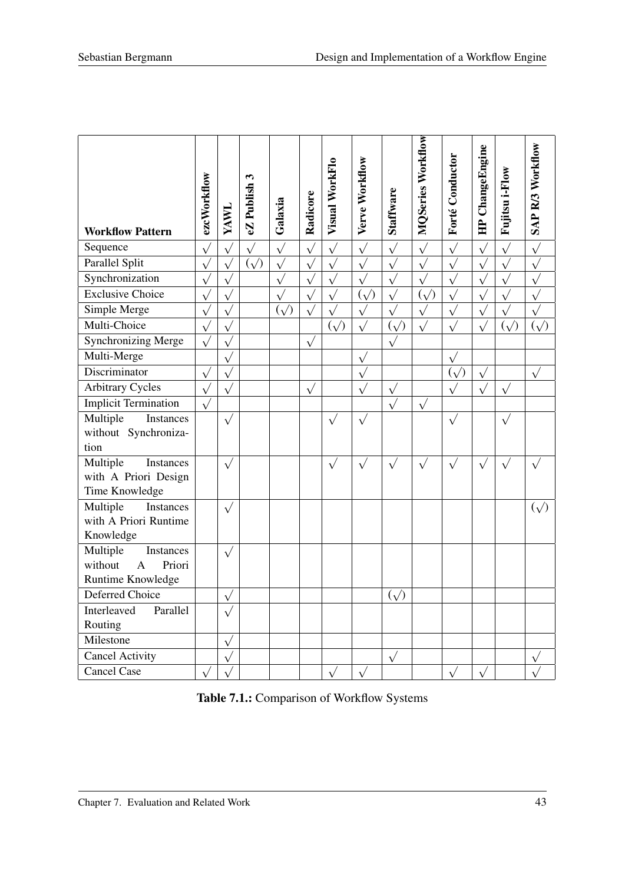| Workflow Pattern | ezcWorkflow | YAWL | eZ Publish 3 | Galaxia | Radicore | Visual WorkFlo | Verve Workflow | Staffware | MQSeries Workflow | Forté Conductor | HP ChangeEngine | Fujitsu i-Flow | SAP R/3 Workflow |
|---|---|---|---|---|---|---|---|---|---|---|---|---|---|
| Sequence | √ | √ | √ | √ | √ | √ | √ | √ | √ | √ | √ | √ | √ |
| Parallel Split | √ | √ | (√) | √ | √ | √ | √ | √ | √ | √ | √ | √ | √ |
| Synchronization | √ | √ | | √ | √ | √ | √ | √ | √ | √ | √ | √ | √ |
| Exclusive Choice | √ | √ | | √ | √ | √ | (√) | √ | (√) | √ | √ | √ | √ |
| Simple Merge | √ | √ | | (√) | √ | √ | √ | √ | √ | √ | √ | √ | √ |
| Multi-Choice | √ | √ | | | | (√) | √ | (√) | √ | √ | √ | (√) | (√) |
| Synchronizing Merge | √ | √ | | | √ | | | √ | | | | | |
| Multi-Merge | | √ | | | | | √ | | | √ | | | |
| Discriminator | √ | √ | | | | | √ | | | (√) | √ | | √ |
| Arbitrary Cycles | √ | √ | | | √ | | √ | √ | | √ | √ | √ | |
| Implicit Termination | √ | | | | | | | √ | √ | | | | |
| Multiple Instances without Synchronization | | √ | | | | √ | √ | | | √ | | √ | |
| Multiple Instances with A Priori Design Time Knowledge | | √ | | | | √ | √ | √ | √ | √ | √ | √ | √ |
| Multiple Instances with A Priori Runtime Knowledge | | √ | | | | | | | | | | | (√) |
| Multiple Instances without A Priori Runtime Knowledge | | √ | | | | | | | | | | | |
| Deferred Choice | | √ | | | | | | (√) | | | | | |
| Interleaved Parallel Routing | | √ | | | | | | | | | | | |
| Milestone | | √ | | | | | | | | | | | |
| Cancel Activity | | √ | | | | | | √ | | | | | √ |
| Cancel Case | √ | √ | | | | √ | √ | | | √ | √ | | √ |

**Table 7.1.:** Comparison of Workflow Systems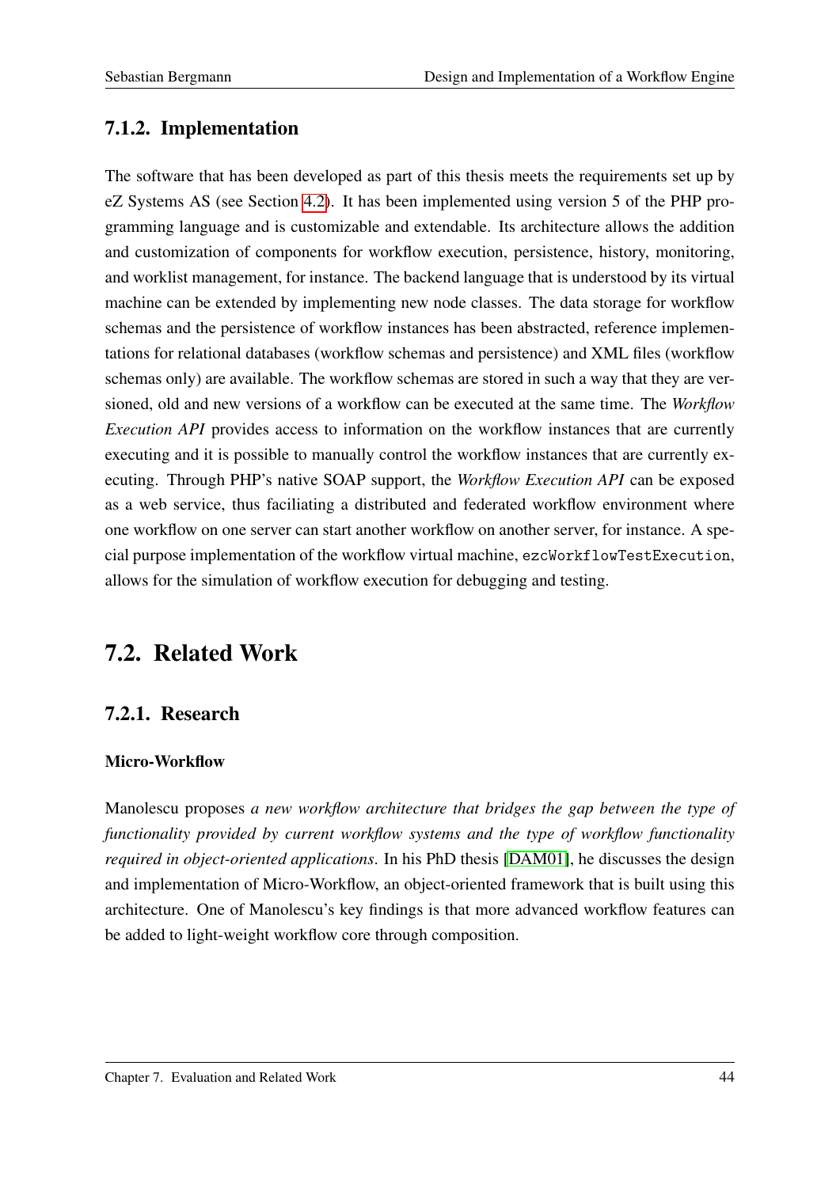### 7.1.2. Implementation

The software that has been developed as part of this thesis meets the requirements set up by eZ Systems AS (see Section 4.2). It has been implemented using version 5 of the PHP programming language and is customizable and extendable. Its architecture allows the addition and customization of components for workflow execution, persistence, history, monitoring, and worklist management, for instance. The backend language that is understood by its virtual machine can be extended by implementing new node classes. The data storage for workflow schemas and the persistence of workflow instances has been abstracted, reference implementations for relational databases (workflow schemas and persistence) and XML files (workflow schemas only) are available. The workflow schemas are stored in such a way that they are versioned, old and new versions of a workflow can be executed at the same time. The *Workflow Execution API* provides access to information on the workflow instances that are currently executing and it is possible to manually control the workflow instances that are currently executing. Through PHP's native SOAP support, the *Workflow Execution API* can be exposed as a web service, thus faciliating a distributed and federated workflow environment where one workflow on one server can start another workflow on another server, for instance. A special purpose implementation of the workflow virtual machine, `ezcWorkflowTestExecution`, allows for the simulation of workflow execution for debugging and testing.

## 7.2. Related Work

### 7.2.1. Research

#### Micro-Workflow

Manolescu proposes *a new workflow architecture that bridges the gap between the type of functionality provided by current workflow systems and the type of workflow functionality required in object-oriented applications*. In his PhD thesis [DAM01], he discusses the design and implementation of Micro-Workflow, an object-oriented framework that is built using this architecture. One of Manolescu's key findings is that more advanced workflow features can be added to light-weight workflow core through composition.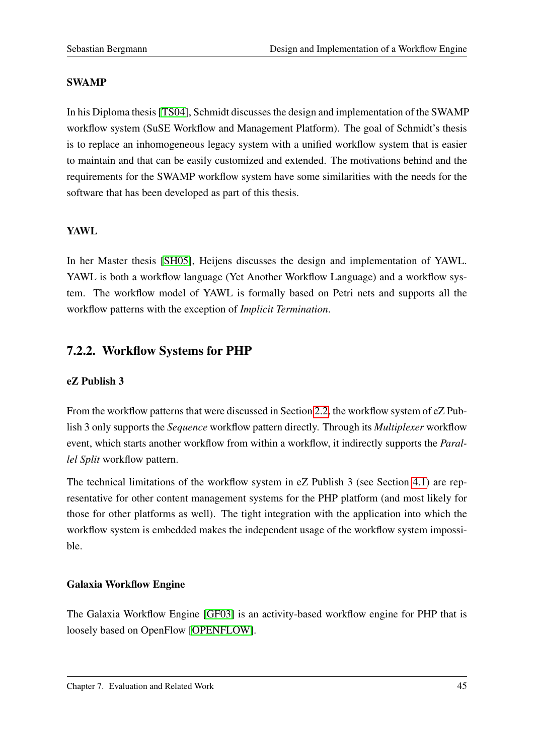#### SWAMP

In his Diploma thesis [TS04], Schmidt discusses the design and implementation of the SWAMP workflow system (SuSE Workflow and Management Platform). The goal of Schmidt's thesis is to replace an inhomogeneous legacy system with a unified workflow system that is easier to maintain and that can be easily customized and extended. The motivations behind and the requirements for the SWAMP workflow system have some similarities with the needs for the software that has been developed as part of this thesis.

#### YAWL

In her Master thesis [SH05], Heijens discusses the design and implementation of YAWL. YAWL is both a workflow language (Yet Another Workflow Language) and a workflow system. The workflow model of YAWL is formally based on Petri nets and supports all the workflow patterns with the exception of *Implicit Termination*.

### 7.2.2. Workflow Systems for PHP

#### eZ Publish 3

From the workflow patterns that were discussed in Section 2.2, the workflow system of eZ Publish 3 only supports the *Sequence* workflow pattern directly. Through its *Multiplexer* workflow event, which starts another workflow from within a workflow, it indirectly supports the *Parallel Split* workflow pattern.

The technical limitations of the workflow system in eZ Publish 3 (see Section 4.1) are representative for other content management systems for the PHP platform (and most likely for those for other platforms as well). The tight integration with the application into which the workflow system is embedded makes the independent usage of the workflow system impossible.

#### Galaxia Workflow Engine

The Galaxia Workflow Engine [GF03] is an activity-based workflow engine for PHP that is loosely based on OpenFlow [OPENFLOW].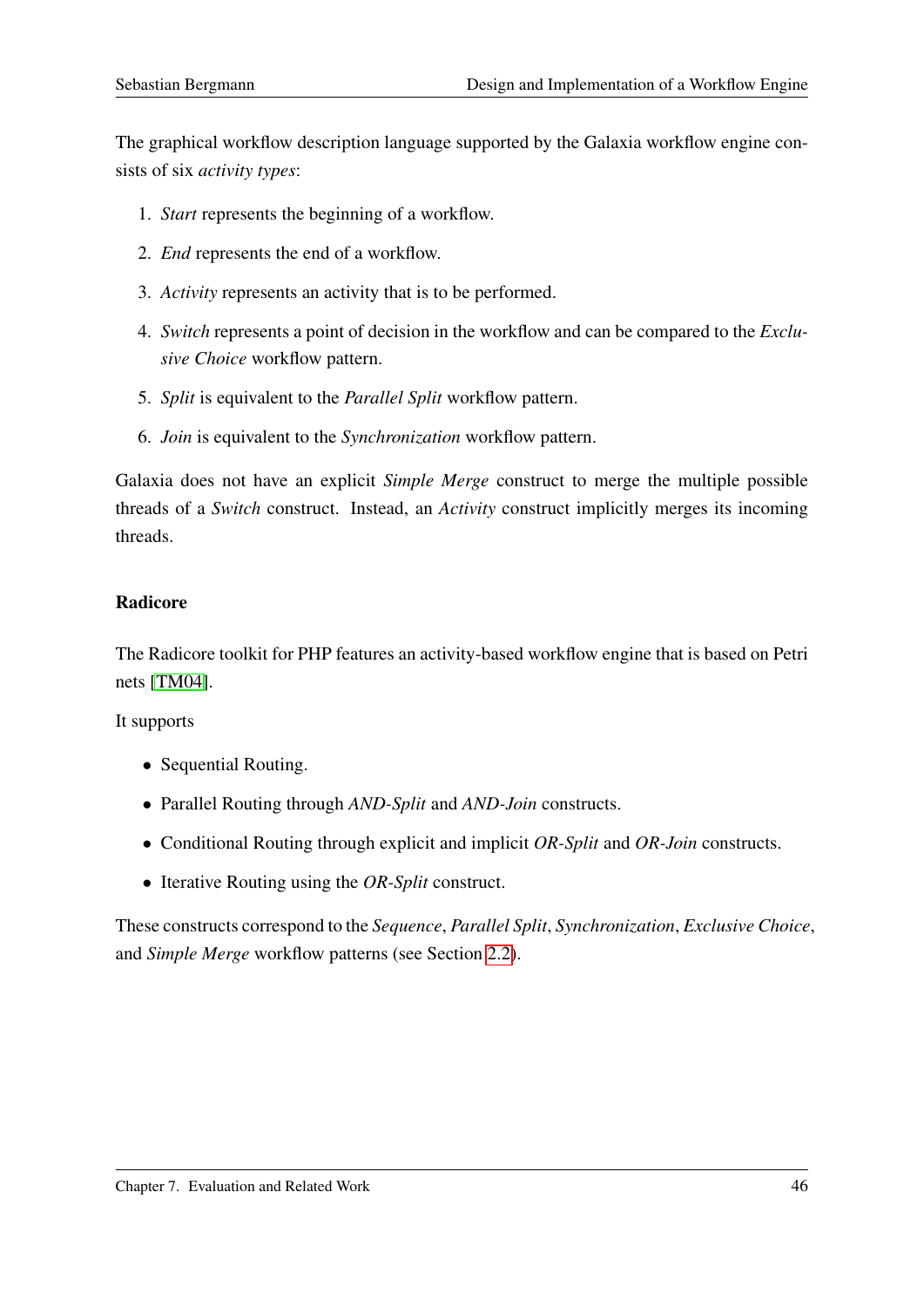The graphical workflow description language supported by the Galaxia workflow engine consists of six *activity types*:

1. *Start* represents the beginning of a workflow.
2. *End* represents the end of a workflow.
3. *Activity* represents an activity that is to be performed.
4. *Switch* represents a point of decision in the workflow and can be compared to the *Exclusive Choice* workflow pattern.
5. *Split* is equivalent to the *Parallel Split* workflow pattern.
6. *Join* is equivalent to the *Synchronization* workflow pattern.

Galaxia does not have an explicit *Simple Merge* construct to merge the multiple possible threads of a *Switch* construct. Instead, an *Activity* construct implicitly merges its incoming threads.

### Radicore

The Radicore toolkit for PHP features an activity-based workflow engine that is based on Petri nets [TM04].

It supports

- Sequential Routing.
- Parallel Routing through *AND-Split* and *AND-Join* constructs.
- Conditional Routing through explicit and implicit *OR-Split* and *OR-Join* constructs.
- Iterative Routing using the *OR-Split* construct.

These constructs correspond to the *Sequence*, *Parallel Split*, *Synchronization*, *Exclusive Choice*, and *Simple Merge* workflow patterns (see Section 2.2).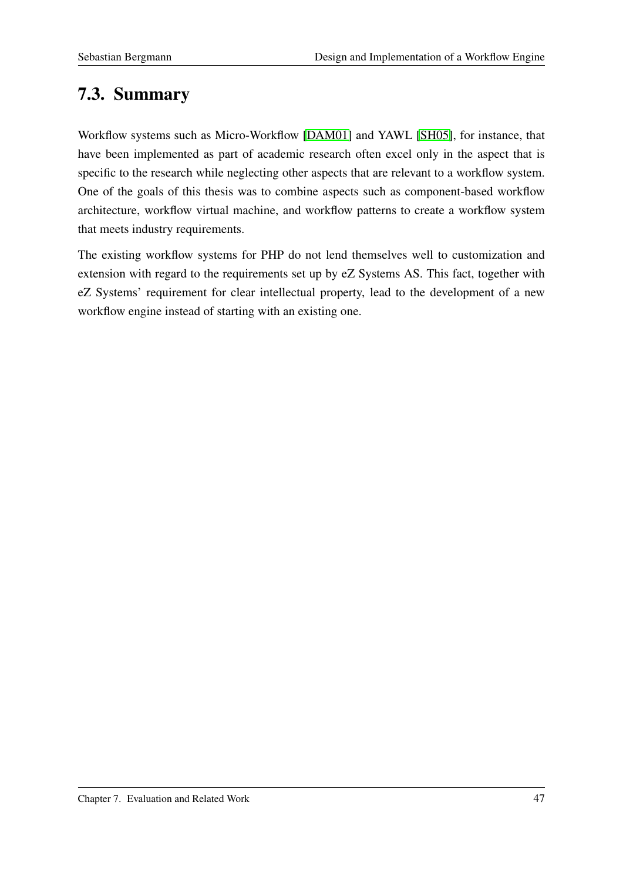## 7.3. Summary

Workflow systems such as Micro-Workflow [DAM01] and YAWL [SH05], for instance, that have been implemented as part of academic research often excel only in the aspect that is specific to the research while neglecting other aspects that are relevant to a workflow system. One of the goals of this thesis was to combine aspects such as component-based workflow architecture, workflow virtual machine, and workflow patterns to create a workflow system that meets industry requirements.

The existing workflow systems for PHP do not lend themselves well to customization and extension with regard to the requirements set up by eZ Systems AS. This fact, together with eZ Systems' requirement for clear intellectual property, lead to the development of a new workflow engine instead of starting with an existing one.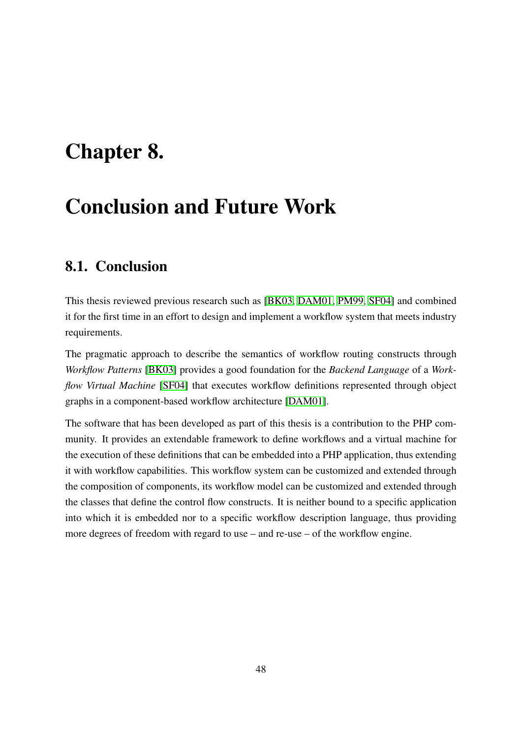# Chapter 8.

# Conclusion and Future Work

## 8.1. Conclusion

This thesis reviewed previous research such as [BK03, DAM01, PM99, SF04] and combined it for the first time in an effort to design and implement a workflow system that meets industry requirements.

The pragmatic approach to describe the semantics of workflow routing constructs through *Workflow Patterns* [BK03] provides a good foundation for the *Backend Language* of a *Workflow Virtual Machine* [SF04] that executes workflow definitions represented through object graphs in a component-based workflow architecture [DAM01].

The software that has been developed as part of this thesis is a contribution to the PHP community. It provides an extendable framework to define workflows and a virtual machine for the execution of these definitions that can be embedded into a PHP application, thus extending it with workflow capabilities. This workflow system can be customized and extended through the composition of components, its workflow model can be customized and extended through the classes that define the control flow constructs. It is neither bound to a specific application into which it is embedded nor to a specific workflow description language, thus providing more degrees of freedom with regard to use – and re-use – of the workflow engine.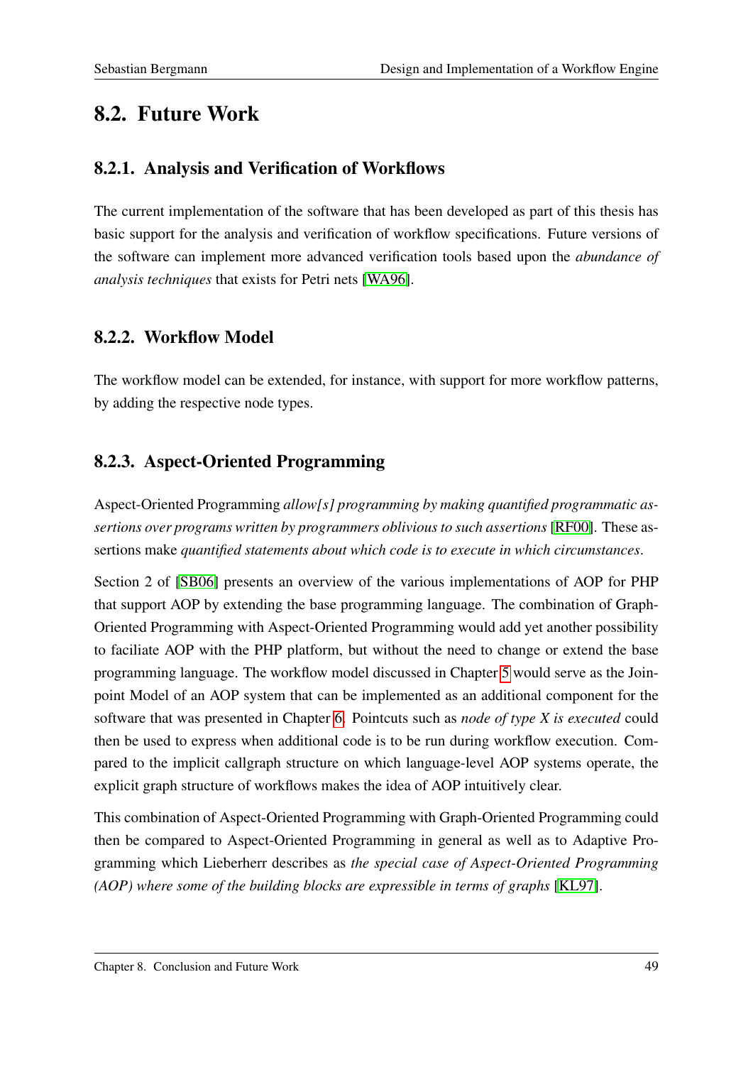## 8.2. Future Work

### 8.2.1. Analysis and Verification of Workflows

The current implementation of the software that has been developed as part of this thesis has basic support for the analysis and verification of workflow specifications. Future versions of the software can implement more advanced verification tools based upon the *abundance of analysis techniques* that exists for Petri nets [WA96].

### 8.2.2. Workflow Model

The workflow model can be extended, for instance, with support for more workflow patterns, by adding the respective node types.

### 8.2.3. Aspect-Oriented Programming

Aspect-Oriented Programming *allow[s] programming by making quantified programmatic assertions over programs written by programmers oblivious to such assertions* [RF00]. These assertions make *quantified statements about which code is to execute in which circumstances*.

Section 2 of [SB06] presents an overview of the various implementations of AOP for PHP that support AOP by extending the base programming language. The combination of Graph-Oriented Programming with Aspect-Oriented Programming would add yet another possibility to faciliate AOP with the PHP platform, but without the need to change or extend the base programming language. The workflow model discussed in Chapter 5 would serve as the Joinpoint Model of an AOP system that can be implemented as an additional component for the software that was presented in Chapter 6. Pointcuts such as *node of type X is executed* could then be used to express when additional code is to be run during workflow execution. Compared to the implicit callgraph structure on which language-level AOP systems operate, the explicit graph structure of workflows makes the idea of AOP intuitively clear.

This combination of Aspect-Oriented Programming with Graph-Oriented Programming could then be compared to Aspect-Oriented Programming in general as well as to Adaptive Programming which Lieberherr describes as *the special case of Aspect-Oriented Programming (AOP) where some of the building blocks are expressible in terms of graphs* [KL97].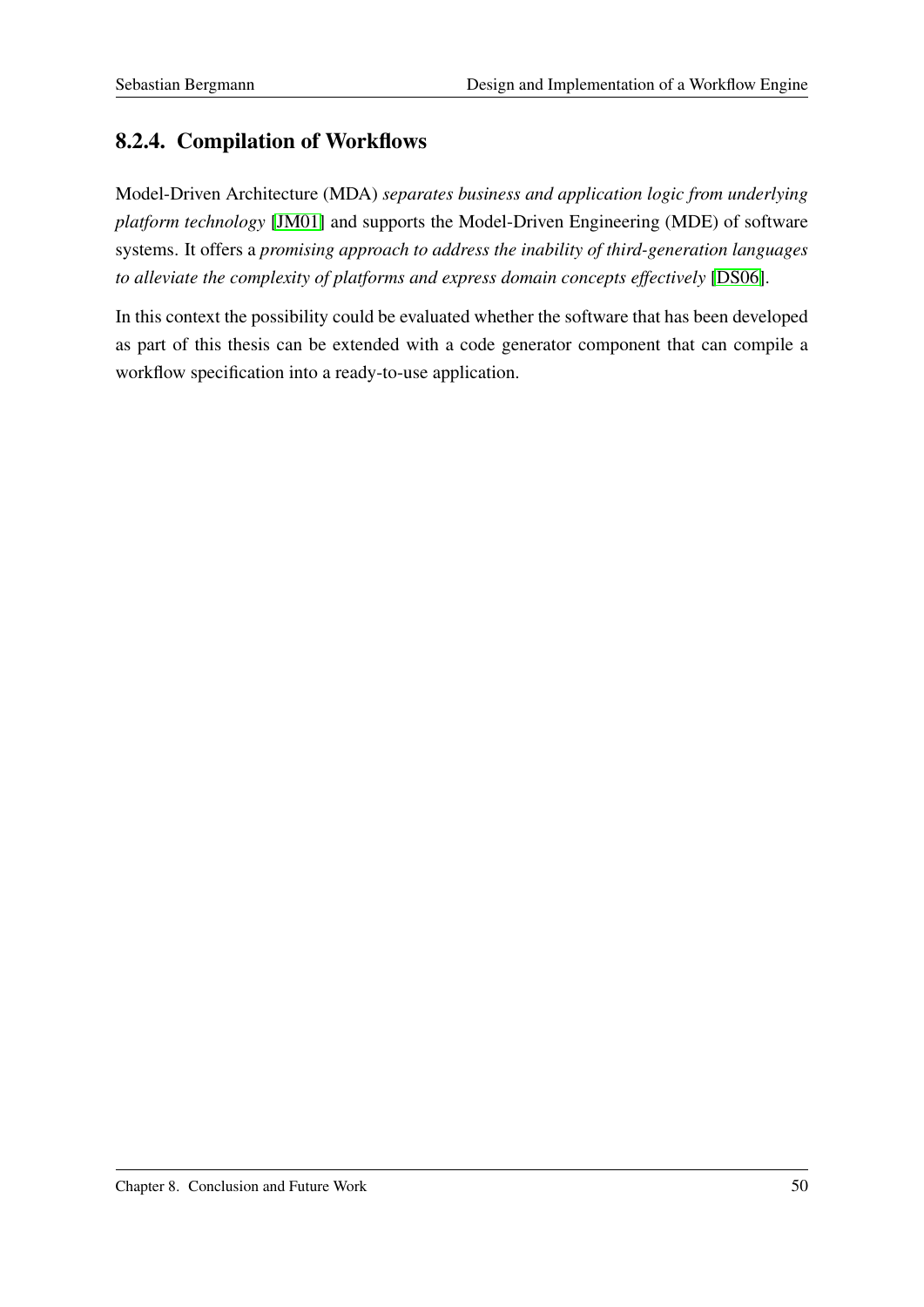### 8.2.4. Compilation of Workflows

Model-Driven Architecture (MDA) *separates business and application logic from underlying platform technology* [JM01] and supports the Model-Driven Engineering (MDE) of software systems. It offers a *promising approach to address the inability of third-generation languages to alleviate the complexity of platforms and express domain concepts effectively* [DS06].

In this context the possibility could be evaluated whether the software that has been developed as part of this thesis can be extended with a code generator component that can compile a workflow specification into a ready-to-use application.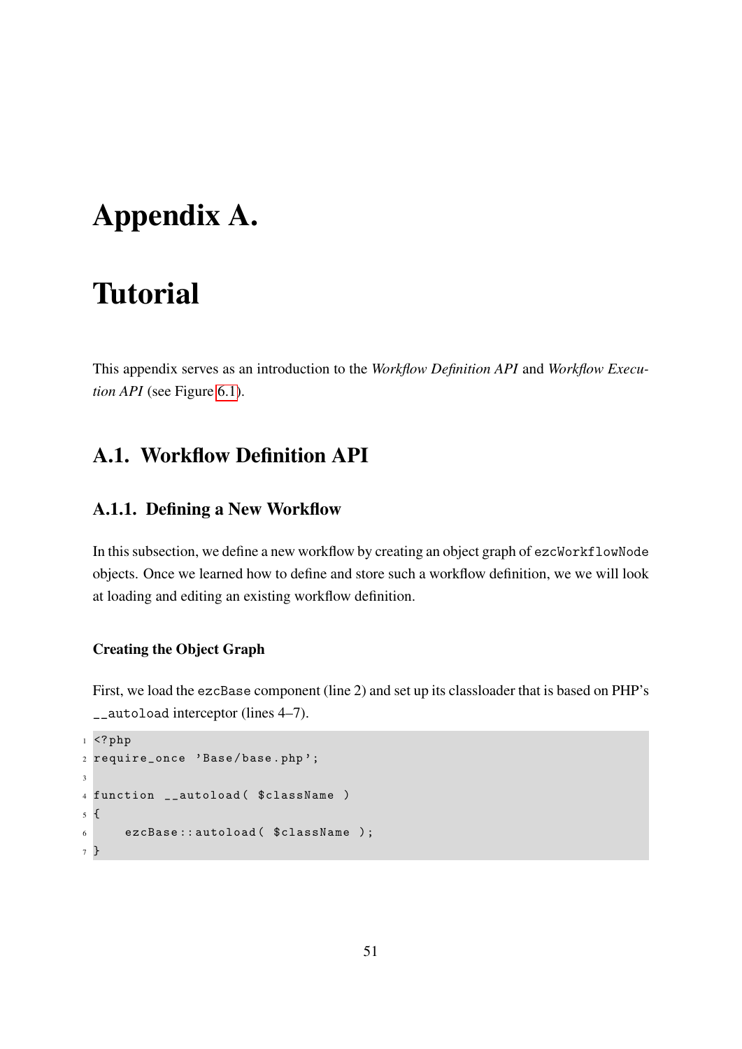# Appendix A.

# Tutorial

This appendix serves as an introduction to the *Workflow Definition API* and *Workflow Execution API* (see Figure 6.1).

## A.1. Workflow Definition API

### A.1.1. Defining a New Workflow

In this subsection, we define a new workflow by creating an object graph of `ezcWorkflowNode` objects. Once we learned how to define and store such a workflow definition, we we will look at loading and editing an existing workflow definition.

#### Creating the Object Graph

First, we load the `ezcBase` component (line 2) and set up its classloader that is based on PHP's `__autoload` interceptor (lines 4–7).

```
<?php
require_once 'Base/base.php';

function __autoload( $className )
{
    ezcBase::autoload( $className );
}
```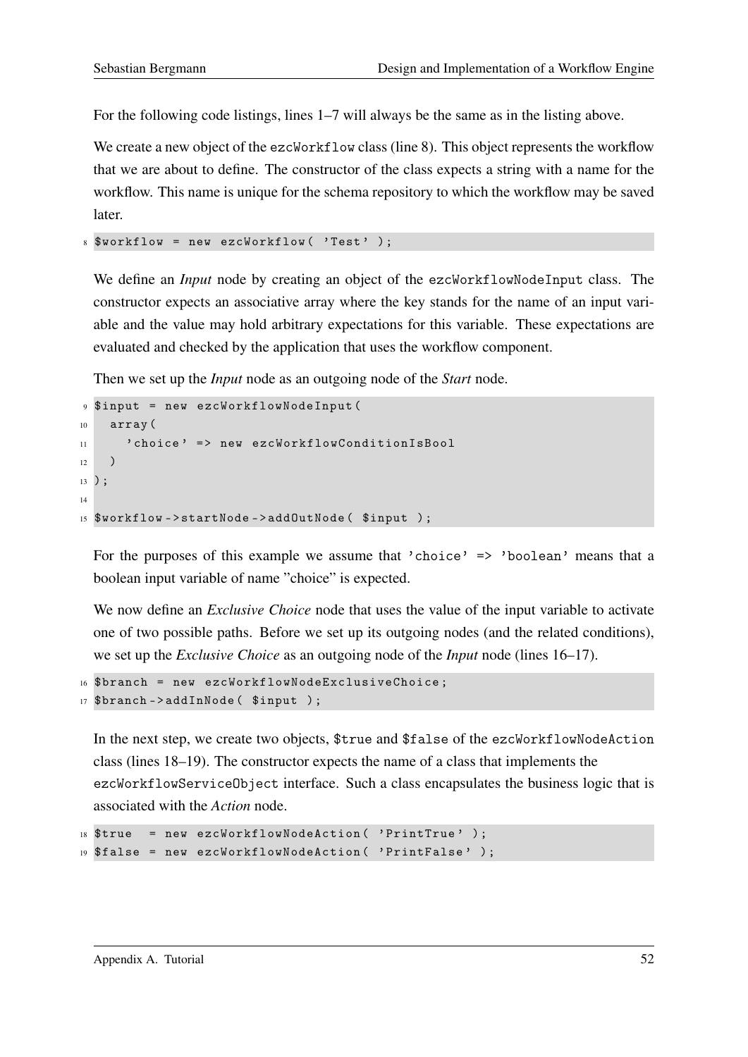For the following code listings, lines 1–7 will always be the same as in the listing above.

We create a new object of the `ezcWorkflow` class (line 8). This object represents the workflow that we are about to define. The constructor of the class expects a string with a name for the workflow. This name is unique for the schema repository to which the workflow may be saved later.

```
8 $workflow = new ezcWorkflow( 'Test' );
```

We define an *Input* node by creating an object of the `ezcWorkflowNodeInput` class. The constructor expects an associative array where the key stands for the name of an input variable and the value may hold arbitrary expectations for this variable. These expectations are evaluated and checked by the application that uses the workflow component.

Then we set up the *Input* node as an outgoing node of the *Start* node.

```
9  $input = new ezcWorkflowNodeInput(
10   array(
11     'choice' => new ezcWorkflowConditionIsBool
12   )
13 );
14
15 $workflow->startNode->addOutNode( $input );
```

For the purposes of this example we assume that `'choice' => 'boolean'` means that a boolean input variable of name "choice" is expected.

We now define an *Exclusive Choice* node that uses the value of the input variable to activate one of two possible paths. Before we set up its outgoing nodes (and the related conditions), we set up the *Exclusive Choice* as an outgoing node of the *Input* node (lines 16–17).

```
16 $branch = new ezcWorkflowNodeExclusiveChoice;
17 $branch->addInNode( $input );
```

In the next step, we create two objects, `$true` and `$false` of the `ezcWorkflowNodeAction` class (lines 18–19). The constructor expects the name of a class that implements the `ezcWorkflowServiceObject` interface. Such a class encapsulates the business logic that is associated with the *Action* node.

```
18 $true  = new ezcWorkflowNodeAction( 'PrintTrue' );
19 $false = new ezcWorkflowNodeAction( 'PrintFalse' );
```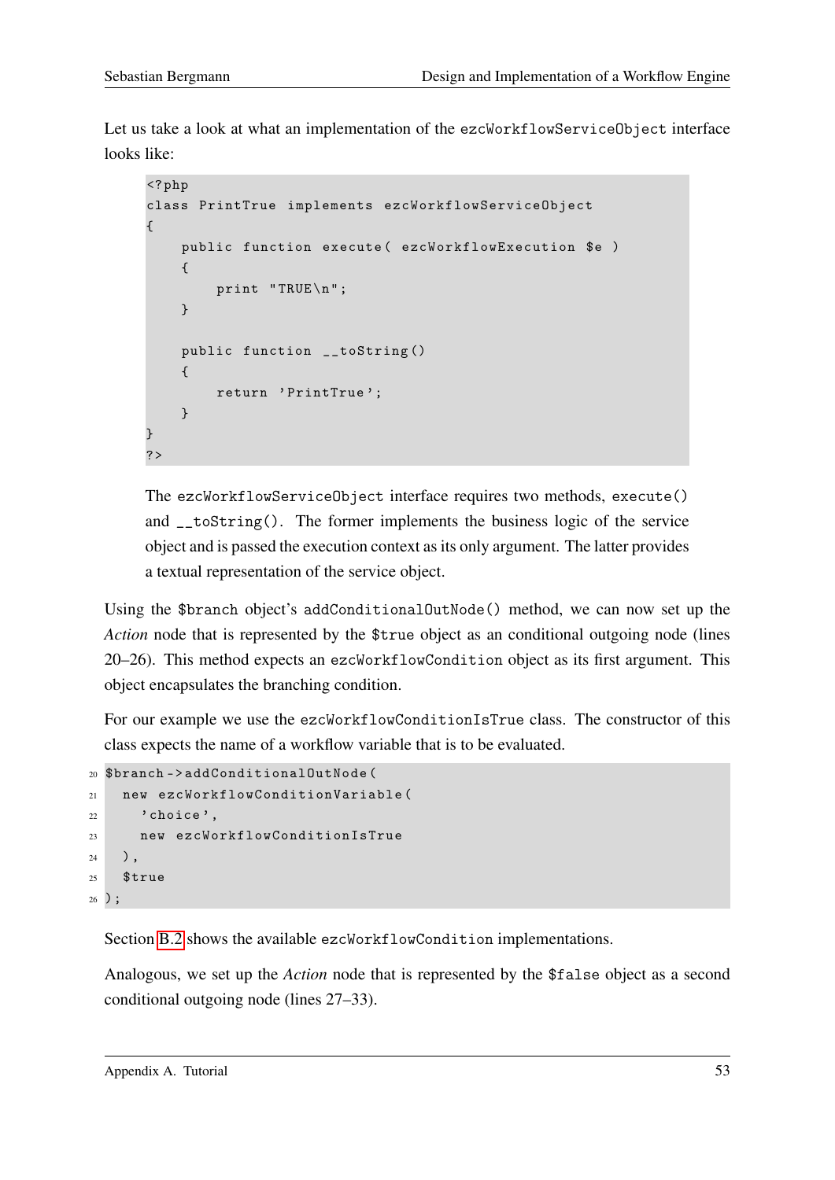Let us take a look at what an implementation of the `ezcWorkflowServiceObject` interface looks like:

```php
<?php
class PrintTrue implements ezcWorkflowServiceObject
{
    public function execute( ezcWorkflowExecution $e )
    {
        print "TRUE\n";
    }

    public function __toString()
    {
        return 'PrintTrue';
    }
}
?>
```

The `ezcWorkflowServiceObject` interface requires two methods, `execute()` and `__toString()`. The former implements the business logic of the service object and is passed the execution context as its only argument. The latter provides a textual representation of the service object.

Using the `$branch` object's `addConditionalOutNode()` method, we can now set up the *Action* node that is represented by the `$true` object as an conditional outgoing node (lines 20–26). This method expects an `ezcWorkflowCondition` object as its first argument. This object encapsulates the branching condition.

For our example we use the `ezcWorkflowConditionIsTrue` class. The constructor of this class expects the name of a workflow variable that is to be evaluated.

```php
20 $branch->addConditionalOutNode(
21   new ezcWorkflowConditionVariable(
22     'choice',
23     new ezcWorkflowConditionIsTrue
24   ),
25   $true
26 );
```

Section B.2 shows the available `ezcWorkflowCondition` implementations.

Analogous, we set up the *Action* node that is represented by the `$false` object as a second conditional outgoing node (lines 27–33).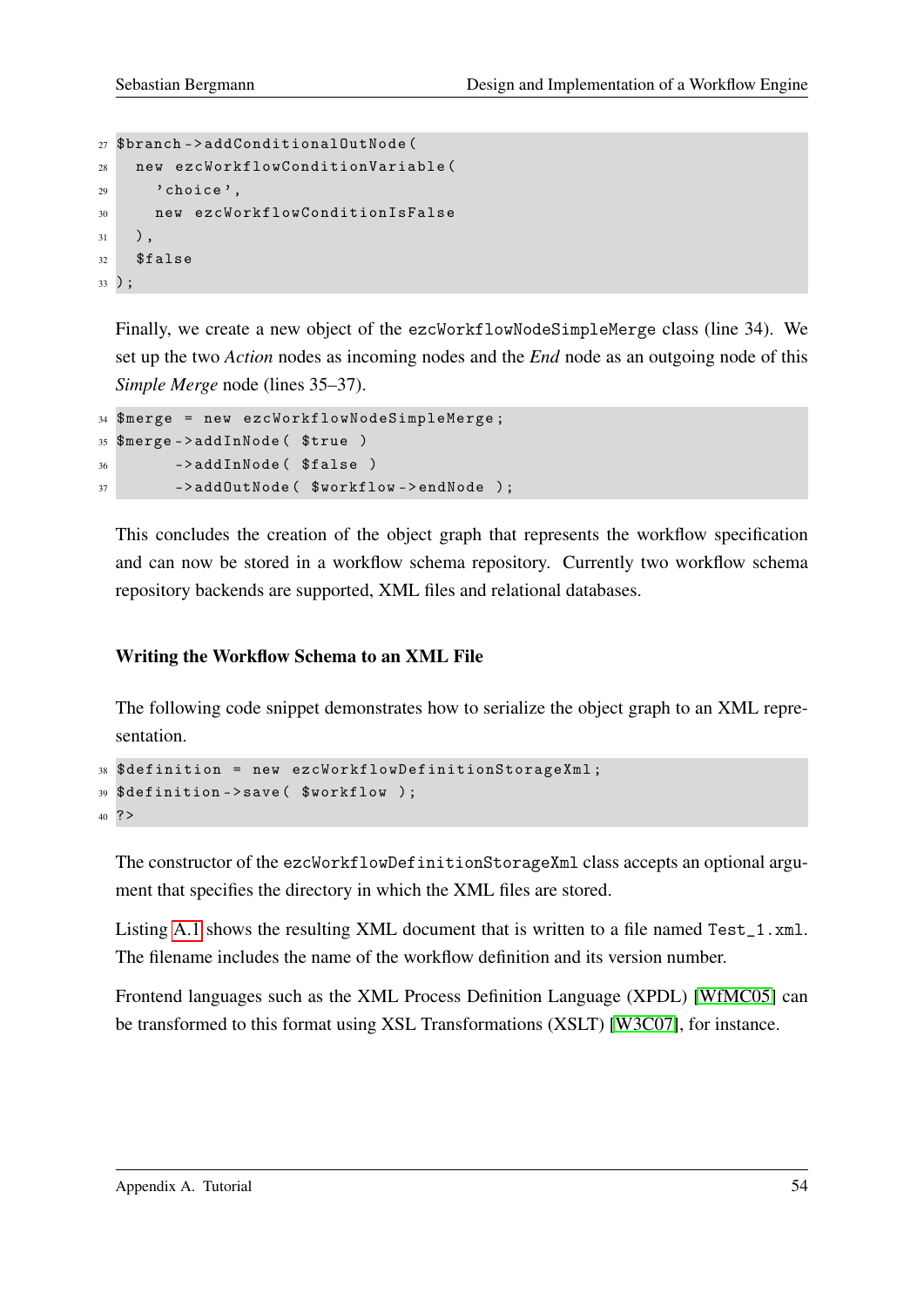```
27 $branch->addConditionalOutNode(
28   new ezcWorkflowConditionVariable(
29     'choice',
30     new ezcWorkflowConditionIsFalse
31   ),
32   $false
33 );
```

Finally, we create a new object of the `ezcWorkflowNodeSimpleMerge` class (line 34). We set up the two *Action* nodes as incoming nodes and the *End* node as an outgoing node of this *Simple Merge* node (lines 35–37).

```
34 $merge = new ezcWorkflowNodeSimpleMerge;
35 $merge->addInNode( $true )
36       ->addInNode( $false )
37       ->addOutNode( $workflow->endNode );
```

This concludes the creation of the object graph that represents the workflow specification and can now be stored in a workflow schema repository. Currently two workflow schema repository backends are supported, XML files and relational databases.

#### Writing the Workflow Schema to an XML File

The following code snippet demonstrates how to serialize the object graph to an XML representation.

```
38 $definition = new ezcWorkflowDefinitionStorageXml;
39 $definition->save( $workflow );
40 ?>
```

The constructor of the `ezcWorkflowDefinitionStorageXml` class accepts an optional argument that specifies the directory in which the XML files are stored.

Listing A.1 shows the resulting XML document that is written to a file named `Test_1.xml`. The filename includes the name of the workflow definition and its version number.

Frontend languages such as the XML Process Definition Language (XPDL) [WfMC05] can be transformed to this format using XSL Transformations (XSLT) [W3C07], for instance.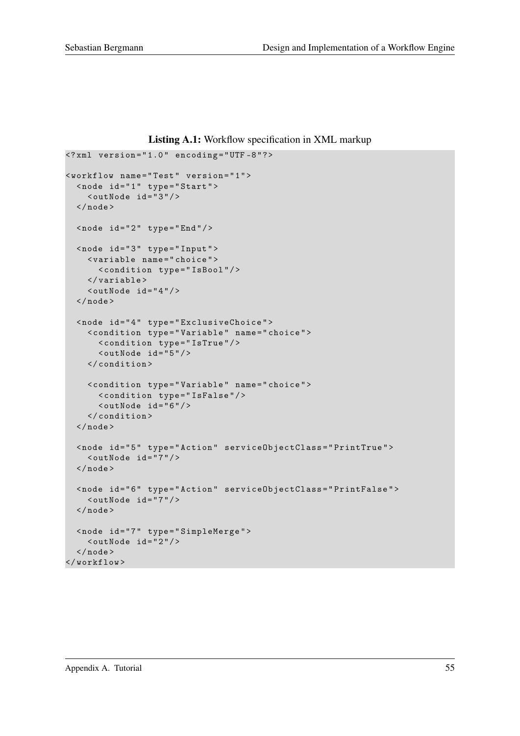**Listing A.1:** Workflow specification in XML markup

```
<?xml version="1.0" encoding="UTF-8"?>

<workflow name="Test" version="1">
  <node id="1" type="Start">
    <outNode id="3"/>
  </node>

  <node id="2" type="End"/>

  <node id="3" type="Input">
    <variable name="choice">
      <condition type="IsBool"/>
    </variable>
    <outNode id="4"/>
  </node>

  <node id="4" type="ExclusiveChoice">
    <condition type="Variable" name="choice">
      <condition type="IsTrue"/>
      <outNode id="5"/>
    </condition>

    <condition type="Variable" name="choice">
      <condition type="IsFalse"/>
      <outNode id="6"/>
    </condition>
  </node>

  <node id="5" type="Action" serviceObjectClass="PrintTrue">
    <outNode id="7"/>
  </node>

  <node id="6" type="Action" serviceObjectClass="PrintFalse">
    <outNode id="7"/>
  </node>

  <node id="7" type="SimpleMerge">
    <outNode id="2"/>
  </node>
</workflow>
```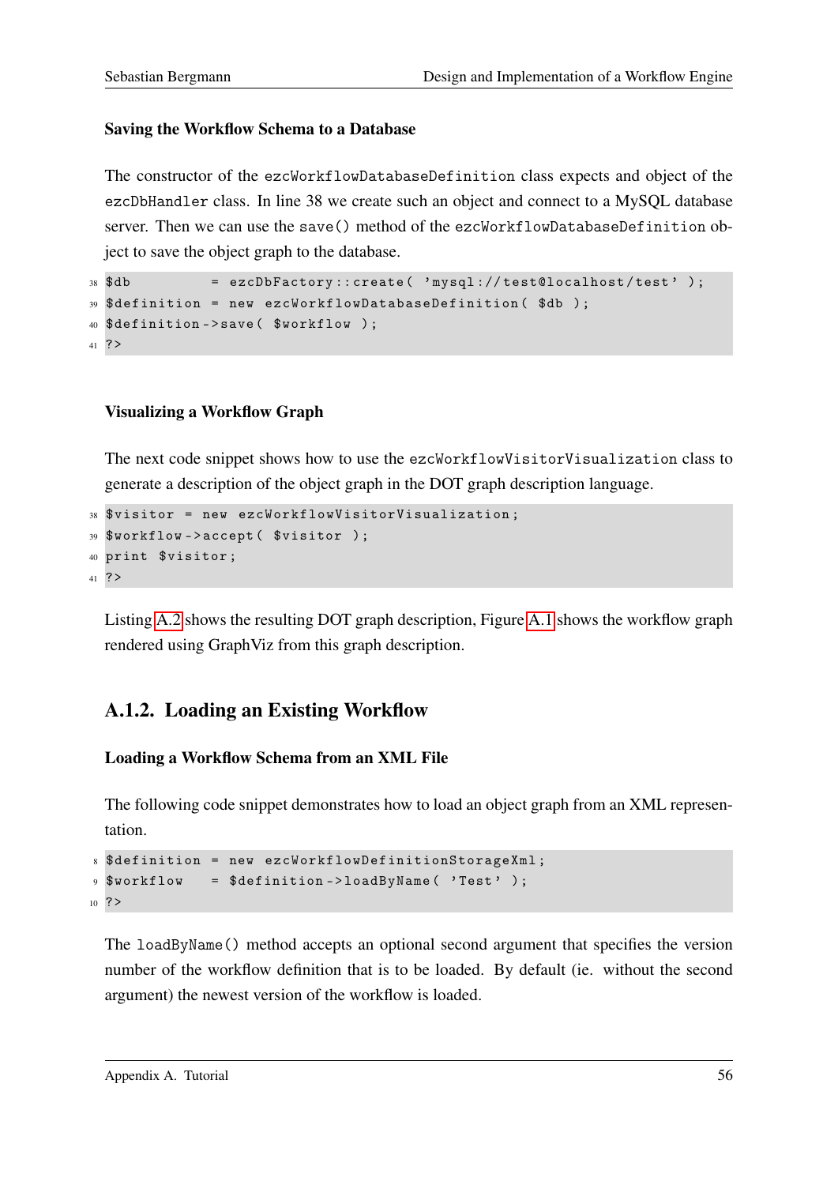#### Saving the Workflow Schema to a Database

The constructor of the `ezcWorkflowDatabaseDefinition` class expects and object of the `ezcDbHandler` class. In line 38 we create such an object and connect to a MySQL database server. Then we can use the `save()` method of the `ezcWorkflowDatabaseDefinition` object to save the object graph to the database.

```
38 $db         = ezcDbFactory::create( 'mysql://test@localhost/test' );
39 $definition = new ezcWorkflowDatabaseDefinition( $db );
40 $definition->save( $workflow );
41 ?>
```

#### Visualizing a Workflow Graph

The next code snippet shows how to use the `ezcWorkflowVisitorVisualization` class to generate a description of the object graph in the DOT graph description language.

```
38 $visitor = new ezcWorkflowVisitorVisualization;
39 $workflow->accept( $visitor );
40 print $visitor;
41 ?>
```

Listing A.2 shows the resulting DOT graph description, Figure A.1 shows the workflow graph rendered using GraphViz from this graph description.

### A.1.2. Loading an Existing Workflow

#### Loading a Workflow Schema from an XML File

The following code snippet demonstrates how to load an object graph from an XML representation.

```
8  $definition = new ezcWorkflowDefinitionStorageXml;
9  $workflow   = $definition->loadByName( 'Test' );
10 ?>
```

The `loadByName()` method accepts an optional second argument that specifies the version number of the workflow definition that is to be loaded. By default (ie. without the second argument) the newest version of the workflow is loaded.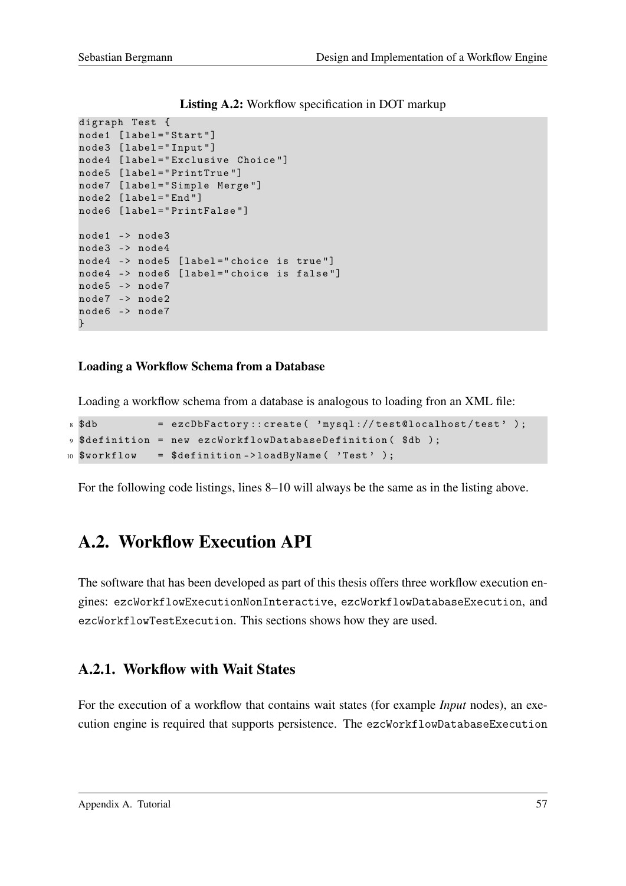**Listing A.2:** Workflow specification in DOT markup

```
digraph Test {
node1 [label="Start"]
node3 [label="Input"]
node4 [label="Exclusive Choice"]
node5 [label="PrintTrue"]
node7 [label="Simple Merge"]
node2 [label="End"]
node6 [label="PrintFalse"]

node1 -> node3
node3 -> node4
node4 -> node5 [label="choice is true"]
node4 -> node6 [label="choice is false"]
node5 -> node7
node7 -> node2
node6 -> node7
}
```

#### Loading a Workflow Schema from a Database

Loading a workflow schema from a database is analogous to loading fron an XML file:

```
8  $db         = ezcDbFactory::create( 'mysql://test@localhost/test' );
9  $definition = new ezcWorkflowDatabaseDefinition( $db );
10 $workflow   = $definition->loadByName( 'Test' );
```

For the following code listings, lines 8–10 will always be the same as in the listing above.

## A.2. Workflow Execution API

The software that has been developed as part of this thesis offers three workflow execution engines: `ezcWorkflowExecutionNonInteractive`, `ezcWorkflowDatabaseExecution`, and `ezcWorkflowTestExecution`. This sections shows how they are used.

### A.2.1. Workflow with Wait States

For the execution of a workflow that contains wait states (for example *Input* nodes), an execution engine is required that supports persistence. The `ezcWorkflowDatabaseExecution`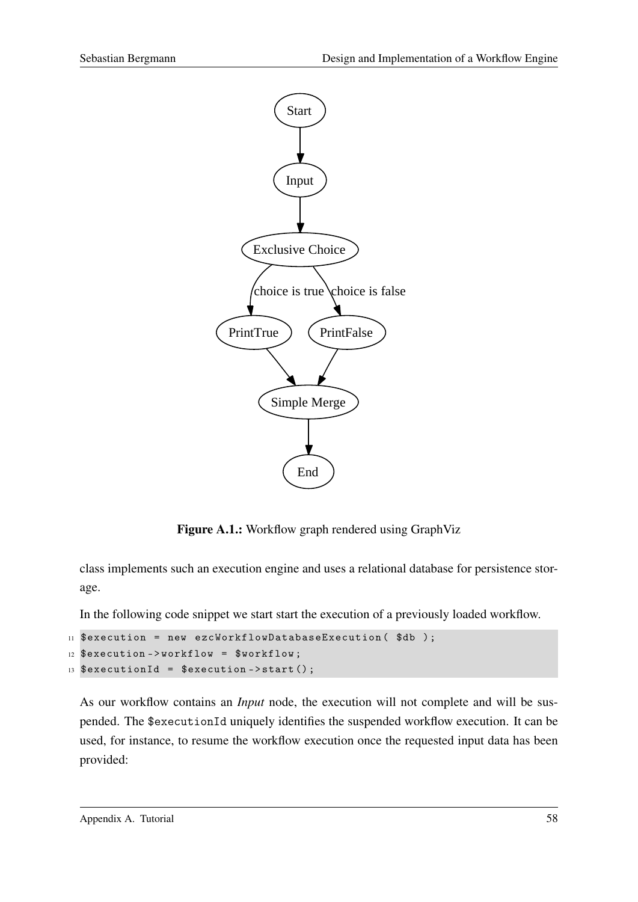**Figure A.1.:** Workflow graph rendered using GraphViz

class implements such an execution engine and uses a relational database for persistence storage.

In the following code snippet we start start the execution of a previously loaded workflow.

```
11 $execution = new ezcWorkflowDatabaseExecution( $db );
12 $execution->workflow = $workflow;
13 $executionId = $execution->start();
```

As our workflow contains an *Input* node, the execution will not complete and will be suspended. The `$executionId` uniquely identifies the suspended workflow execution. It can be used, for instance, to resume the workflow execution once the requested input data has been provided: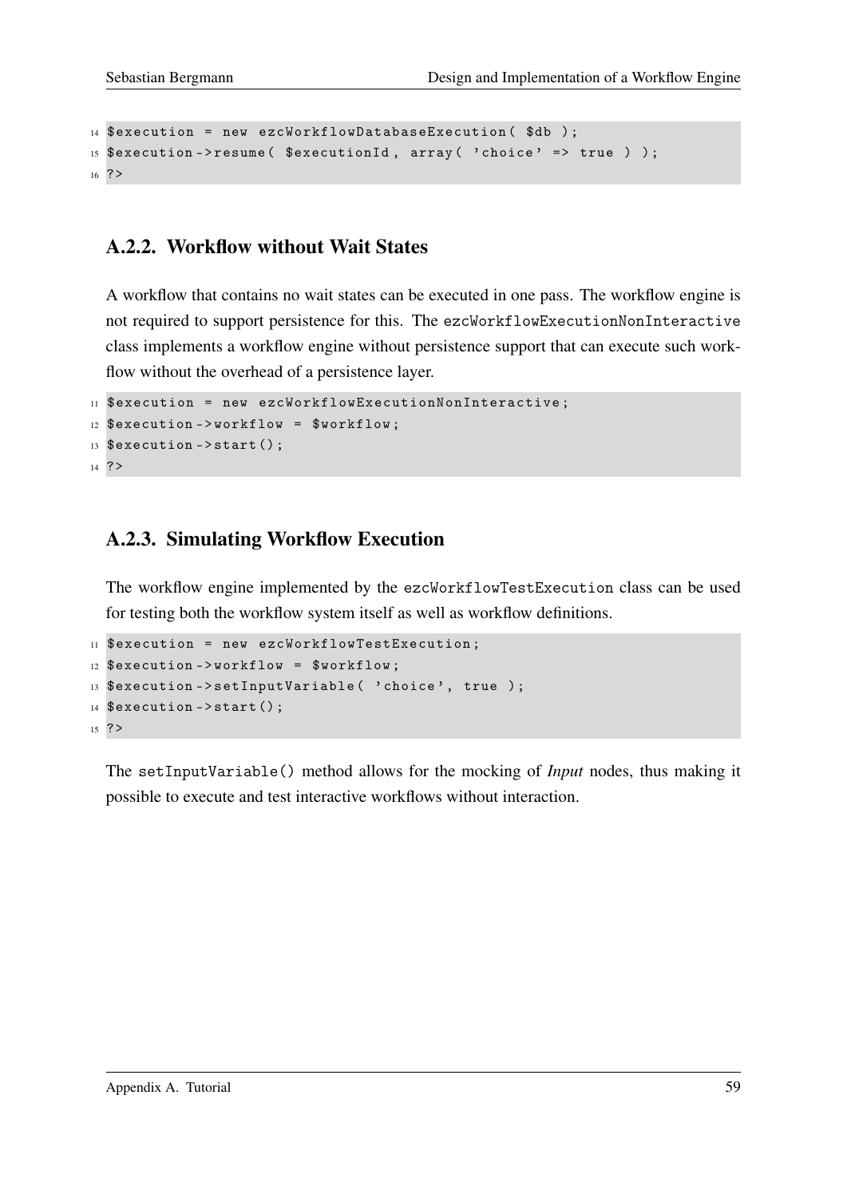```
14 $execution = new ezcWorkflowDatabaseExecution( $db );
15 $execution->resume( $executionId, array( 'choice' => true ) );
16 ?>
```

### A.2.2. Workflow without Wait States

A workflow that contains no wait states can be executed in one pass. The workflow engine is not required to support persistence for this. The `ezcWorkflowExecutionNonInteractive` class implements a workflow engine without persistence support that can execute such workflow without the overhead of a persistence layer.

```
11 $execution = new ezcWorkflowExecutionNonInteractive;
12 $execution->workflow = $workflow;
13 $execution->start();
14 ?>
```

### A.2.3. Simulating Workflow Execution

The workflow engine implemented by the `ezcWorkflowTestExecution` class can be used for testing both the workflow system itself as well as workflow definitions.

```
11 $execution = new ezcWorkflowTestExecution;
12 $execution->workflow = $workflow;
13 $execution->setInputVariable( 'choice', true );
14 $execution->start();
15 ?>
```

The `setInputVariable()` method allows for the mocking of *Input* nodes, thus making it possible to execute and test interactive workflows without interaction.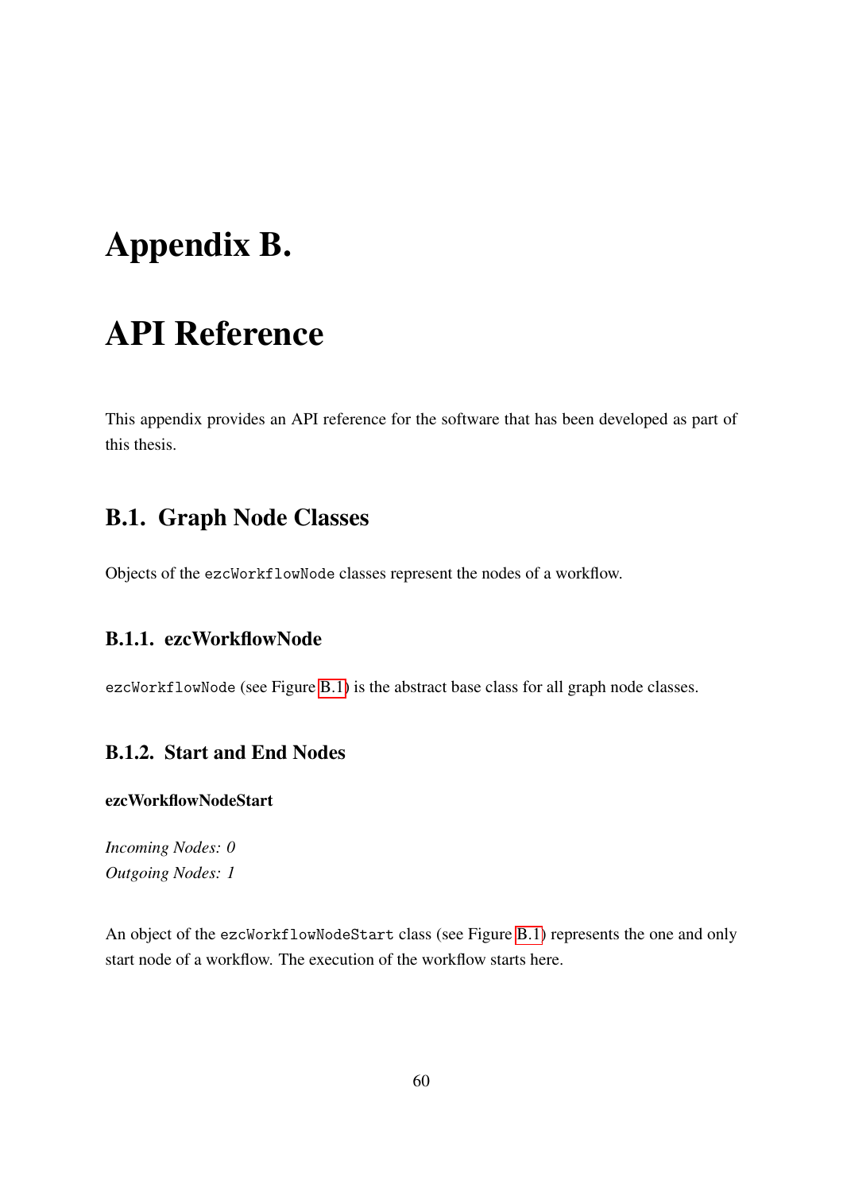# Appendix B.

# API Reference

This appendix provides an API reference for the software that has been developed as part of this thesis.

## B.1. Graph Node Classes

Objects of the `ezcWorkflowNode` classes represent the nodes of a workflow.

### B.1.1. ezcWorkflowNode

`ezcWorkflowNode` (see Figure B.1) is the abstract base class for all graph node classes.

### B.1.2. Start and End Nodes

**ezcWorkflowNodeStart**

*Incoming Nodes: 0*
*Outgoing Nodes: 1*

An object of the `ezcWorkflowNodeStart` class (see Figure B.1) represents the one and only start node of a workflow. The execution of the workflow starts here.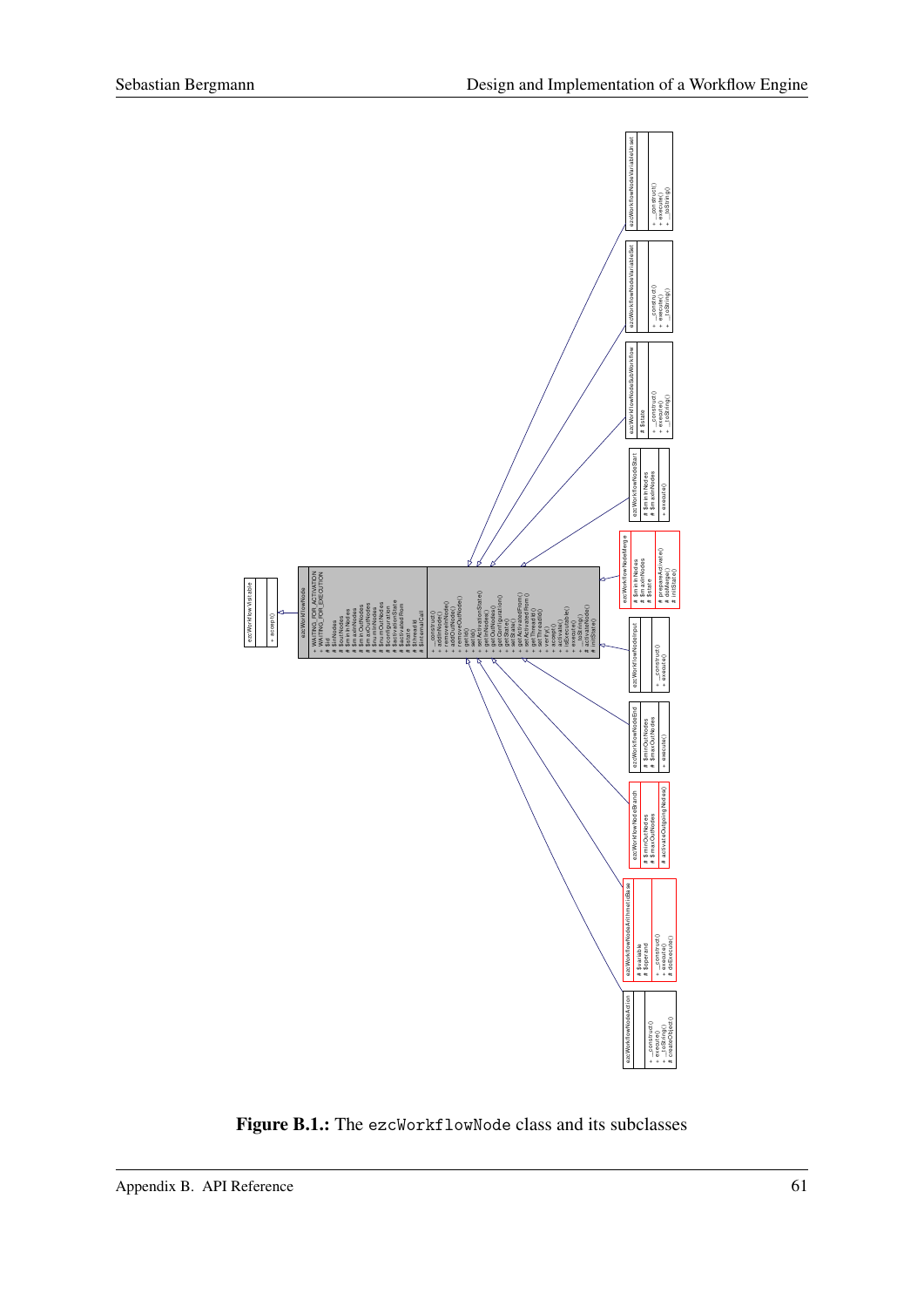**Figure B.1.:** The `ezcWorkflowNode` class and its subclasses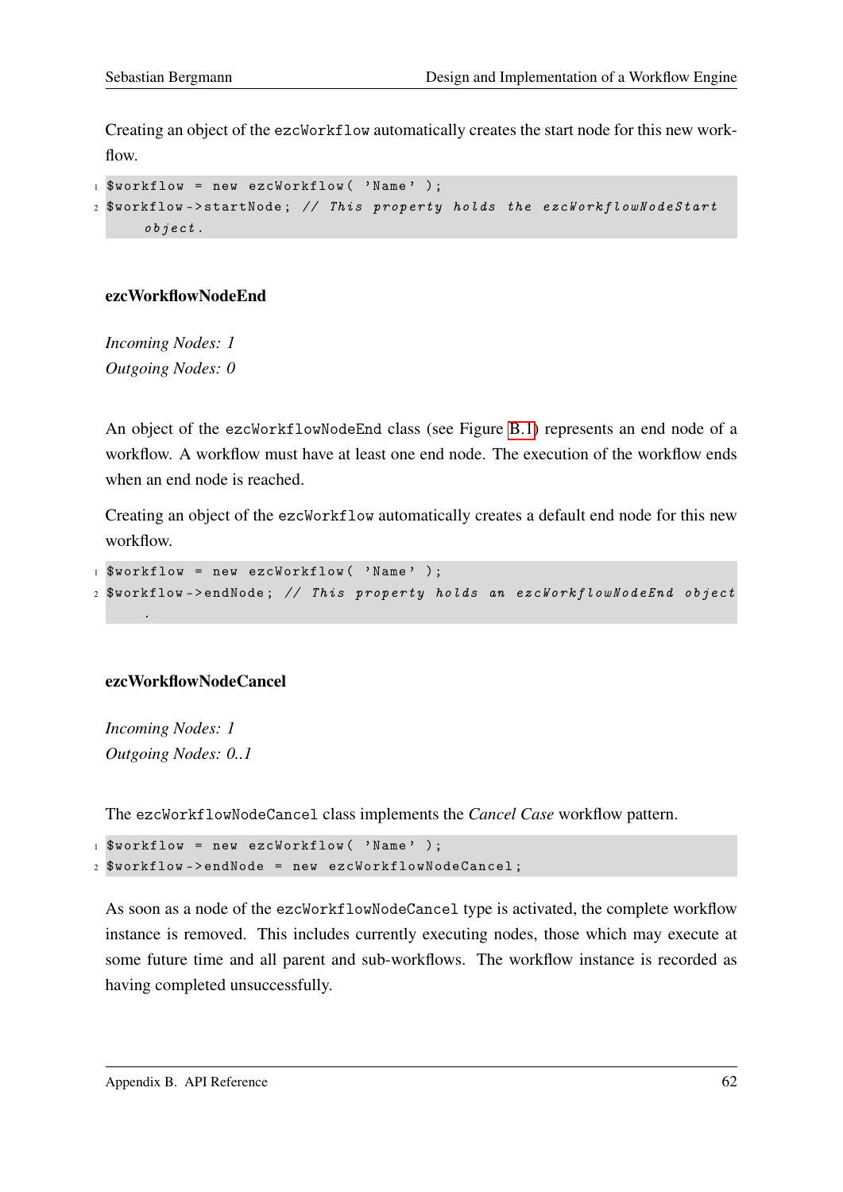Creating an object of the `ezcWorkflow` automatically creates the start node for this new workflow.

```
$workflow = new ezcWorkflow( 'Name' );
$workflow->startNode; // This property holds the ezcWorkflowNodeStart object.
```

### ezcWorkflowNodeEnd

*Incoming Nodes: 1*
*Outgoing Nodes: 0*

An object of the `ezcWorkflowNodeEnd` class (see Figure B.1) represents an end node of a workflow. A workflow must have at least one end node. The execution of the workflow ends when an end node is reached.

Creating an object of the `ezcWorkflow` automatically creates a default end node for this new workflow.

```
$workflow = new ezcWorkflow( 'Name' );
$workflow->endNode; // This property holds an ezcWorkflowNodeEnd object.
```

### ezcWorkflowNodeCancel

*Incoming Nodes: 1*
*Outgoing Nodes: 0..1*

The `ezcWorkflowNodeCancel` class implements the *Cancel Case* workflow pattern.

```
$workflow = new ezcWorkflow( 'Name' );
$workflow->endNode = new ezcWorkflowNodeCancel;
```

As soon as a node of the `ezcWorkflowNodeCancel` type is activated, the complete workflow instance is removed. This includes currently executing nodes, those which may execute at some future time and all parent and sub-workflows. The workflow instance is recorded as having completed unsuccessfully.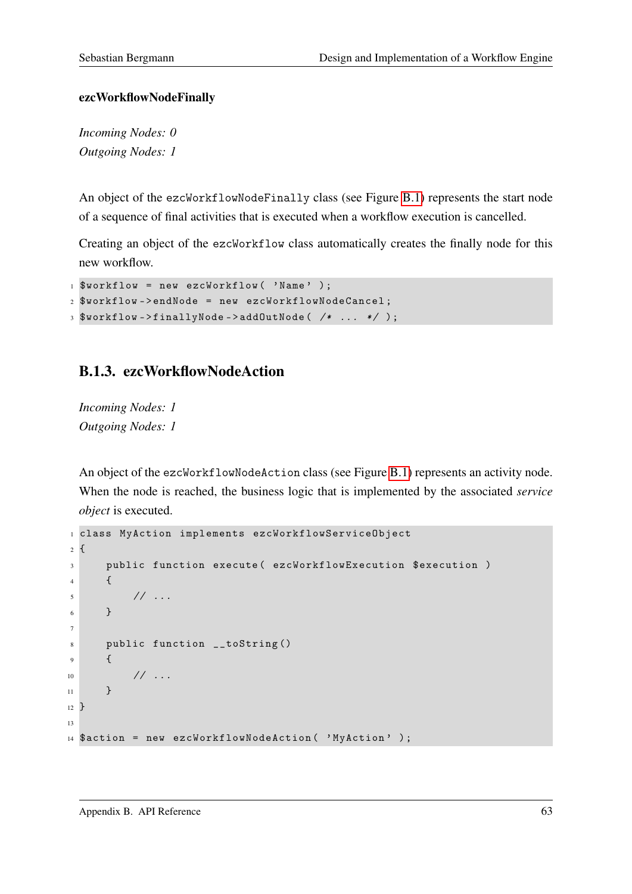#### ezcWorkflowNodeFinally

*Incoming Nodes: 0*
*Outgoing Nodes: 1*

An object of the `ezcWorkflowNodeFinally` class (see Figure B.1) represents the start node of a sequence of final activities that is executed when a workflow execution is cancelled.

Creating an object of the `ezcWorkflow` class automatically creates the finally node for this new workflow.

```
$workflow = new ezcWorkflow( 'Name' );
$workflow->endNode = new ezcWorkflowNodeCancel;
$workflow->finallyNode->addOutNode( /* ... */ );
```

### B.1.3. ezcWorkflowNodeAction

*Incoming Nodes: 1*
*Outgoing Nodes: 1*

An object of the `ezcWorkflowNodeAction` class (see Figure B.1) represents an activity node. When the node is reached, the business logic that is implemented by the associated *service object* is executed.

```
class MyAction implements ezcWorkflowServiceObject
{
    public function execute( ezcWorkflowExecution $execution )
    {
        // ...
    }

    public function __toString()
    {
        // ...
    }
}

$action = new ezcWorkflowNodeAction( 'MyAction' );
```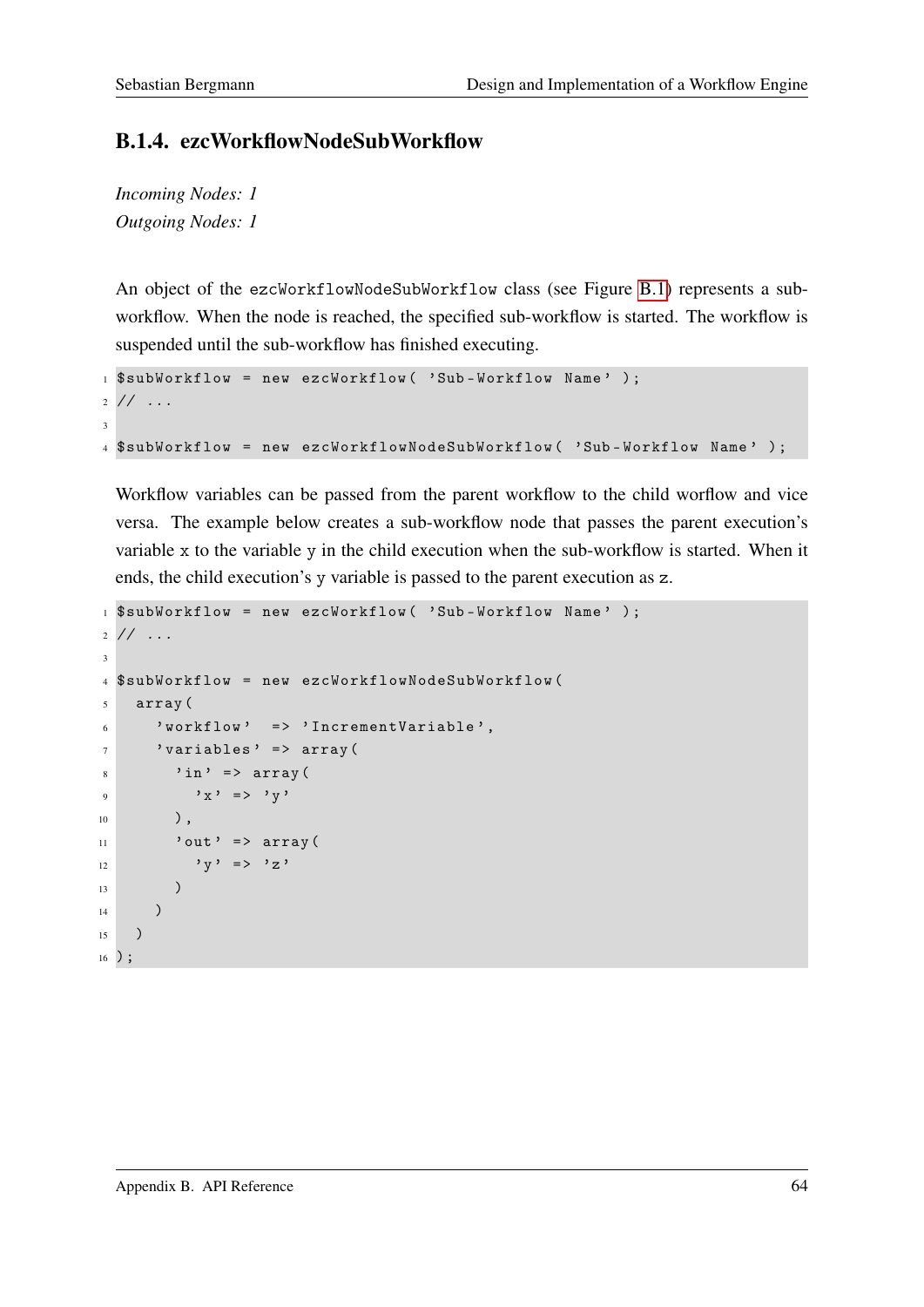### B.1.4. ezcWorkflowNodeSubWorkflow

*Incoming Nodes: 1*
*Outgoing Nodes: 1*

An object of the `ezcWorkflowNodeSubWorkflow` class (see Figure B.1) represents a sub-workflow. When the node is reached, the specified sub-workflow is started. The workflow is suspended until the sub-workflow has finished executing.

```
$subWorkflow = new ezcWorkflow( 'Sub-Workflow Name' );
// ...

$subWorkflow = new ezcWorkflowNodeSubWorkflow( 'Sub-Workflow Name' );
```

Workflow variables can be passed from the parent workflow to the child worflow and vice versa. The example below creates a sub-workflow node that passes the parent execution's variable `x` to the variable `y` in the child execution when the sub-workflow is started. When it ends, the child execution's `y` variable is passed to the parent execution as `z`.

```
$subWorkflow = new ezcWorkflow( 'Sub-Workflow Name' );
// ...

$subWorkflow = new ezcWorkflowNodeSubWorkflow(
  array(
    'workflow'  => 'IncrementVariable',
    'variables' => array(
      'in' => array(
        'x' => 'y'
      ),
      'out' => array(
        'y' => 'z'
      )
    )
  )
);
```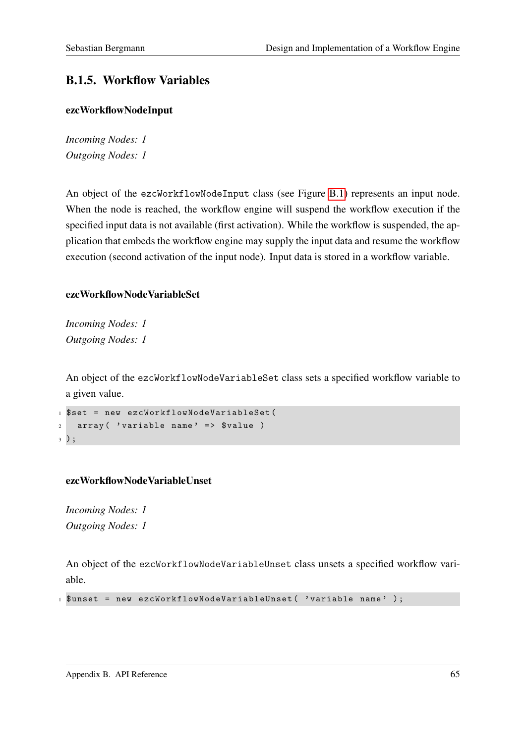### B.1.5. Workflow Variables

#### ezcWorkflowNodeInput

*Incoming Nodes: 1*
*Outgoing Nodes: 1*

An object of the `ezcWorkflowNodeInput` class (see Figure B.1) represents an input node. When the node is reached, the workflow engine will suspend the workflow execution if the specified input data is not available (first activation). While the workflow is suspended, the application that embeds the workflow engine may supply the input data and resume the workflow execution (second activation of the input node). Input data is stored in a workflow variable.

#### ezcWorkflowNodeVariableSet

*Incoming Nodes: 1*
*Outgoing Nodes: 1*

An object of the `ezcWorkflowNodeVariableSet` class sets a specified workflow variable to a given value.

```
$set = new ezcWorkflowNodeVariableSet(
  array( 'variable name' => $value )
);
```

#### ezcWorkflowNodeVariableUnset

*Incoming Nodes: 1*
*Outgoing Nodes: 1*

An object of the `ezcWorkflowNodeVariableUnset` class unsets a specified workflow variable.

```
$unset = new ezcWorkflowNodeVariableUnset( 'variable name' );
```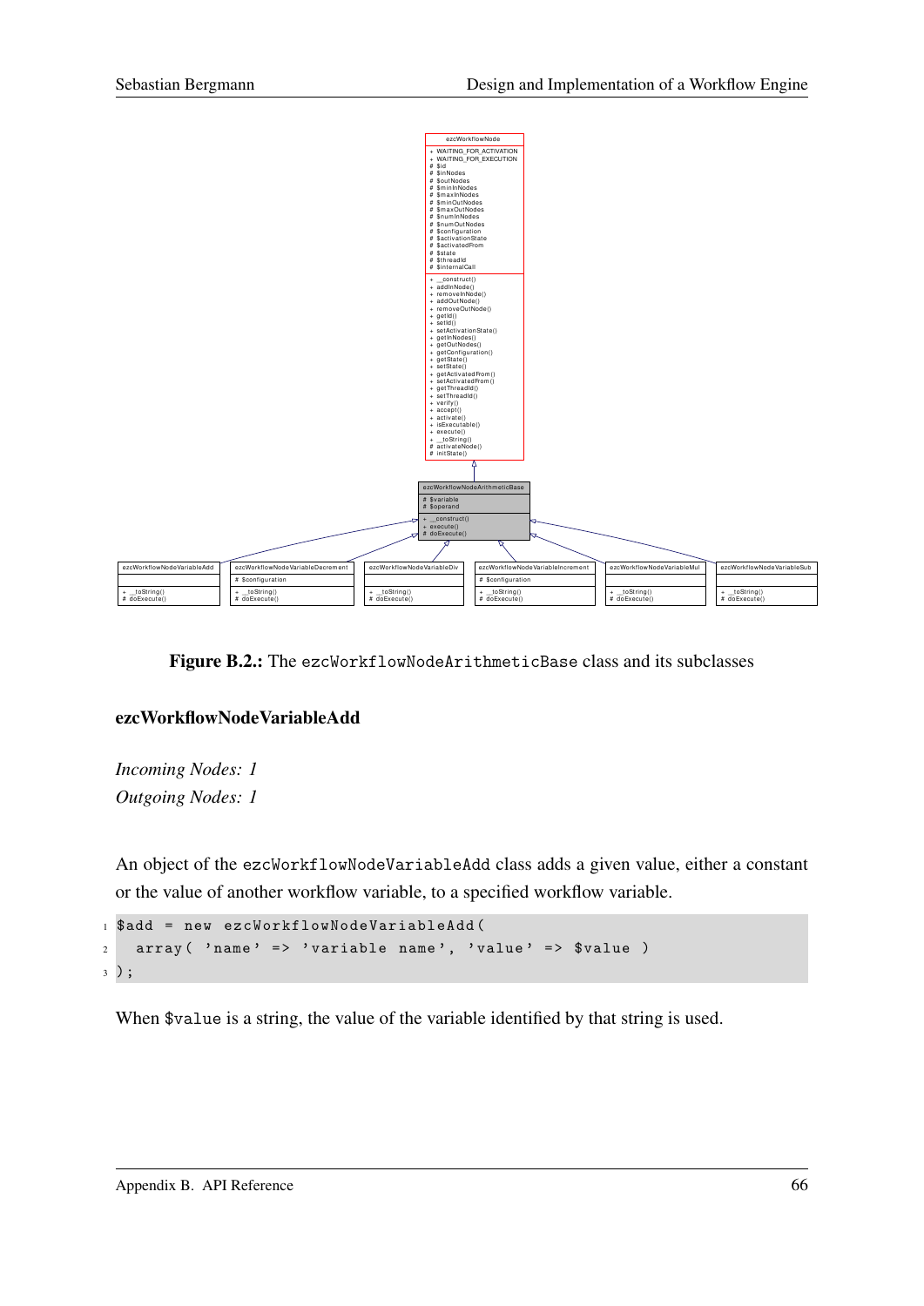Figure B.2.: The `ezcWorkflowNodeArithmeticBase` class and its subclasses

### ezcWorkflowNodeVariableAdd

*Incoming Nodes: 1*
*Outgoing Nodes: 1*

An object of the `ezcWorkflowNodeVariableAdd` class adds a given value, either a constant or the value of another workflow variable, to a specified workflow variable.

```
$add = new ezcWorkflowNodeVariableAdd(
  array( 'name' => 'variable name', 'value' => $value )
);
```

When `$value` is a string, the value of the variable identified by that string is used.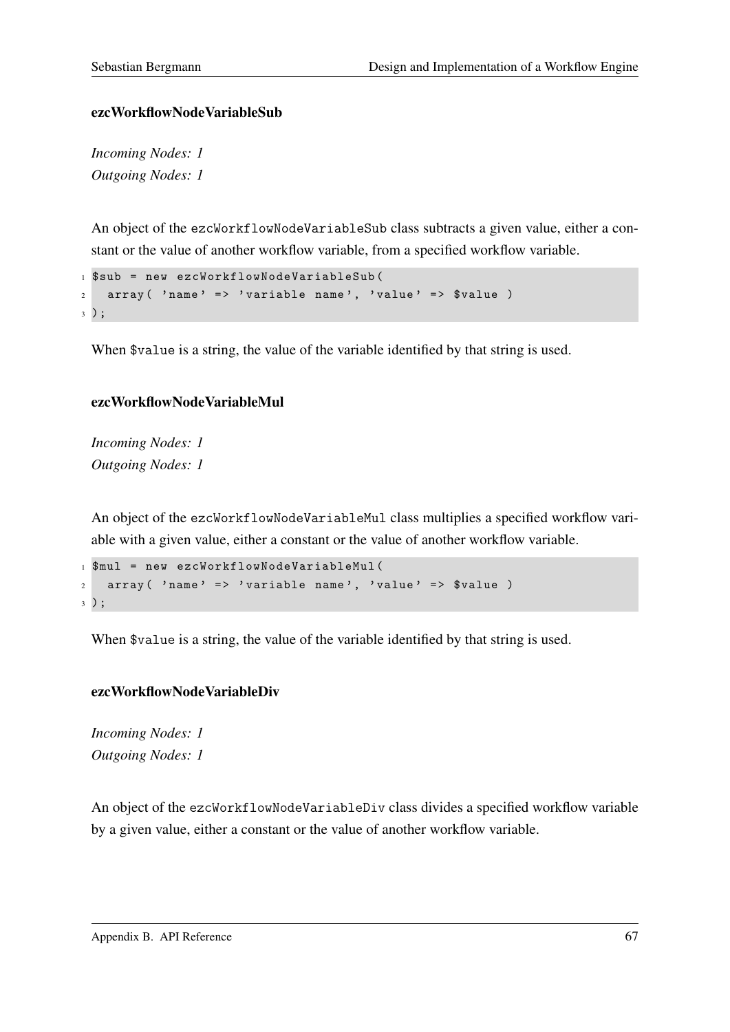### ezcWorkflowNodeVariableSub

*Incoming Nodes: 1*
*Outgoing Nodes: 1*

An object of the `ezcWorkflowNodeVariableSub` class subtracts a given value, either a constant or the value of another workflow variable, from a specified workflow variable.

```
$sub = new ezcWorkflowNodeVariableSub(
  array( 'name' => 'variable name', 'value' => $value )
);
```

When `$value` is a string, the value of the variable identified by that string is used.

### ezcWorkflowNodeVariableMul

*Incoming Nodes: 1*
*Outgoing Nodes: 1*

An object of the `ezcWorkflowNodeVariableMul` class multiplies a specified workflow variable with a given value, either a constant or the value of another workflow variable.

```
$mul = new ezcWorkflowNodeVariableMul(
  array( 'name' => 'variable name', 'value' => $value )
);
```

When `$value` is a string, the value of the variable identified by that string is used.

### ezcWorkflowNodeVariableDiv

*Incoming Nodes: 1*
*Outgoing Nodes: 1*

An object of the `ezcWorkflowNodeVariableDiv` class divides a specified workflow variable by a given value, either a constant or the value of another workflow variable.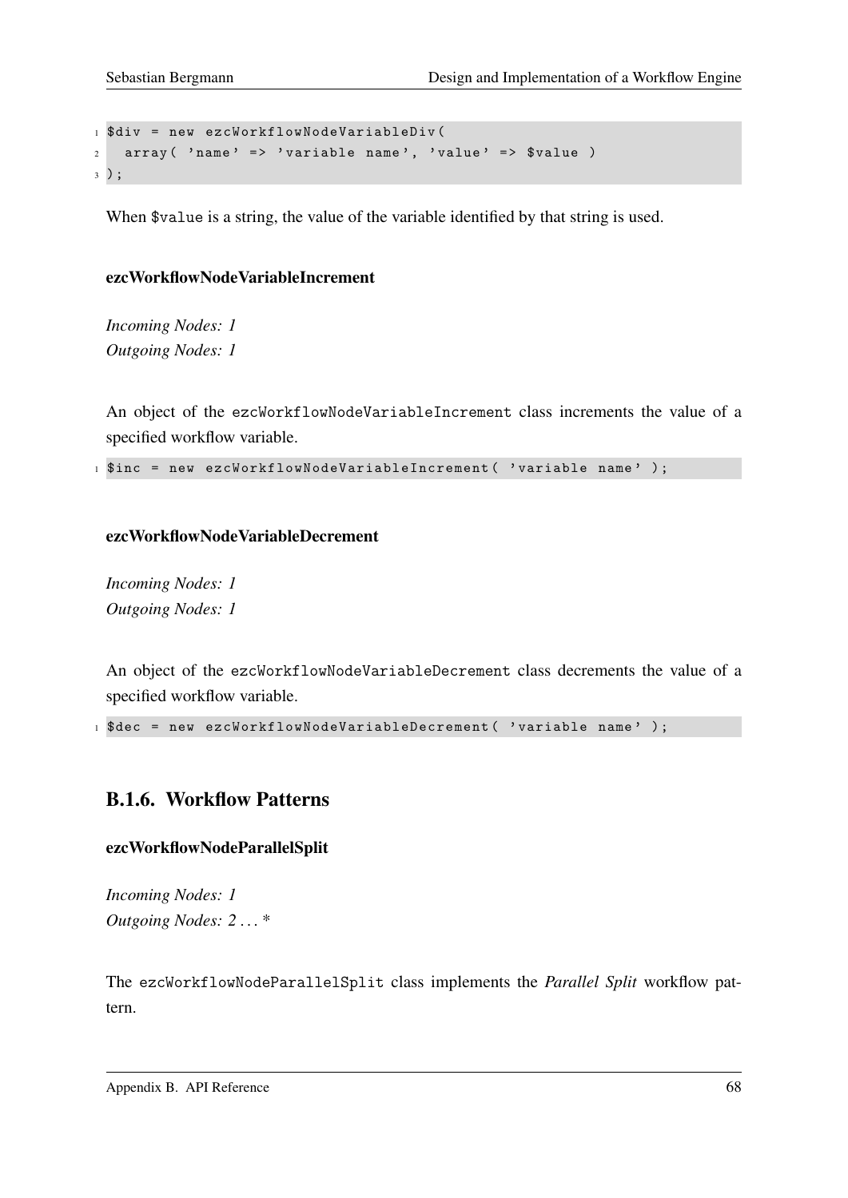```
$div = new ezcWorkflowNodeVariableDiv(
  array( 'name' => 'variable name', 'value' => $value )
);
```

When `$value` is a string, the value of the variable identified by that string is used.

#### ezcWorkflowNodeVariableIncrement

*Incoming Nodes: 1*
*Outgoing Nodes: 1*

An object of the `ezcWorkflowNodeVariableIncrement` class increments the value of a specified workflow variable.

```
$inc = new ezcWorkflowNodeVariableIncrement( 'variable name' );
```

#### ezcWorkflowNodeVariableDecrement

*Incoming Nodes: 1*
*Outgoing Nodes: 1*

An object of the `ezcWorkflowNodeVariableDecrement` class decrements the value of a specified workflow variable.

```
$dec = new ezcWorkflowNodeVariableDecrement( 'variable name' );
```

### B.1.6. Workflow Patterns

#### ezcWorkflowNodeParallelSplit

*Incoming Nodes: 1*
*Outgoing Nodes: 2 ... **

The `ezcWorkflowNodeParallelSplit` class implements the *Parallel Split* workflow pattern.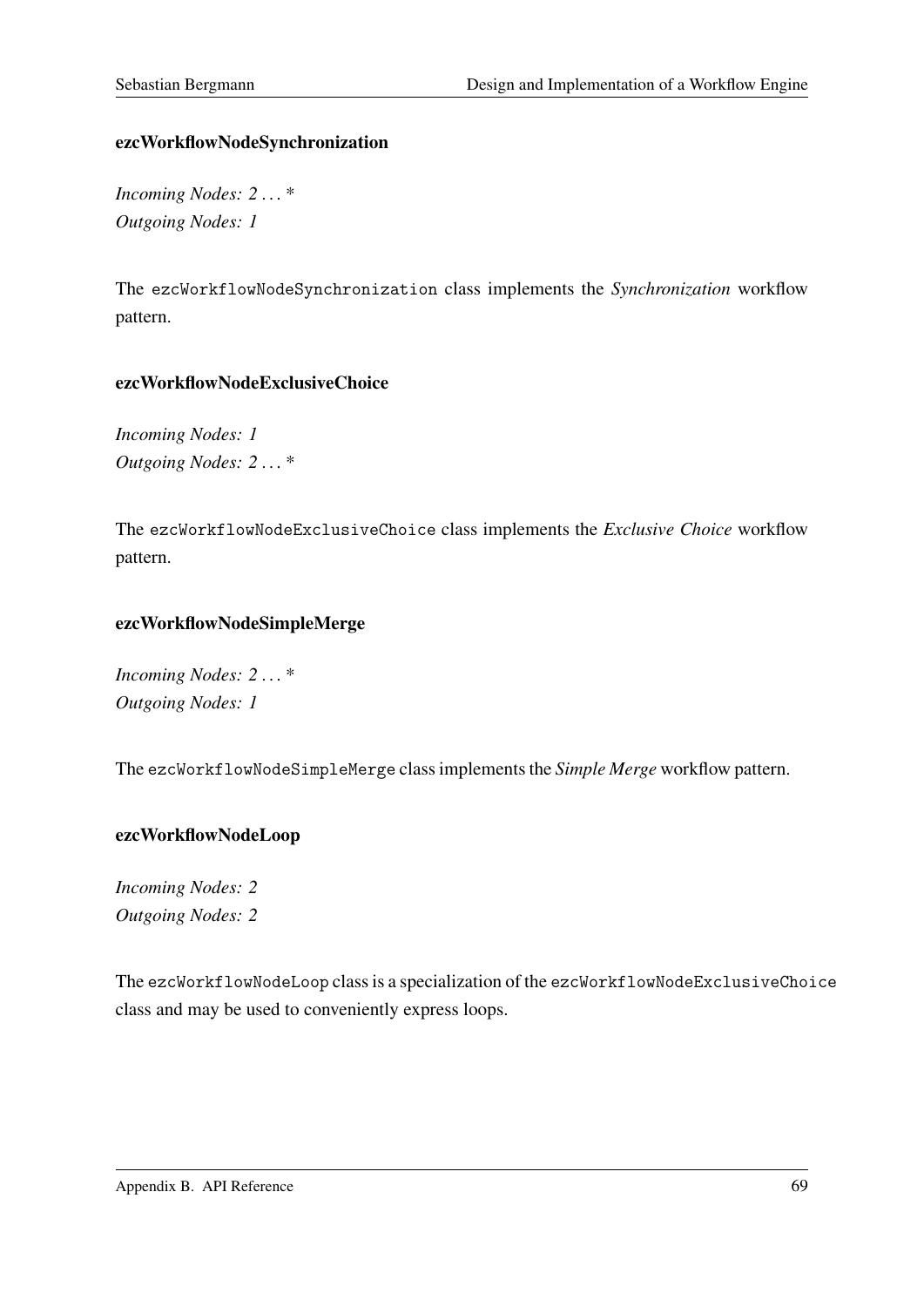#### ezcWorkflowNodeSynchronization

*Incoming Nodes: 2 . . . **
*Outgoing Nodes: 1*

The `ezcWorkflowNodeSynchronization` class implements the *Synchronization* workflow pattern.

#### ezcWorkflowNodeExclusiveChoice

*Incoming Nodes: 1*
*Outgoing Nodes: 2 . . . **

The `ezcWorkflowNodeExclusiveChoice` class implements the *Exclusive Choice* workflow pattern.

#### ezcWorkflowNodeSimpleMerge

*Incoming Nodes: 2 . . . **
*Outgoing Nodes: 1*

The `ezcWorkflowNodeSimpleMerge` class implements the *Simple Merge* workflow pattern.

#### ezcWorkflowNodeLoop

*Incoming Nodes: 2*
*Outgoing Nodes: 2*

The `ezcWorkflowNodeLoop` class is a specialization of the `ezcWorkflowNodeExclusiveChoice` class and may be used to conveniently express loops.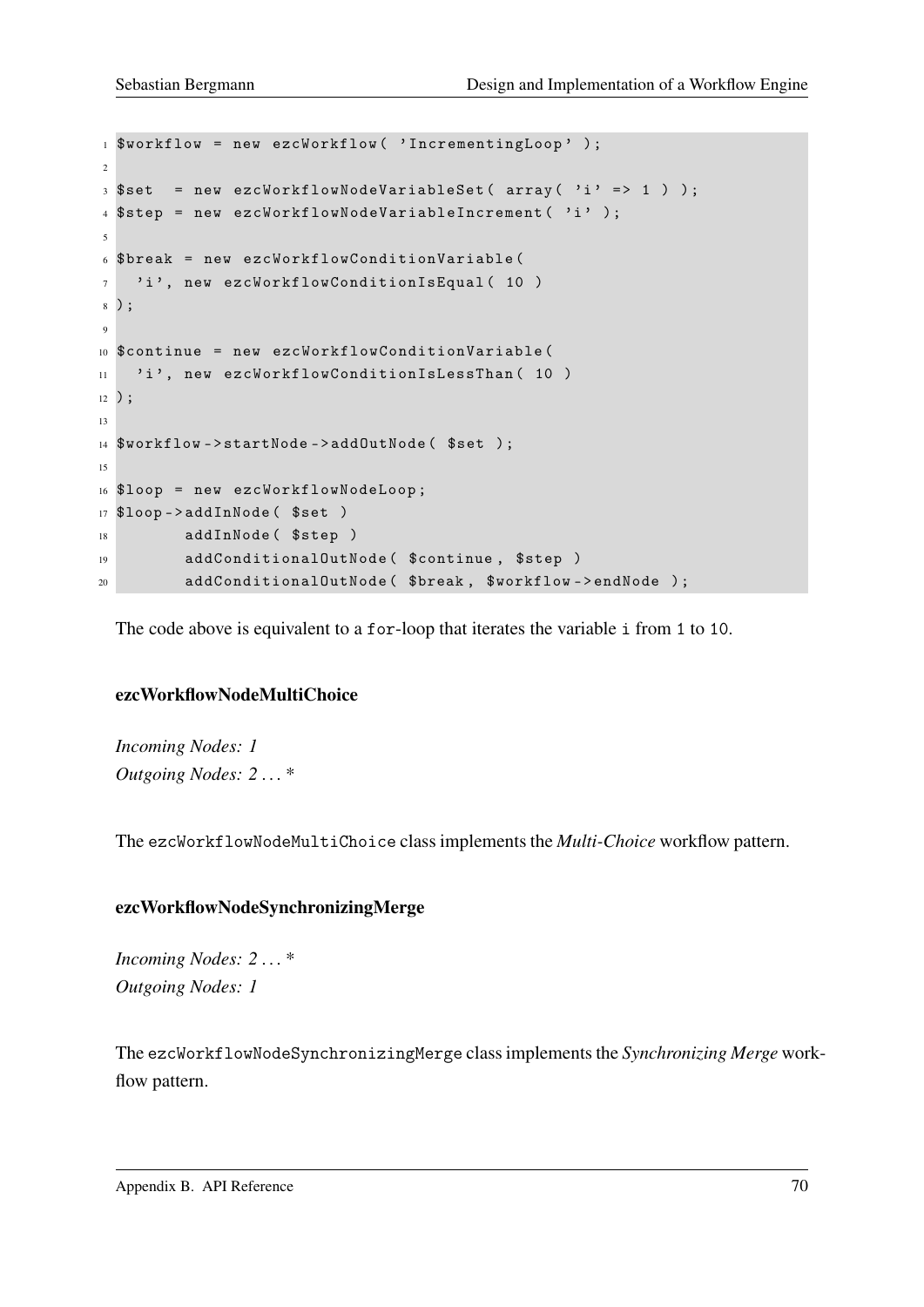```
$workflow = new ezcWorkflow( 'IncrementingLoop' );

$set  = new ezcWorkflowNodeVariableSet( array( 'i' => 1 ) );
$step = new ezcWorkflowNodeVariableIncrement( 'i' );

$break = new ezcWorkflowConditionVariable(
  'i', new ezcWorkflowConditionIsEqual( 10 )
);

$continue = new ezcWorkflowConditionVariable(
  'i', new ezcWorkflowConditionIsLessThan( 10 )
);

$workflow->startNode->addOutNode( $set );

$loop = new ezcWorkflowNodeLoop;
$loop->addInNode( $set )
       addInNode( $step )
       addConditionalOutNode( $continue, $step )
       addConditionalOutNode( $break, $workflow->endNode );
```

The code above is equivalent to a `for`-loop that iterates the variable `i` from `1` to `10`.

#### ezcWorkflowNodeMultiChoice

*Incoming Nodes: 1*
*Outgoing Nodes: 2 ... \**

The `ezcWorkflowNodeMultiChoice` class implements the *Multi-Choice* workflow pattern.

#### ezcWorkflowNodeSynchronizingMerge

*Incoming Nodes: 2 ... \**
*Outgoing Nodes: 1*

The `ezcWorkflowNodeSynchronizingMerge` class implements the *Synchronizing Merge* workflow pattern.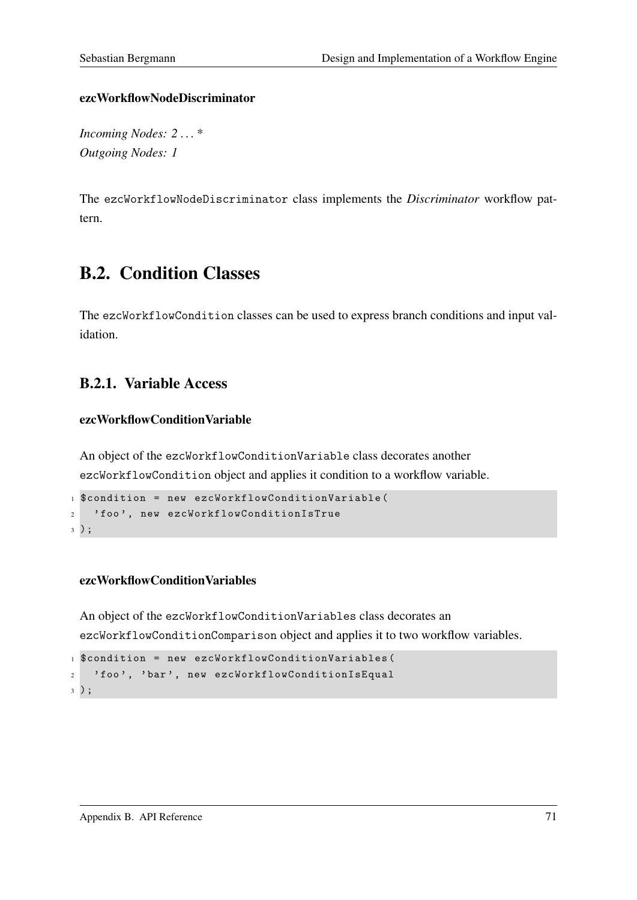#### ezcWorkflowNodeDiscriminator

*Incoming Nodes: 2 . . . \**
*Outgoing Nodes: 1*

The `ezcWorkflowNodeDiscriminator` class implements the *Discriminator* workflow pattern.

## B.2. Condition Classes

The `ezcWorkflowCondition` classes can be used to express branch conditions and input validation.

### B.2.1. Variable Access

#### ezcWorkflowConditionVariable

An object of the `ezcWorkflowConditionVariable` class decorates another `ezcWorkflowCondition` object and applies it condition to a workflow variable.

```
$condition = new ezcWorkflowConditionVariable(
  'foo', new ezcWorkflowConditionIsTrue
);
```

#### ezcWorkflowConditionVariables

An object of the `ezcWorkflowConditionVariables` class decorates an `ezcWorkflowConditionComparison` object and applies it to two workflow variables.

```
$condition = new ezcWorkflowConditionVariables(
  'foo', 'bar', new ezcWorkflowConditionIsEqual
);
```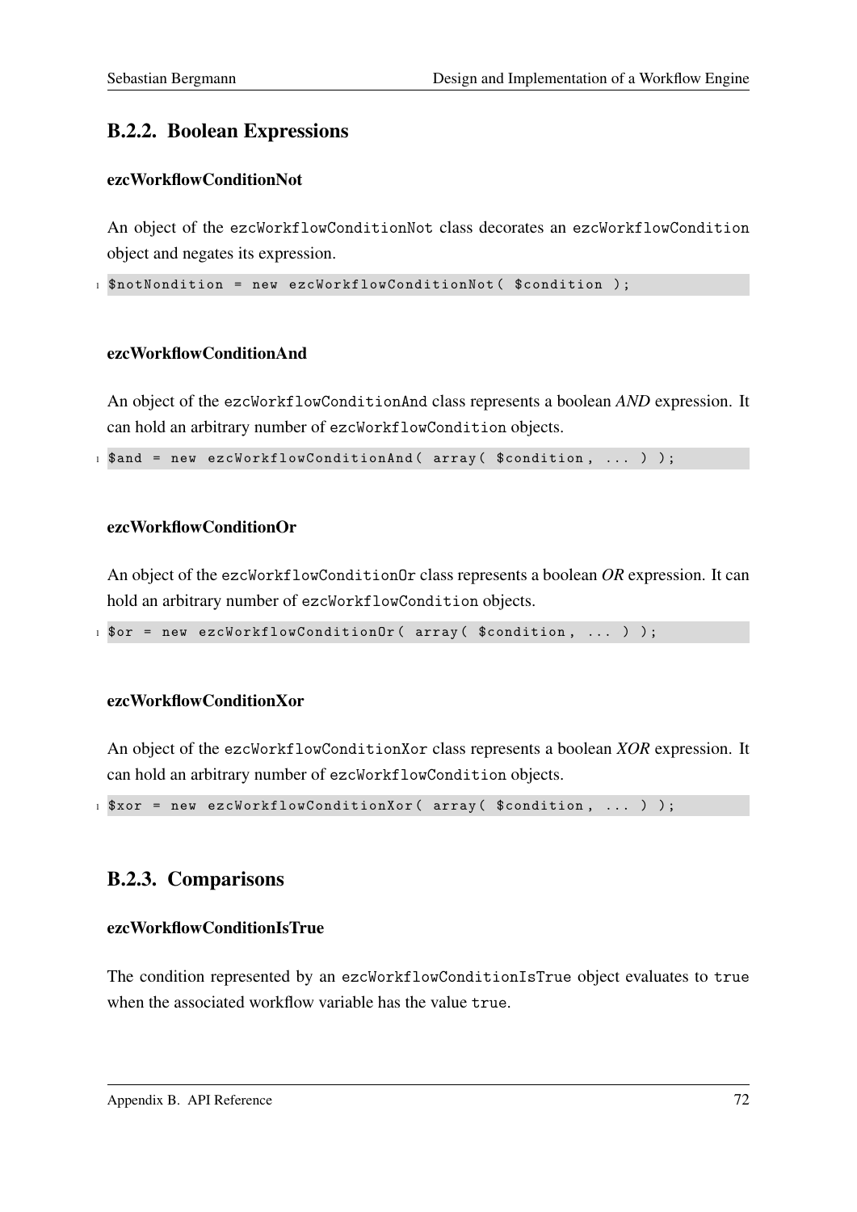## B.2.2. Boolean Expressions

#### ezcWorkflowConditionNot

An object of the `ezcWorkflowConditionNot` class decorates an `ezcWorkflowCondition` object and negates its expression.

```
$notNondition = new ezcWorkflowConditionNot( $condition );
```

#### ezcWorkflowConditionAnd

An object of the `ezcWorkflowConditionAnd` class represents a boolean *AND* expression. It can hold an arbitrary number of `ezcWorkflowCondition` objects.

```
$and = new ezcWorkflowConditionAnd( array( $condition, ... ) );
```

#### ezcWorkflowConditionOr

An object of the `ezcWorkflowConditionOr` class represents a boolean *OR* expression. It can hold an arbitrary number of `ezcWorkflowCondition` objects.

```
$or = new ezcWorkflowConditionOr( array( $condition, ... ) );
```

#### ezcWorkflowConditionXor

An object of the `ezcWorkflowConditionXor` class represents a boolean *XOR* expression. It can hold an arbitrary number of `ezcWorkflowCondition` objects.

```
$xor = new ezcWorkflowConditionXor( array( $condition, ... ) );
```

## B.2.3. Comparisons

#### ezcWorkflowConditionIsTrue

The condition represented by an `ezcWorkflowConditionIsTrue` object evaluates to `true` when the associated workflow variable has the value `true`.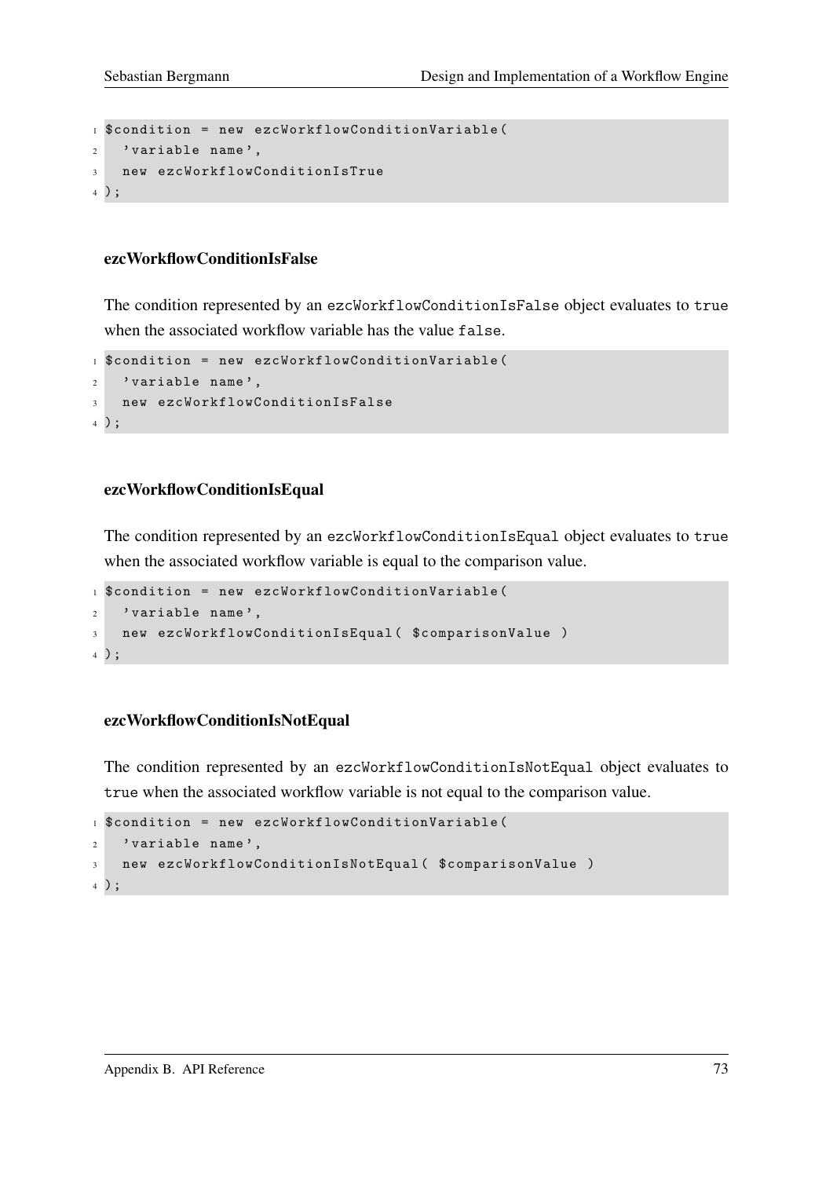```php
$condition = new ezcWorkflowConditionVariable(
  'variable name',
  new ezcWorkflowConditionIsTrue
);
```

#### ezcWorkflowConditionIsFalse

The condition represented by an `ezcWorkflowConditionIsFalse` object evaluates to `true` when the associated workflow variable has the value `false`.

```php
$condition = new ezcWorkflowConditionVariable(
  'variable name',
  new ezcWorkflowConditionIsFalse
);
```

#### ezcWorkflowConditionIsEqual

The condition represented by an `ezcWorkflowConditionIsEqual` object evaluates to `true` when the associated workflow variable is equal to the comparison value.

```php
$condition = new ezcWorkflowConditionVariable(
  'variable name',
  new ezcWorkflowConditionIsEqual( $comparisonValue )
);
```

#### ezcWorkflowConditionIsNotEqual

The condition represented by an `ezcWorkflowConditionIsNotEqual` object evaluates to `true` when the associated workflow variable is not equal to the comparison value.

```php
$condition = new ezcWorkflowConditionVariable(
  'variable name',
  new ezcWorkflowConditionIsNotEqual( $comparisonValue )
);
```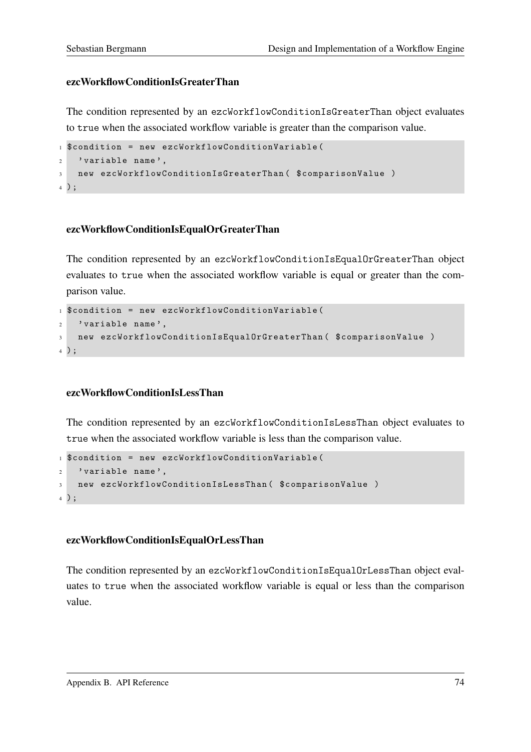#### ezcWorkflowConditionIsGreaterThan

The condition represented by an `ezcWorkflowConditionIsGreaterThan` object evaluates to `true` when the associated workflow variable is greater than the comparison value.

```
$condition = new ezcWorkflowConditionVariable(
  'variable name',
  new ezcWorkflowConditionIsGreaterThan( $comparisonValue )
);
```

#### ezcWorkflowConditionIsEqualOrGreaterThan

The condition represented by an `ezcWorkflowConditionIsEqualOrGreaterThan` object evaluates to `true` when the associated workflow variable is equal or greater than the comparison value.

```
$condition = new ezcWorkflowConditionVariable(
  'variable name',
  new ezcWorkflowConditionIsEqualOrGreaterThan( $comparisonValue )
);
```

#### ezcWorkflowConditionIsLessThan

The condition represented by an `ezcWorkflowConditionIsLessThan` object evaluates to `true` when the associated workflow variable is less than the comparison value.

```
$condition = new ezcWorkflowConditionVariable(
  'variable name',
  new ezcWorkflowConditionIsLessThan( $comparisonValue )
);
```

#### ezcWorkflowConditionIsEqualOrLessThan

The condition represented by an `ezcWorkflowConditionIsEqualOrLessThan` object evaluates to `true` when the associated workflow variable is equal or less than the comparison value.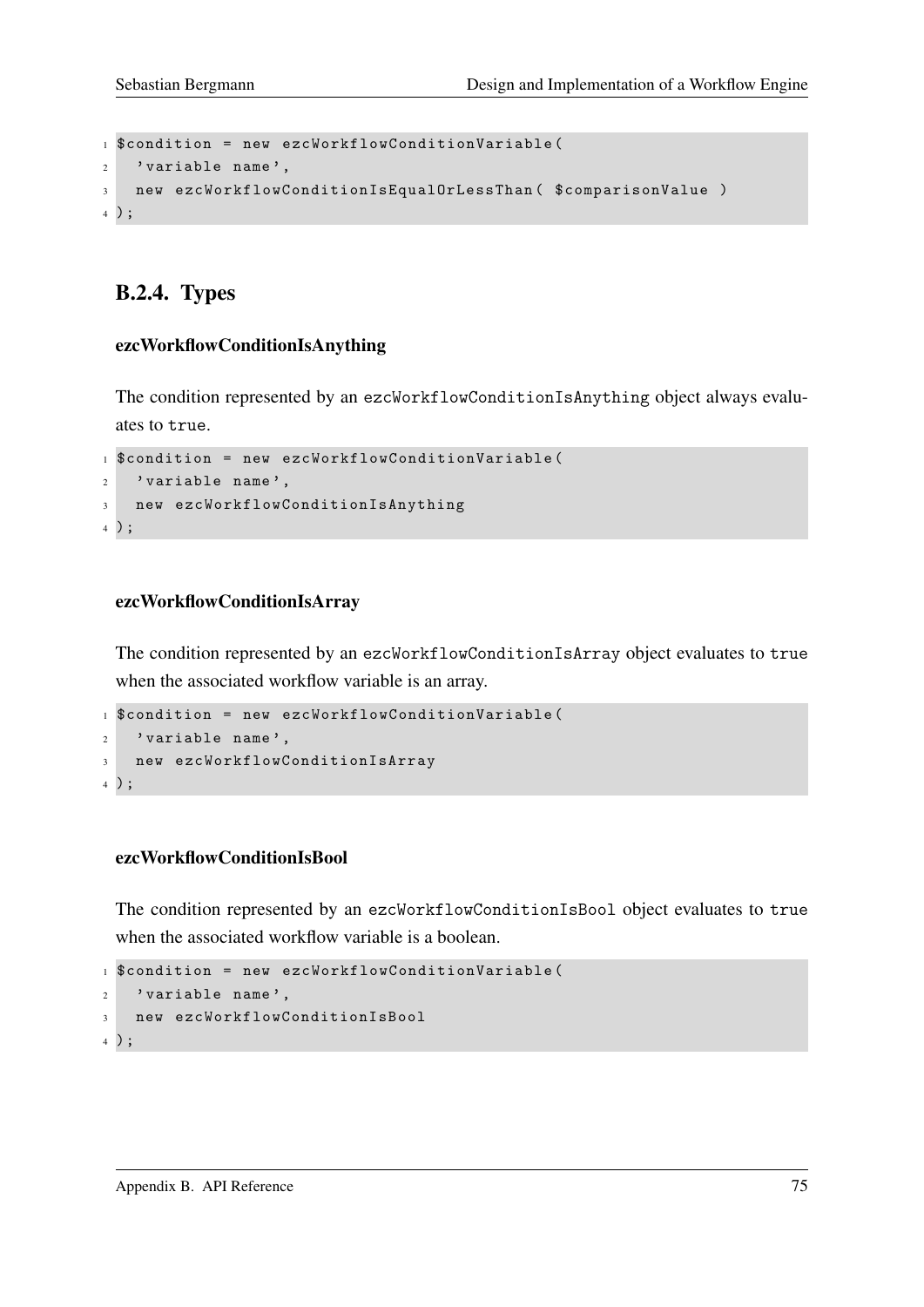```php
$condition = new ezcWorkflowConditionVariable(
  'variable name',
  new ezcWorkflowConditionIsEqualOrLessThan( $comparisonValue )
);
```

### B.2.4. Types

#### ezcWorkflowConditionIsAnything

The condition represented by an `ezcWorkflowConditionIsAnything` object always evaluates to `true`.

```php
$condition = new ezcWorkflowConditionVariable(
  'variable name',
  new ezcWorkflowConditionIsAnything
);
```

#### ezcWorkflowConditionIsArray

The condition represented by an `ezcWorkflowConditionIsArray` object evaluates to `true` when the associated workflow variable is an array.

```php
$condition = new ezcWorkflowConditionVariable(
  'variable name',
  new ezcWorkflowConditionIsArray
);
```

#### ezcWorkflowConditionIsBool

The condition represented by an `ezcWorkflowConditionIsBool` object evaluates to `true` when the associated workflow variable is a boolean.

```php
$condition = new ezcWorkflowConditionVariable(
  'variable name',
  new ezcWorkflowConditionIsBool
);
```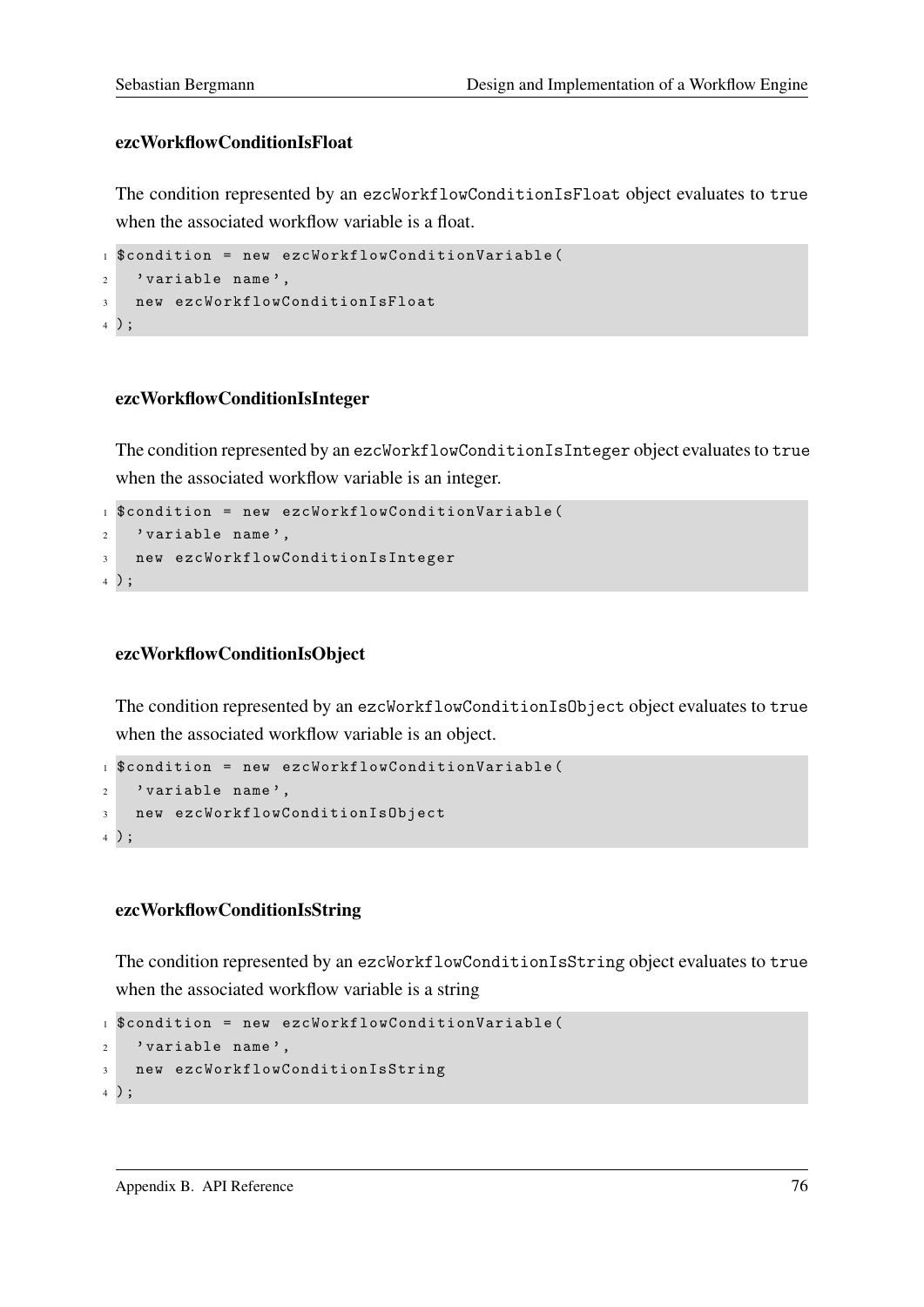#### ezcWorkflowConditionIsFloat

The condition represented by an `ezcWorkflowConditionIsFloat` object evaluates to `true` when the associated workflow variable is a float.

```
$condition = new ezcWorkflowConditionVariable(
  'variable name',
  new ezcWorkflowConditionIsFloat
);
```

#### ezcWorkflowConditionIsInteger

The condition represented by an `ezcWorkflowConditionIsInteger` object evaluates to `true` when the associated workflow variable is an integer.

```
$condition = new ezcWorkflowConditionVariable(
  'variable name',
  new ezcWorkflowConditionIsInteger
);
```

#### ezcWorkflowConditionIsObject

The condition represented by an `ezcWorkflowConditionIsObject` object evaluates to `true` when the associated workflow variable is an object.

```
$condition = new ezcWorkflowConditionVariable(
  'variable name',
  new ezcWorkflowConditionIsObject
);
```

#### ezcWorkflowConditionIsString

The condition represented by an `ezcWorkflowConditionIsString` object evaluates to `true` when the associated workflow variable is a string

```
$condition = new ezcWorkflowConditionVariable(
  'variable name',
  new ezcWorkflowConditionIsString
);
```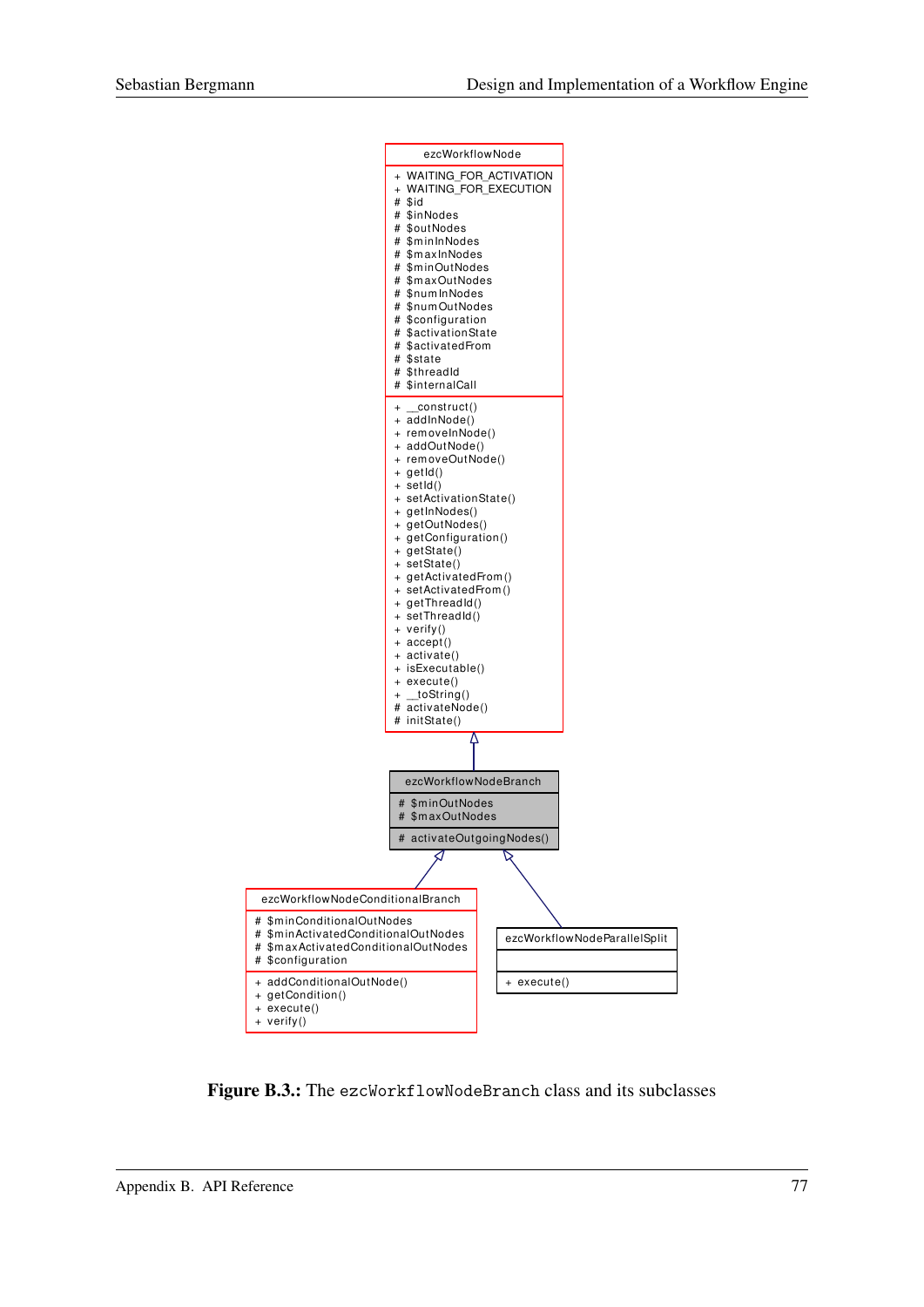ezcWorkflowNode

```
+ WAITING_FOR_ACTIVATION
+ WAITING_FOR_EXECUTION
# $id
# $inNodes
# $outNodes
# $minInNodes
# $maxInNodes
# $minOutNodes
# $maxOutNodes
# $numInNodes
# $numOutNodes
# $configuration
# $activationState
# $activatedFrom
# $state
# $threadId
# $internalCall
```

```
+ __construct()
+ addInNode()
+ removeInNode()
+ addOutNode()
+ removeOutNode()
+ getId()
+ setId()
+ setActivationState()
+ getInNodes()
+ getOutNodes()
+ getConfiguration()
+ getState()
+ setState()
+ getActivatedFrom()
+ setActivatedFrom()
+ getThreadId()
+ setThreadId()
+ verify()
+ accept()
+ activate()
+ isExecutable()
+ execute()
+ __toString()
# activateNode()
# initState()
```

ezcWorkflowNodeBranch

```
# $minOutNodes
# $maxOutNodes
```

```
# activateOutgoingNodes()
```

ezcWorkflowNodeConditionalBranch

```
# $minConditionalOutNodes
# $minActivatedConditionalOutNodes
# $maxActivatedConditionalOutNodes
# $configuration
```

```
+ addConditionalOutNode()
+ getCondition()
+ execute()
+ verify()
```

ezcWorkflowNodeParallelSplit

```
+ execute()
```

**Figure B.3.:** The `ezcWorkflowNodeBranch` class and its subclasses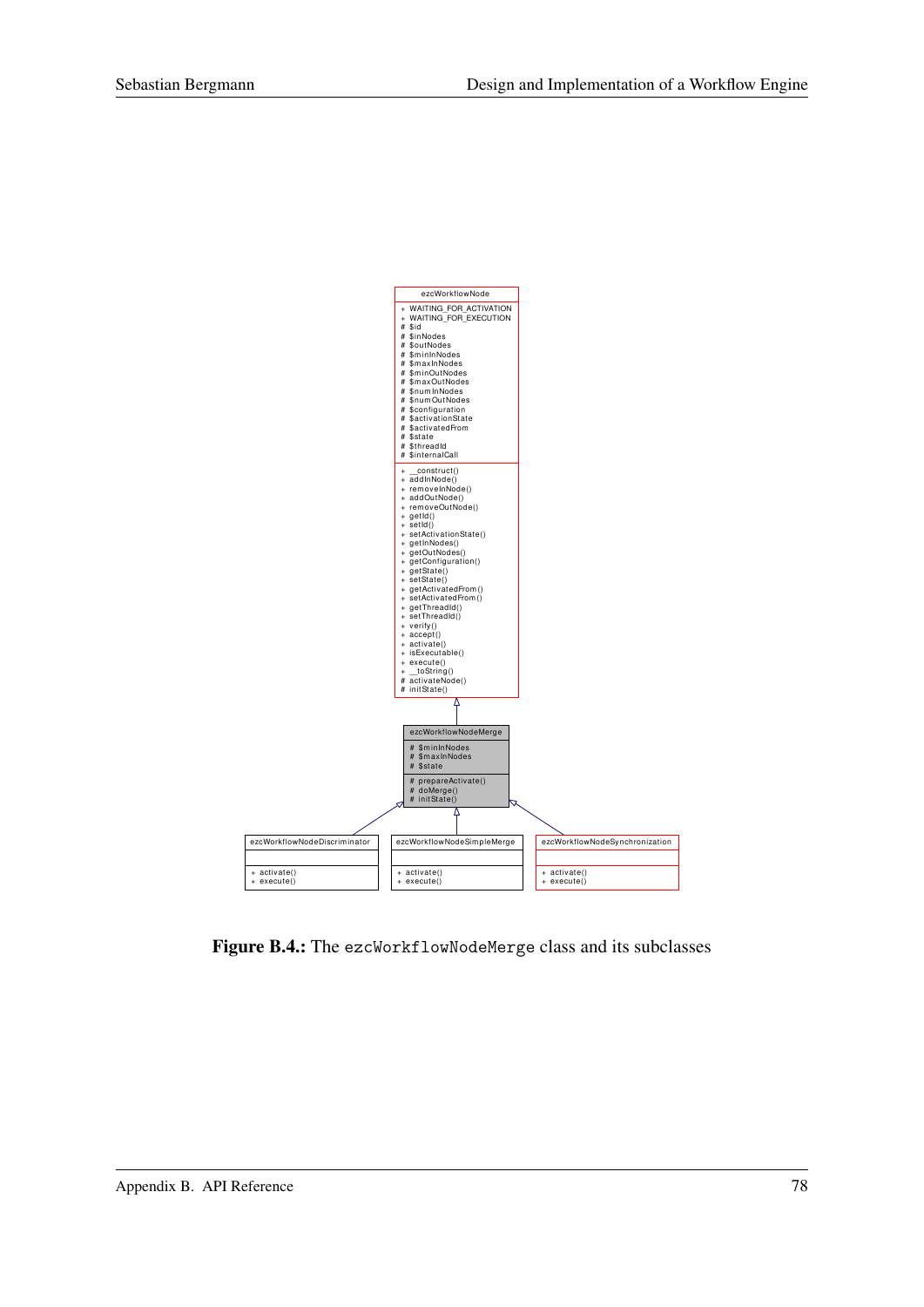ezcWorkflowNode

+ WAITING_FOR_ACTIVATION
+ WAITING_FOR_EXECUTION
# $id
# $inNodes
# $outNodes
# $minInNodes
# $maxInNodes
# $minOutNodes
# $maxOutNodes
# $numInNodes
# $numOutNodes
# $configuration
# $activationState
# $activatedFrom
# $state
# $threadId
# $internalCall

+ __construct()
+ addInNode()
+ removeInNode()
+ addOutNode()
+ removeOutNode()
+ getId()
+ setId()
+ setActivationState()
+ getInNodes()
+ getOutNodes()
+ getConfiguration()
+ getState()
+ setState()
+ getActivatedFrom()
+ setActivatedFrom()
+ getThreadId()
+ setThreadId()
+ verify()
+ accept()
+ activate()
+ isExecutable()
+ execute()
+ __toString()
# activateNode()
# initState()

ezcWorkflowNodeMerge

# $minInNodes
# $maxInNodes
# $state

# prepareActivate()
# doMerge()
# initState()

ezcWorkflowNodeDiscriminator

+ activate()
+ execute()

ezcWorkflowNodeSimpleMerge

+ activate()
+ execute()

ezcWorkflowNodeSynchronization

+ activate()
+ execute()

**Figure B.4.:** The ezcWorkflowNodeMerge class and its subclasses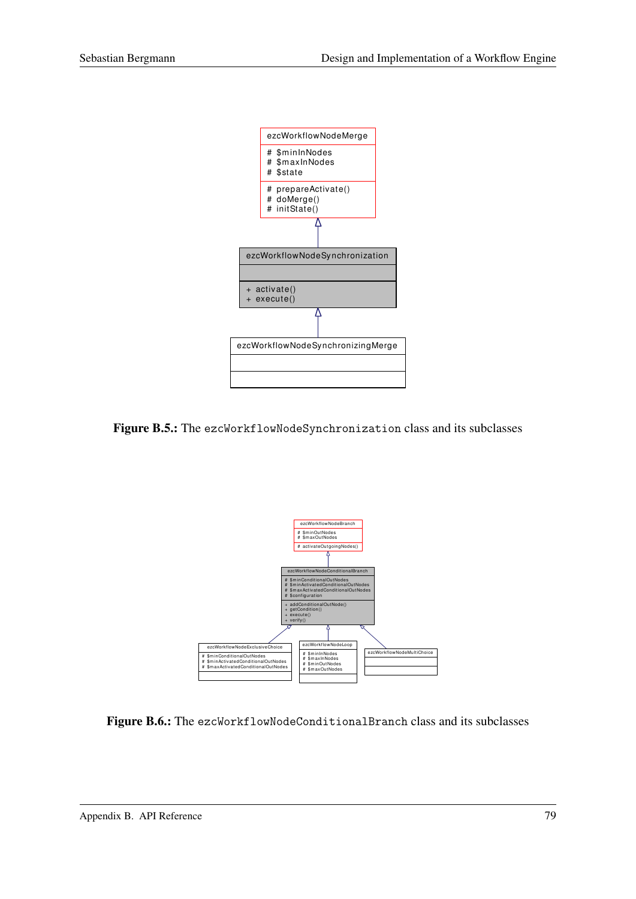ezcWorkflowNodeMerge

# $minInNodes
# $maxInNodes
# $state

# prepareActivate()
# doMerge()
# initState()

ezcWorkflowNodeSynchronization

+ activate()
+ execute()

ezcWorkflowNodeSynchronizingMerge

**Figure B.5.:** The `ezcWorkflowNodeSynchronization` class and its subclasses

ezcWorkflowNodeBranch

# $minOutNodes
# $maxOutNodes

# activateOutgoingNodes()

ezcWorkflowNodeConditionalBranch

# $minConditionalOutNodes
# $minActivatedConditionalOutNodes
# $maxActivatedConditionalOutNodes
# $configuration

+ addConditionalOutNode()
+ getCondition()
+ execute()
+ verify()

ezcWorkflowNodeExclusiveChoice

# $minConditionalOutNodes
# $minActivatedConditionalOutNodes
# $maxActivatedConditionalOutNodes

ezcWorkflowNodeLoop

# $minInNodes
# $maxInNodes
# $minOutNodes
# $maxOutNodes

ezcWorkflowNodeMultiChoice

**Figure B.6.:** The `ezcWorkflowNodeConditionalBranch` class and its subclasses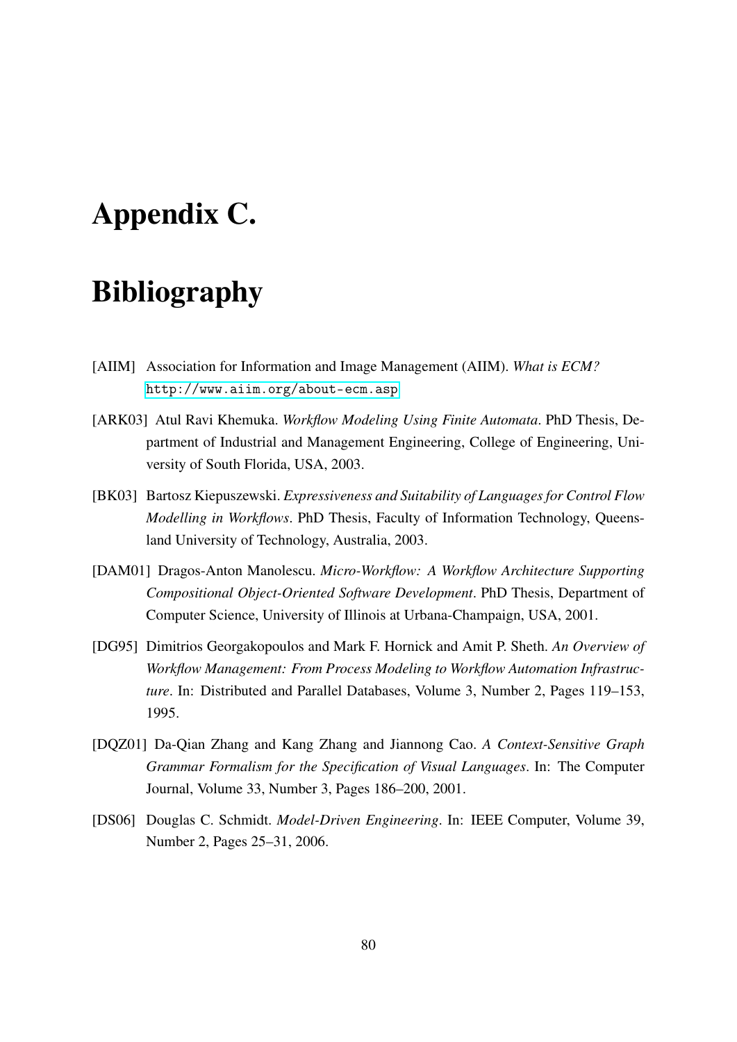# Appendix C.

# Bibliography

[AIIM] Association for Information and Image Management (AIIM). *What is ECM?* http://www.aiim.org/about-ecm.asp

[ARK03] Atul Ravi Khemuka. *Workflow Modeling Using Finite Automata*. PhD Thesis, Department of Industrial and Management Engineering, College of Engineering, University of South Florida, USA, 2003.

[BK03] Bartosz Kiepuszewski. *Expressiveness and Suitability of Languages for Control Flow Modelling in Workflows*. PhD Thesis, Faculty of Information Technology, Queensland University of Technology, Australia, 2003.

[DAM01] Dragos-Anton Manolescu. *Micro-Workflow: A Workflow Architecture Supporting Compositional Object-Oriented Software Development*. PhD Thesis, Department of Computer Science, University of Illinois at Urbana-Champaign, USA, 2001.

[DG95] Dimitrios Georgakopoulos and Mark F. Hornick and Amit P. Sheth. *An Overview of Workflow Management: From Process Modeling to Workflow Automation Infrastructure*. In: Distributed and Parallel Databases, Volume 3, Number 2, Pages 119–153, 1995.

[DQZ01] Da-Qian Zhang and Kang Zhang and Jiannong Cao. *A Context-Sensitive Graph Grammar Formalism for the Specification of Visual Languages*. In: The Computer Journal, Volume 33, Number 3, Pages 186–200, 2001.

[DS06] Douglas C. Schmidt. *Model-Driven Engineering*. In: IEEE Computer, Volume 39, Number 2, Pages 25–31, 2006.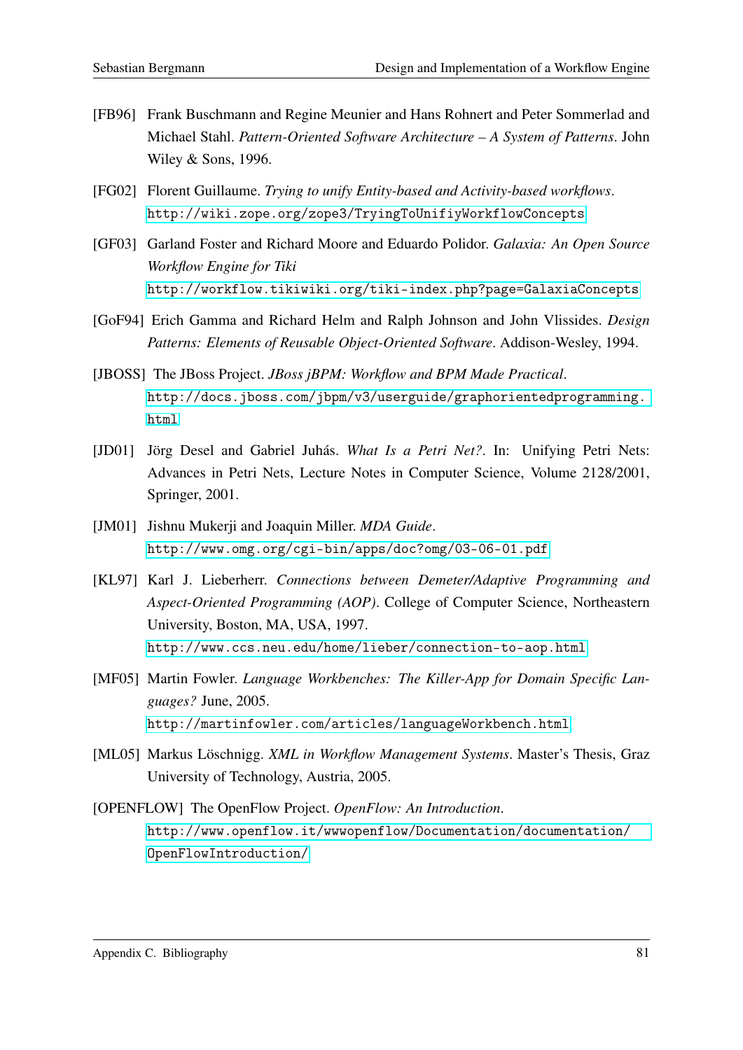[FB96] Frank Buschmann and Regine Meunier and Hans Rohnert and Peter Sommerlad and Michael Stahl. *Pattern-Oriented Software Architecture – A System of Patterns*. John Wiley & Sons, 1996.

[FG02] Florent Guillaume. *Trying to unify Entity-based and Activity-based workflows*. `http://wiki.zope.org/zope3/TryingToUnifiyWorkflowConcepts`

[GF03] Garland Foster and Richard Moore and Eduardo Polidor. *Galaxia: An Open Source Workflow Engine for Tiki* `http://workflow.tikiwiki.org/tiki-index.php?page=GalaxiaConcepts`

[GoF94] Erich Gamma and Richard Helm and Ralph Johnson and John Vlissides. *Design Patterns: Elements of Reusable Object-Oriented Software*. Addison-Wesley, 1994.

[JBOSS] The JBoss Project. *JBoss jBPM: Workflow and BPM Made Practical*. `http://docs.jboss.com/jbpm/v3/userguide/graphorientedprogramming.html`

[JD01] Jörg Desel and Gabriel Juhás. *What Is a Petri Net?*. In: Unifying Petri Nets: Advances in Petri Nets, Lecture Notes in Computer Science, Volume 2128/2001, Springer, 2001.

[JM01] Jishnu Mukerji and Joaquin Miller. *MDA Guide*. `http://www.omg.org/cgi-bin/apps/doc?omg/03-06-01.pdf`

[KL97] Karl J. Lieberherr. *Connections between Demeter/Adaptive Programming and Aspect-Oriented Programming (AOP)*. College of Computer Science, Northeastern University, Boston, MA, USA, 1997. `http://www.ccs.neu.edu/home/lieber/connection-to-aop.html`

[MF05] Martin Fowler. *Language Workbenches: The Killer-App for Domain Specific Languages?* June, 2005. `http://martinfowler.com/articles/languageWorkbench.html`

[ML05] Markus Löschnigg. *XML in Workflow Management Systems*. Master's Thesis, Graz University of Technology, Austria, 2005.

[OPENFLOW] The OpenFlow Project. *OpenFlow: An Introduction*. `http://www.openflow.it/wwwopenflow/Documentation/documentation/OpenFlowIntroduction/`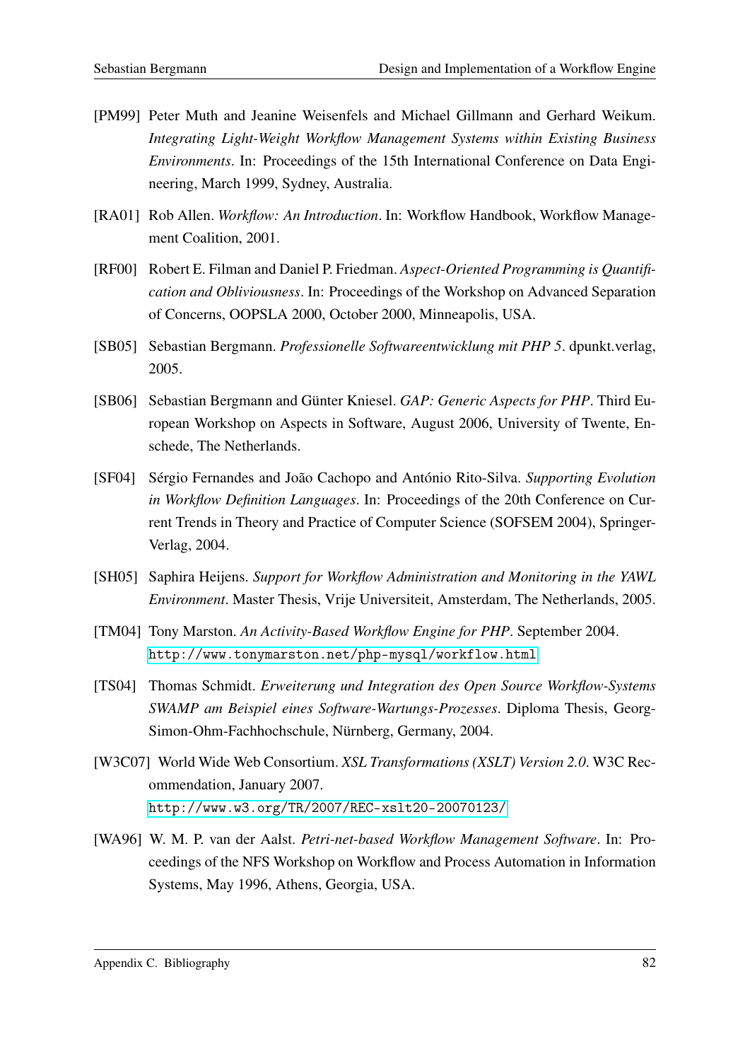[PM99] Peter Muth and Jeanine Weisenfels and Michael Gillmann and Gerhard Weikum. *Integrating Light-Weight Workflow Management Systems within Existing Business Environments*. In: Proceedings of the 15th International Conference on Data Engineering, March 1999, Sydney, Australia.

[RA01] Rob Allen. *Workflow: An Introduction*. In: Workflow Handbook, Workflow Management Coalition, 2001.

[RF00] Robert E. Filman and Daniel P. Friedman. *Aspect-Oriented Programming is Quantification and Obliviousness*. In: Proceedings of the Workshop on Advanced Separation of Concerns, OOPSLA 2000, October 2000, Minneapolis, USA.

[SB05] Sebastian Bergmann. *Professionelle Softwareentwicklung mit PHP 5*. dpunkt.verlag, 2005.

[SB06] Sebastian Bergmann and Günter Kniesel. *GAP: Generic Aspects for PHP*. Third European Workshop on Aspects in Software, August 2006, University of Twente, Enschede, The Netherlands.

[SF04] Sérgio Fernandes and João Cachopo and António Rito-Silva. *Supporting Evolution in Workflow Definition Languages*. In: Proceedings of the 20th Conference on Current Trends in Theory and Practice of Computer Science (SOFSEM 2004), Springer-Verlag, 2004.

[SH05] Saphira Heijens. *Support for Workflow Administration and Monitoring in the YAWL Environment*. Master Thesis, Vrije Universiteit, Amsterdam, The Netherlands, 2005.

[TM04] Tony Marston. *An Activity-Based Workflow Engine for PHP*. September 2004. `http://www.tonymarston.net/php-mysql/workflow.html`

[TS04] Thomas Schmidt. *Erweiterung und Integration des Open Source Workflow-Systems SWAMP am Beispiel eines Software-Wartungs-Prozesses*. Diploma Thesis, Georg-Simon-Ohm-Fachhochschule, Nürnberg, Germany, 2004.

[W3C07] World Wide Web Consortium. *XSL Transformations (XSLT) Version 2.0*. W3C Recommendation, January 2007. `http://www.w3.org/TR/2007/REC-xslt20-20070123/`

[WA96] W. M. P. van der Aalst. *Petri-net-based Workflow Management Software*. In: Proceedings of the NFS Workshop on Workflow and Process Automation in Information Systems, May 1996, Athens, Georgia, USA.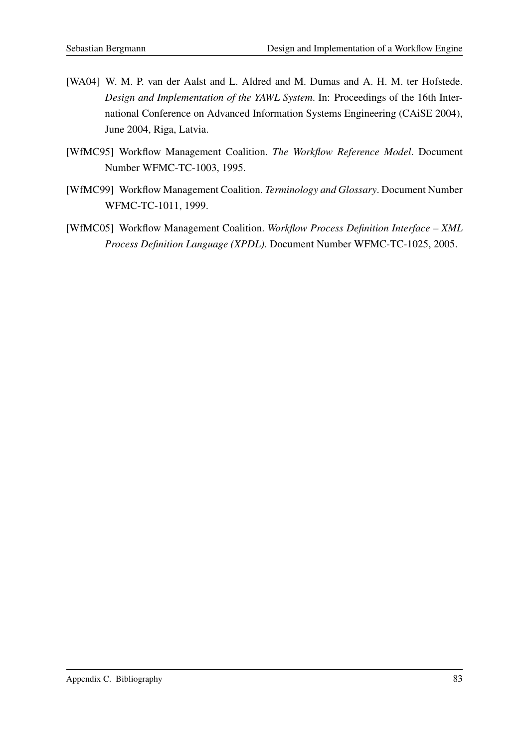[WA04] W. M. P. van der Aalst and L. Aldred and M. Dumas and A. H. M. ter Hofstede. *Design and Implementation of the YAWL System*. In: Proceedings of the 16th International Conference on Advanced Information Systems Engineering (CAiSE 2004), June 2004, Riga, Latvia.

[WfMC95] Workflow Management Coalition. *The Workflow Reference Model*. Document Number WFMC-TC-1003, 1995.

[WfMC99] Workflow Management Coalition. *Terminology and Glossary*. Document Number WFMC-TC-1011, 1999.

[WfMC05] Workflow Management Coalition. *Workflow Process Definition Interface – XML Process Definition Language (XPDL)*. Document Number WFMC-TC-1025, 2005.